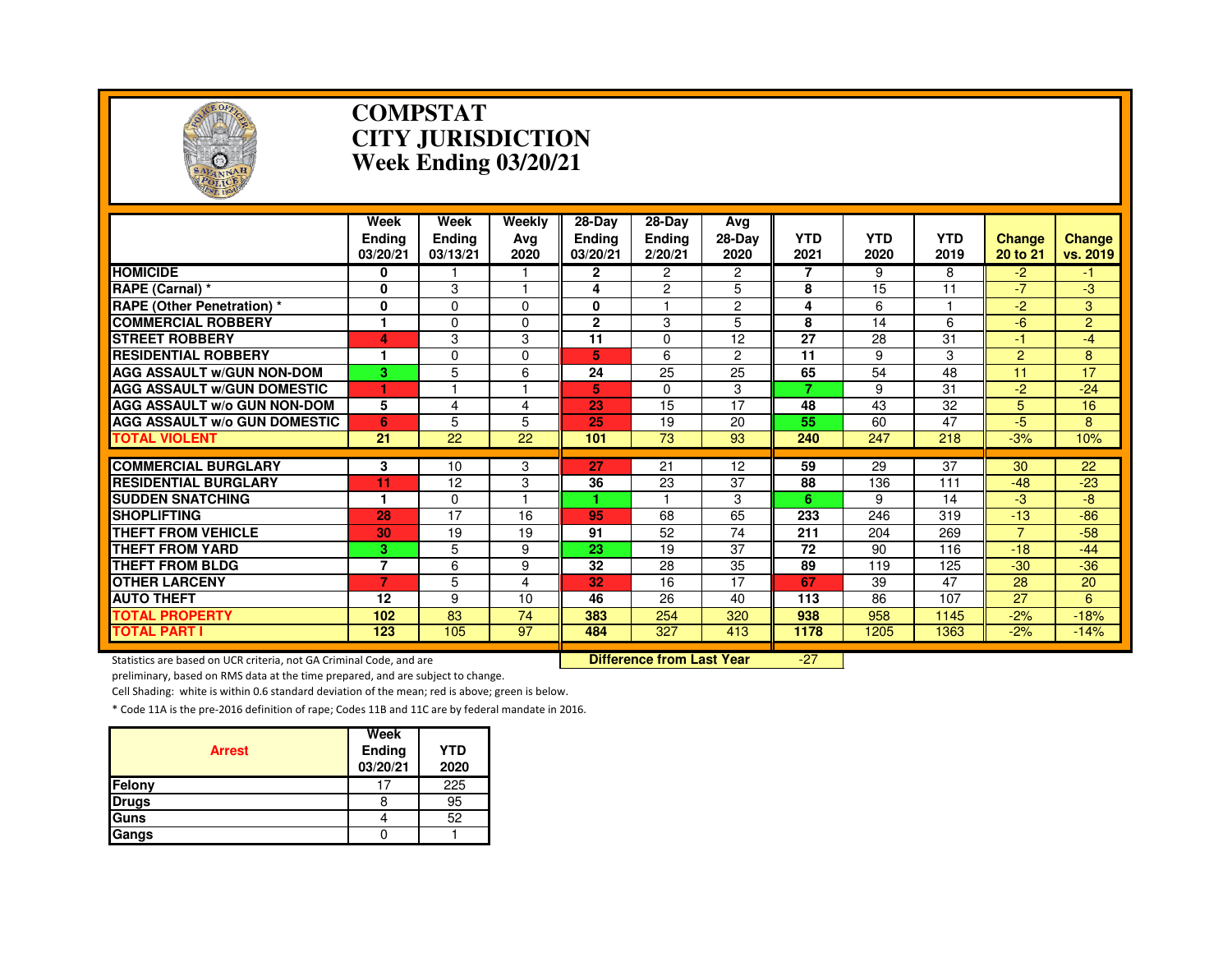# COMPSTAT
# CITY JURISDICTION
# Week Ending 03/20/21

| | Week Ending 03/20/21 | Week Ending 03/13/21 | Weekly Avg 2020 | 28-Day Ending 03/20/21 | 28-Day Ending 2/20/21 | Avg 28-Day 2020 | YTD 2021 | YTD 2020 | YTD 2019 | Change 20 to 21 | Change vs. 2019 |
|---|---|---|---|---|---|---|---|---|---|---|---|
| HOMICIDE | 0 | 1 | 1 | 2 | 2 | 2 | 7 | 9 | 8 | -2 | -1 |
| RAPE (Carnal) * | 0 | 3 | 1 | 4 | 2 | 5 | 8 | 15 | 11 | -7 | -3 |
| RAPE (Other Penetration) * | 0 | 0 | 0 | 0 | 1 | 2 | 4 | 6 | 1 | -2 | 3 |
| COMMERCIAL ROBBERY | 1 | 0 | 0 | 2 | 3 | 5 | 8 | 14 | 6 | -6 | 2 |
| STREET ROBBERY | 4 | 3 | 3 | 11 | 0 | 12 | 27 | 28 | 31 | -1 | -4 |
| RESIDENTIAL ROBBERY | 1 | 0 | 0 | 5 | 6 | 2 | 11 | 9 | 3 | 2 | 8 |
| AGG ASSAULT w/GUN NON-DOM | 3 | 5 | 6 | 24 | 25 | 25 | 65 | 54 | 48 | 11 | 17 |
| AGG ASSAULT w/GUN DOMESTIC | 1 | 1 | 1 | 5 | 0 | 3 | 7 | 9 | 31 | -2 | -24 |
| AGG ASSAULT w/o GUN NON-DOM | 5 | 4 | 4 | 23 | 15 | 17 | 48 | 43 | 32 | 5 | 16 |
| AGG ASSAULT w/o GUN DOMESTIC | 6 | 5 | 5 | 25 | 19 | 20 | 55 | 60 | 47 | -5 | 8 |
| TOTAL VIOLENT | 21 | 22 | 22 | 101 | 73 | 93 | 240 | 247 | 218 | -3% | 10% |
| COMMERCIAL BURGLARY | 3 | 10 | 3 | 27 | 21 | 12 | 59 | 29 | 37 | 30 | 22 |
| RESIDENTIAL BURGLARY | 11 | 12 | 3 | 36 | 23 | 37 | 88 | 136 | 111 | -48 | -23 |
| SUDDEN SNATCHING | 1 | 0 | 1 | 1 | 1 | 3 | 6 | 9 | 14 | -3 | -8 |
| SHOPLIFTING | 28 | 17 | 16 | 95 | 68 | 65 | 233 | 246 | 319 | -13 | -86 |
| THEFT FROM VEHICLE | 30 | 19 | 19 | 91 | 52 | 74 | 211 | 204 | 269 | 7 | -58 |
| THEFT FROM YARD | 3 | 5 | 9 | 23 | 19 | 37 | 72 | 90 | 116 | -18 | -44 |
| THEFT FROM BLDG | 7 | 6 | 9 | 32 | 28 | 35 | 89 | 119 | 125 | -30 | -36 |
| OTHER LARCENY | 7 | 5 | 4 | 32 | 16 | 17 | 67 | 39 | 47 | 28 | 20 |
| AUTO THEFT | 12 | 9 | 10 | 46 | 26 | 40 | 113 | 86 | 107 | 27 | 6 |
| TOTAL PROPERTY | 102 | 83 | 74 | 383 | 254 | 320 | 938 | 958 | 1145 | -2% | -18% |
| TOTAL PART I | 123 | 105 | 97 | 484 | 327 | 413 | 1178 | 1205 | 1363 | -2% | -14% |

**Difference from Last Year** -27

Statistics are based on UCR criteria, not GA Criminal Code, and are preliminary, based on RMS data at the time prepared, and are subject to change.

Cell Shading: white is within 0.6 standard deviation of the mean; red is above; green is below.

* Code 11A is the pre-2016 definition of rape; Codes 11B and 11C are by federal mandate in 2016.

| Arrest | Week Ending 03/20/21 | YTD 2020 |
|---|---|---|
| Felony | 17 | 225 |
| Drugs | 8 | 95 |
| Guns | 4 | 52 |
| Gangs | 0 | 1 |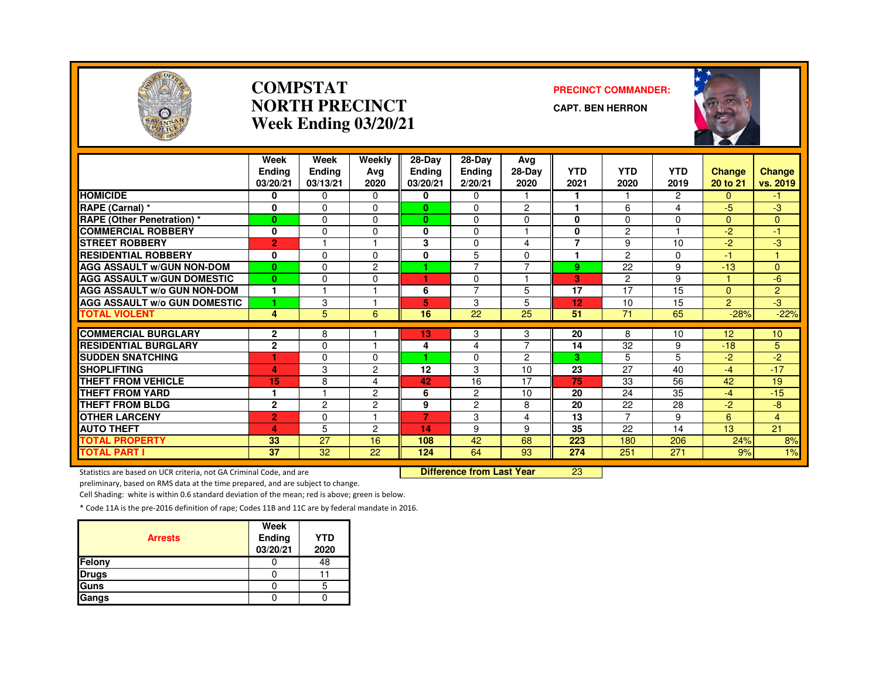# COMPSTAT
# NORTH PRECINCT
# Week Ending 03/20/21

**PRECINCT COMMANDER:**

**CAPT. BEN HERRON**

| | Week Ending 03/20/21 | Week Ending 03/13/21 | Weekly Avg 2020 | 28-Day Ending 03/20/21 | 28-Day Ending 2/20/21 | Avg 28-Day 2020 | YTD 2021 | YTD 2020 | YTD 2019 | Change 20 to 21 | Change vs. 2019 |
|---|---|---|---|---|---|---|---|---|---|---|---|
| **HOMICIDE** | 0 | 0 | 0 | 0 | 0 | 1 | 1 | 1 | 2 | 0 | -1 |
| **RAPE (Carnal) *** | 0 | 0 | 0 | 0 | 0 | 2 | 1 | 6 | 4 | -5 | -3 |
| **RAPE (Other Penetration) *** | 0 | 0 | 0 | 0 | 0 | 0 | 0 | 0 | 0 | 0 | 0 |
| **COMMERCIAL ROBBERY** | 0 | 0 | 0 | 0 | 0 | 1 | 0 | 2 | 1 | -2 | -1 |
| **STREET ROBBERY** | 2 | 1 | 1 | 3 | 0 | 4 | 7 | 9 | 10 | -2 | -3 |
| **RESIDENTIAL ROBBERY** | 0 | 0 | 0 | 0 | 5 | 0 | 1 | 2 | 0 | -1 | 1 |
| **AGG ASSAULT w/GUN NON-DOM** | 0 | 0 | 2 | 1 | 7 | 7 | 9 | 22 | 9 | -13 | 0 |
| **AGG ASSAULT w/GUN DOMESTIC** | 0 | 0 | 0 | 1 | 0 | 1 | 3 | 2 | 9 | 1 | -6 |
| **AGG ASSAULT w/o GUN NON-DOM** | 1 | 1 | 1 | 6 | 7 | 5 | 17 | 17 | 15 | 0 | 2 |
| **AGG ASSAULT w/o GUN DOMESTIC** | 1 | 3 | 1 | 5 | 3 | 5 | 12 | 10 | 15 | 2 | -3 |
| **TOTAL VIOLENT** | 4 | 5 | 6 | 16 | 22 | 25 | 51 | 71 | 65 | -28% | -22% |
| **COMMERCIAL BURGLARY** | 2 | 8 | 1 | 13 | 3 | 3 | 20 | 8 | 10 | 12 | 10 |
| **RESIDENTIAL BURGLARY** | 2 | 0 | 1 | 4 | 4 | 7 | 14 | 32 | 9 | -18 | 5 |
| **SUDDEN SNATCHING** | 1 | 0 | 0 | 1 | 0 | 2 | 3 | 5 | 5 | -2 | -2 |
| **SHOPLIFTING** | 4 | 3 | 2 | 12 | 3 | 10 | 23 | 27 | 40 | -4 | -17 |
| **THEFT FROM VEHICLE** | 15 | 8 | 4 | 42 | 16 | 17 | 75 | 33 | 56 | 42 | 19 |
| **THEFT FROM YARD** | 1 | 1 | 2 | 6 | 2 | 10 | 20 | 24 | 35 | -4 | -15 |
| **THEFT FROM BLDG** | 2 | 2 | 2 | 9 | 2 | 8 | 20 | 22 | 28 | -2 | -8 |
| **OTHER LARCENY** | 2 | 0 | 1 | 7 | 3 | 4 | 13 | 7 | 9 | 6 | 4 |
| **AUTO THEFT** | 4 | 5 | 2 | 14 | 9 | 9 | 35 | 22 | 14 | 13 | 21 |
| **TOTAL PROPERTY** | 33 | 27 | 16 | 108 | 42 | 68 | 223 | 180 | 206 | 24% | 8% |
| **TOTAL PART I** | 37 | 32 | 22 | 124 | 64 | 93 | 274 | 251 | 271 | 9% | 1% |

**Difference from Last Year** 23

Statistics are based on UCR criteria, not GA Criminal Code, and are preliminary, based on RMS data at the time prepared, and are subject to change.

Cell Shading: white is within 0.6 standard deviation of the mean; red is above; green is below.

* Code 11A is the pre-2016 definition of rape; Codes 11B and 11C are by federal mandate in 2016.

| Arrests | Week Ending 03/20/21 | YTD 2020 |
|---|---|---|
| Felony | 0 | 48 |
| Drugs | 0 | 11 |
| Guns | 0 | 5 |
| Gangs | 0 | 0 |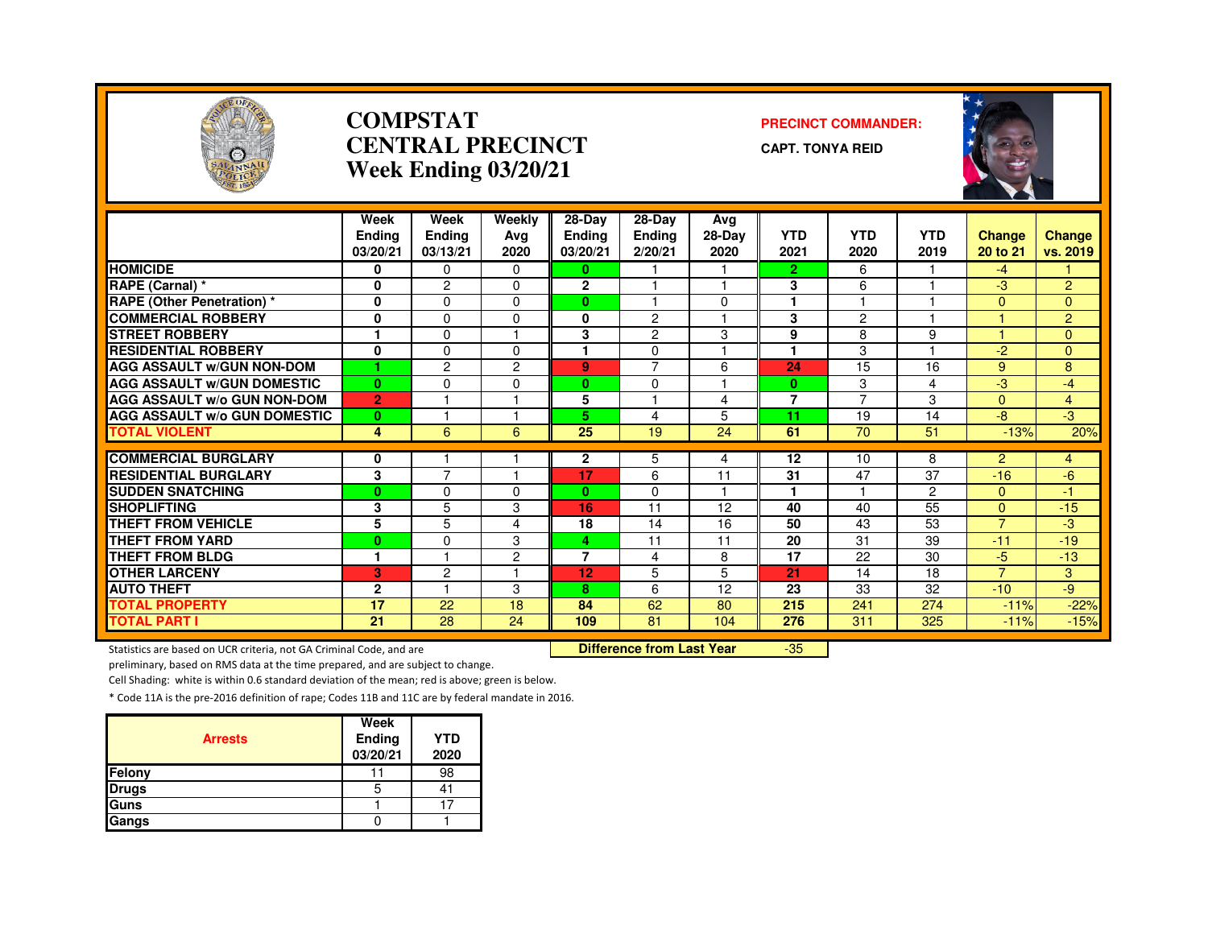# COMPSTAT
# CENTRAL PRECINCT
# Week Ending 03/20/21

**PRECINCT COMMANDER:**

**CAPT. TONYA REID**

| | Week Ending 03/20/21 | Week Ending 03/13/21 | Weekly Avg 2020 | 28-Day Ending 03/20/21 | 28-Day Ending 2/20/21 | Avg 28-Day 2020 | YTD 2021 | YTD 2020 | YTD 2019 | Change 20 to 21 | Change vs. 2019 |
|---|---|---|---|---|---|---|---|---|---|---|---|
| HOMICIDE | 0 | 0 | 0 | 0 | 1 | 1 | 2 | 6 | 1 | -4 | 1 |
| RAPE (Carnal) * | 0 | 2 | 0 | 2 | 1 | 1 | 3 | 6 | 1 | -3 | 2 |
| RAPE (Other Penetration) * | 0 | 0 | 0 | 0 | 1 | 0 | 1 | 1 | 1 | 0 | 0 |
| COMMERCIAL ROBBERY | 0 | 0 | 0 | 0 | 2 | 1 | 3 | 2 | 1 | 1 | 2 |
| STREET ROBBERY | 1 | 0 | 1 | 3 | 2 | 3 | 9 | 8 | 9 | 1 | 0 |
| RESIDENTIAL ROBBERY | 0 | 0 | 0 | 1 | 0 | 1 | 1 | 3 | 1 | -2 | 0 |
| AGG ASSAULT w/GUN NON-DOM | 1 | 2 | 2 | 9 | 7 | 6 | 24 | 15 | 16 | 9 | 8 |
| AGG ASSAULT w/GUN DOMESTIC | 0 | 0 | 0 | 0 | 0 | 1 | 0 | 3 | 4 | -3 | -4 |
| AGG ASSAULT w/o GUN NON-DOM | 2 | 1 | 1 | 5 | 1 | 4 | 7 | 7 | 3 | 0 | 4 |
| AGG ASSAULT w/o GUN DOMESTIC | 0 | 1 | 1 | 5 | 4 | 5 | 11 | 19 | 14 | -8 | -3 |
| TOTAL VIOLENT | 4 | 6 | 6 | 25 | 19 | 24 | 61 | 70 | 51 | -13% | 20% |
| COMMERCIAL BURGLARY | 0 | 1 | 1 | 2 | 5 | 4 | 12 | 10 | 8 | 2 | 4 |
| RESIDENTIAL BURGLARY | 3 | 7 | 1 | 17 | 6 | 11 | 31 | 47 | 37 | -16 | -6 |
| SUDDEN SNATCHING | 0 | 0 | 0 | 0 | 0 | 1 | 1 | 1 | 2 | 0 | -1 |
| SHOPLIFTING | 3 | 5 | 3 | 16 | 11 | 12 | 40 | 40 | 55 | 0 | -15 |
| THEFT FROM VEHICLE | 5 | 5 | 4 | 18 | 14 | 16 | 50 | 43 | 53 | 7 | -3 |
| THEFT FROM YARD | 0 | 0 | 3 | 4 | 11 | 11 | 20 | 31 | 39 | -11 | -19 |
| THEFT FROM BLDG | 1 | 1 | 2 | 7 | 4 | 8 | 17 | 22 | 30 | -5 | -13 |
| OTHER LARCENY | 3 | 2 | 1 | 12 | 5 | 5 | 21 | 14 | 18 | 7 | 3 |
| AUTO THEFT | 2 | 1 | 3 | 8 | 6 | 12 | 23 | 33 | 32 | -10 | -9 |
| TOTAL PROPERTY | 17 | 22 | 18 | 84 | 62 | 80 | 215 | 241 | 274 | -11% | -22% |
| TOTAL PART I | 21 | 28 | 24 | 109 | 81 | 104 | 276 | 311 | 325 | -11% | -15% |

**Difference from Last Year** -35

Statistics are based on UCR criteria, not GA Criminal Code, and are preliminary, based on RMS data at the time prepared, and are subject to change.

Cell Shading: white is within 0.6 standard deviation of the mean; red is above; green is below.

* Code 11A is the pre-2016 definition of rape; Codes 11B and 11C are by federal mandate in 2016.

| Arrests | Week Ending 03/20/21 | YTD 2020 |
|---|---|---|
| Felony | 11 | 98 |
| Drugs | 5 | 41 |
| Guns | 1 | 17 |
| Gangs | 0 | 1 |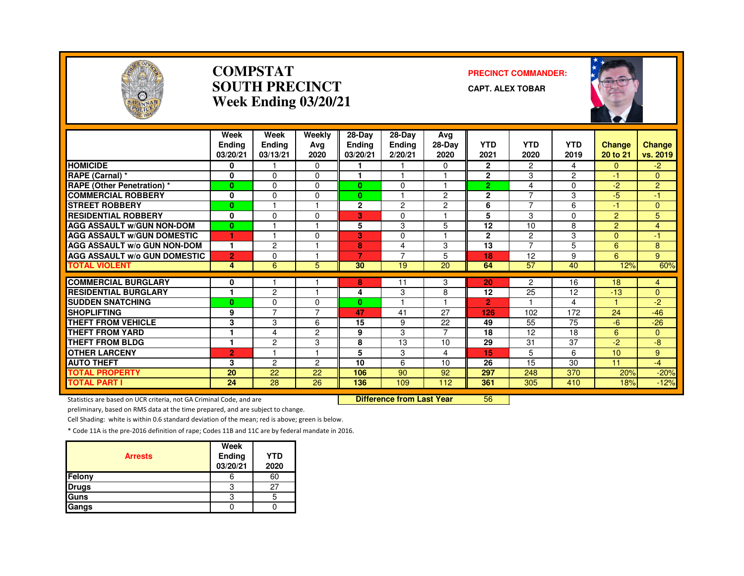# COMPSTAT
# SOUTH PRECINCT
# Week Ending 03/20/21

**PRECINCT COMMANDER:**

**CAPT. ALEX TOBAR**

| | Week Ending 03/20/21 | Week Ending 03/13/21 | Weekly Avg 2020 | 28-Day Ending 03/20/21 | 28-Day Ending 2/20/21 | Avg 28-Day 2020 | YTD 2021 | YTD 2020 | YTD 2019 | Change 20 to 21 | Change vs. 2019 |
|---|---|---|---|---|---|---|---|---|---|---|---|
| HOMICIDE | 0 | 1 | 0 | 1 | 1 | 0 | 2 | 2 | 4 | 0 | -2 |
| RAPE (Carnal) * | 0 | 0 | 0 | 1 | 1 | 1 | 2 | 3 | 2 | -1 | 0 |
| RAPE (Other Penetration) * | 0 | 0 | 0 | 0 | 0 | 1 | 2 | 4 | 0 | -2 | 2 |
| COMMERCIAL ROBBERY | 0 | 0 | 0 | 0 | 1 | 2 | 2 | 7 | 3 | -5 | -1 |
| STREET ROBBERY | 0 | 1 | 1 | 2 | 2 | 2 | 6 | 7 | 6 | -1 | 0 |
| RESIDENTIAL ROBBERY | 0 | 0 | 0 | 3 | 0 | 1 | 5 | 3 | 0 | 2 | 5 |
| AGG ASSAULT w/GUN NON-DOM | 0 | 1 | 1 | 5 | 3 | 5 | 12 | 10 | 8 | 2 | 4 |
| AGG ASSAULT w/GUN DOMESTIC | 1 | 1 | 0 | 3 | 0 | 1 | 2 | 2 | 3 | 0 | -1 |
| AGG ASSAULT w/o GUN NON-DOM | 1 | 2 | 1 | 8 | 4 | 3 | 13 | 7 | 5 | 6 | 8 |
| AGG ASSAULT w/o GUN DOMESTIC | 2 | 0 | 1 | 7 | 7 | 5 | 18 | 12 | 9 | 6 | 9 |
| TOTAL VIOLENT | 4 | 6 | 5 | 30 | 19 | 20 | 64 | 57 | 40 | 12% | 60% |
| COMMERCIAL BURGLARY | 0 | 1 | 1 | 8 | 11 | 3 | 20 | 2 | 16 | 18 | 4 |
| RESIDENTIAL BURGLARY | 1 | 2 | 1 | 4 | 3 | 8 | 12 | 25 | 12 | -13 | 0 |
| SUDDEN SNATCHING | 0 | 0 | 0 | 0 | 1 | 1 | 2 | 1 | 4 | 1 | -2 |
| SHOPLIFTING | 9 | 7 | 7 | 47 | 41 | 27 | 126 | 102 | 172 | 24 | -46 |
| THEFT FROM VEHICLE | 3 | 3 | 6 | 15 | 9 | 22 | 49 | 55 | 75 | -6 | -26 |
| THEFT FROM YARD | 1 | 4 | 2 | 9 | 3 | 7 | 18 | 12 | 18 | 6 | 0 |
| THEFT FROM BLDG | 1 | 2 | 3 | 8 | 13 | 10 | 29 | 31 | 37 | -2 | -8 |
| OTHER LARCENY | 2 | 1 | 1 | 5 | 3 | 4 | 15 | 5 | 6 | 10 | 9 |
| AUTO THEFT | 3 | 2 | 2 | 10 | 6 | 10 | 26 | 15 | 30 | 11 | -4 |
| TOTAL PROPERTY | 20 | 22 | 22 | 106 | 90 | 92 | 297 | 248 | 370 | 20% | -20% |
| TOTAL PART I | 24 | 28 | 26 | 136 | 109 | 112 | 361 | 305 | 410 | 18% | -12% |

**Difference from Last Year** 56

Statistics are based on UCR criteria, not GA Criminal Code, and are preliminary, based on RMS data at the time prepared, and are subject to change.

Cell Shading: white is within 0.6 standard deviation of the mean; red is above; green is below.

* Code 11A is the pre-2016 definition of rape; Codes 11B and 11C are by federal mandate in 2016.

| Arrests | Week Ending 03/20/21 | YTD 2020 |
|---|---|---|
| Felony | 6 | 60 |
| Drugs | 3 | 27 |
| Guns | 3 | 5 |
| Gangs | 0 | 0 |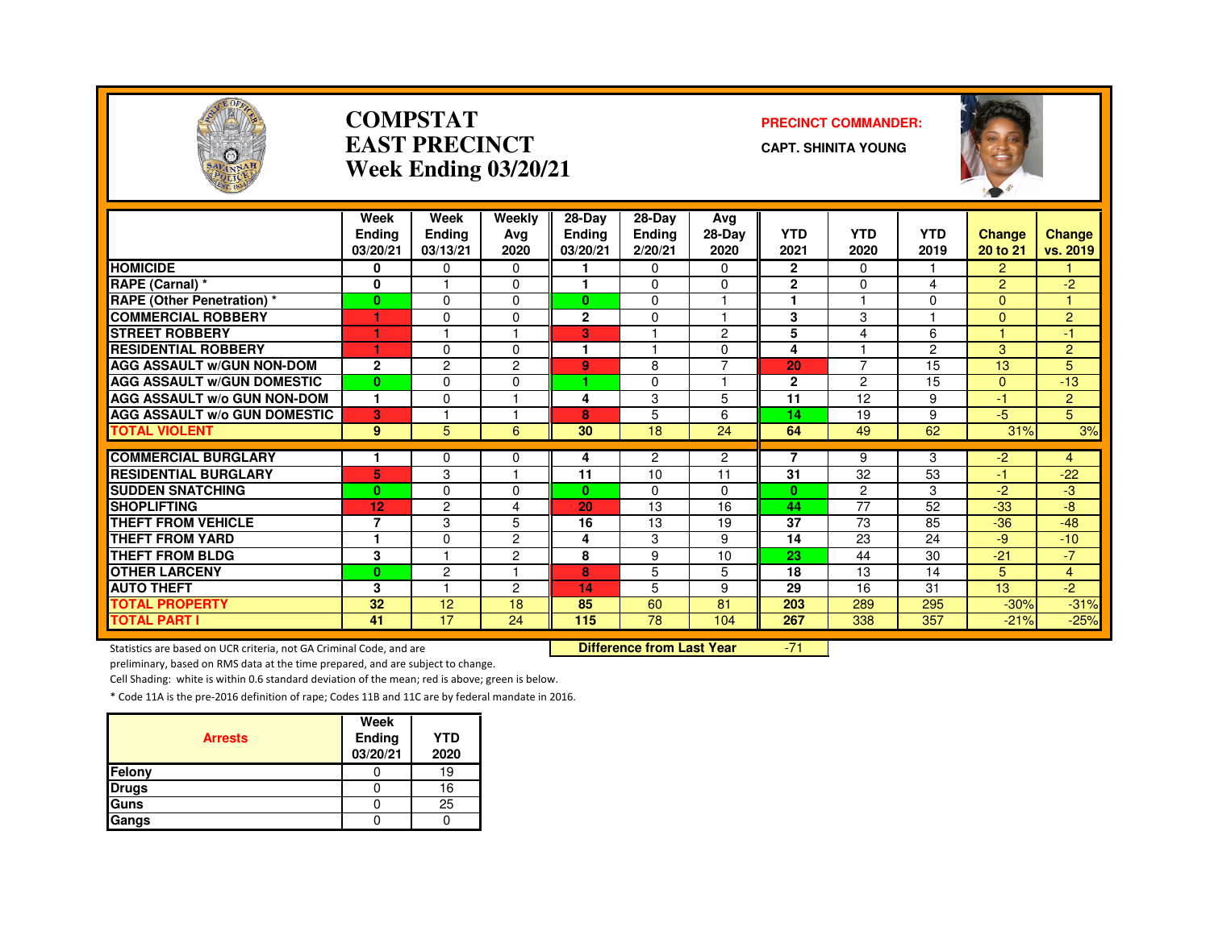# COMPSTAT
# EAST PRECINCT
## Week Ending 03/20/21

**PRECINCT COMMANDER:**
**CAPT. SHINITA YOUNG**

| | Week Ending 03/20/21 | Week Ending 03/13/21 | Weekly Avg 2020 | 28-Day Ending 03/20/21 | 28-Day Ending 2/20/21 | Avg 28-Day 2020 | YTD 2021 | YTD 2020 | YTD 2019 | Change 20 to 21 | Change vs. 2019 |
|---|---|---|---|---|---|---|---|---|---|---|---|
| HOMICIDE | 0 | 0 | 0 | 1 | 0 | 0 | 2 | 0 | 1 | 2 | 1 |
| RAPE (Carnal) * | 0 | 1 | 0 | 1 | 0 | 0 | 2 | 0 | 4 | 2 | -2 |
| RAPE (Other Penetration) * | 0 | 0 | 0 | 0 | 0 | 1 | 1 | 1 | 0 | 0 | 1 |
| COMMERCIAL ROBBERY | 1 | 0 | 0 | 2 | 0 | 1 | 3 | 3 | 1 | 0 | 2 |
| STREET ROBBERY | 1 | 1 | 1 | 3 | 1 | 2 | 5 | 4 | 6 | 1 | -1 |
| RESIDENTIAL ROBBERY | 1 | 0 | 0 | 1 | 1 | 0 | 4 | 1 | 2 | 3 | 2 |
| AGG ASSAULT w/GUN NON-DOM | 2 | 2 | 2 | 9 | 8 | 7 | 20 | 7 | 15 | 13 | 5 |
| AGG ASSAULT w/GUN DOMESTIC | 0 | 0 | 0 | 1 | 0 | 1 | 2 | 2 | 15 | 0 | -13 |
| AGG ASSAULT w/o GUN NON-DOM | 1 | 0 | 1 | 4 | 3 | 5 | 11 | 12 | 9 | -1 | 2 |
| AGG ASSAULT w/o GUN DOMESTIC | 3 | 1 | 1 | 8 | 5 | 6 | 14 | 19 | 9 | -5 | 5 |
| TOTAL VIOLENT | 9 | 5 | 6 | 30 | 18 | 24 | 64 | 49 | 62 | 31% | 3% |
| COMMERCIAL BURGLARY | 1 | 0 | 0 | 4 | 2 | 2 | 7 | 9 | 3 | -2 | 4 |
| RESIDENTIAL BURGLARY | 5 | 3 | 1 | 11 | 10 | 11 | 31 | 32 | 53 | -1 | -22 |
| SUDDEN SNATCHING | 0 | 0 | 0 | 0 | 0 | 0 | 0 | 2 | 3 | -2 | -3 |
| SHOPLIFTING | 12 | 2 | 4 | 20 | 13 | 16 | 44 | 77 | 52 | -33 | -8 |
| THEFT FROM VEHICLE | 7 | 3 | 5 | 16 | 13 | 19 | 37 | 73 | 85 | -36 | -48 |
| THEFT FROM YARD | 1 | 0 | 2 | 4 | 3 | 9 | 14 | 23 | 24 | -9 | -10 |
| THEFT FROM BLDG | 3 | 1 | 2 | 8 | 9 | 10 | 23 | 44 | 30 | -21 | -7 |
| OTHER LARCENY | 0 | 2 | 1 | 8 | 5 | 5 | 18 | 13 | 14 | 5 | 4 |
| AUTO THEFT | 3 | 1 | 2 | 14 | 5 | 9 | 29 | 16 | 31 | 13 | -2 |
| TOTAL PROPERTY | 32 | 12 | 18 | 85 | 60 | 81 | 203 | 289 | 295 | -30% | -31% |
| TOTAL PART I | 41 | 17 | 24 | 115 | 78 | 104 | 267 | 338 | 357 | -21% | -25% |

**Difference from Last Year** -71

Statistics are based on UCR criteria, not GA Criminal Code, and are preliminary, based on RMS data at the time prepared, and are subject to change.

Cell Shading: white is within 0.6 standard deviation of the mean; red is above; green is below.

* Code 11A is the pre-2016 definition of rape; Codes 11B and 11C are by federal mandate in 2016.

| Arrests | Week Ending 03/20/21 | YTD 2020 |
|---|---|---|
| Felony | 0 | 19 |
| Drugs | 0 | 16 |
| Guns | 0 | 25 |
| Gangs | 0 | 0 |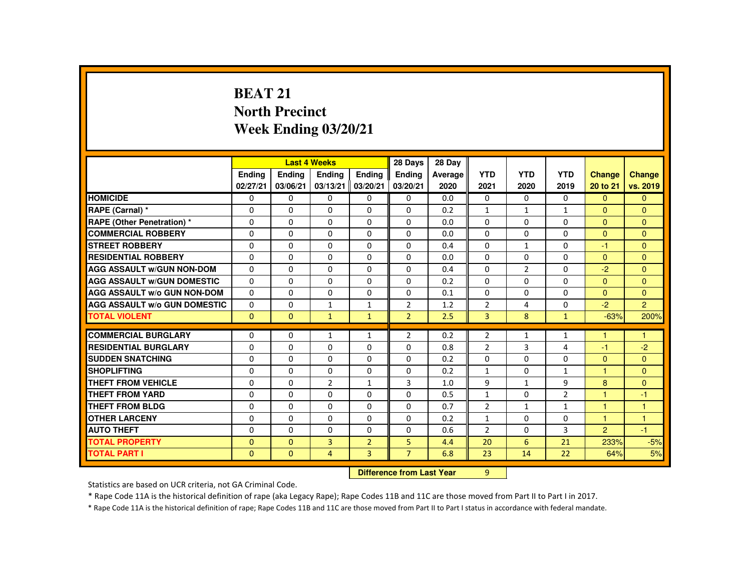# BEAT 21
# North Precinct
# Week Ending 03/20/21

| | Last 4 Weeks | | | | 28 Days | 28 Day | | | | | |
|---|---|---|---|---|---|---|---|---|---|---|---|
| | Ending 02/27/21 | Ending 03/06/21 | Ending 03/13/21 | Ending 03/20/21 | Ending 03/20/21 | Average 2020 | YTD 2021 | YTD 2020 | YTD 2019 | Change 20 to 21 | Change vs. 2019 |
| HOMICIDE | 0 | 0 | 0 | 0 | 0 | 0.0 | 0 | 0 | 0 | 0 | 0 |
| RAPE (Carnal) * | 0 | 0 | 0 | 0 | 0 | 0.2 | 1 | 1 | 1 | 0 | 0 |
| RAPE (Other Penetration) * | 0 | 0 | 0 | 0 | 0 | 0.0 | 0 | 0 | 0 | 0 | 0 |
| COMMERCIAL ROBBERY | 0 | 0 | 0 | 0 | 0 | 0.0 | 0 | 0 | 0 | 0 | 0 |
| STREET ROBBERY | 0 | 0 | 0 | 0 | 0 | 0.4 | 0 | 1 | 0 | -1 | 0 |
| RESIDENTIAL ROBBERY | 0 | 0 | 0 | 0 | 0 | 0.0 | 0 | 0 | 0 | 0 | 0 |
| AGG ASSAULT w/GUN NON-DOM | 0 | 0 | 0 | 0 | 0 | 0.4 | 0 | 2 | 0 | -2 | 0 |
| AGG ASSAULT w/GUN DOMESTIC | 0 | 0 | 0 | 0 | 0 | 0.2 | 0 | 0 | 0 | 0 | 0 |
| AGG ASSAULT w/o GUN NON-DOM | 0 | 0 | 0 | 0 | 0 | 0.1 | 0 | 0 | 0 | 0 | 0 |
| AGG ASSAULT w/o GUN DOMESTIC | 0 | 0 | 1 | 1 | 2 | 1.2 | 2 | 4 | 0 | -2 | 2 |
| TOTAL VIOLENT | 0 | 0 | 1 | 1 | 2 | 2.5 | 3 | 8 | 1 | -63% | 200% |
| COMMERCIAL BURGLARY | 0 | 0 | 1 | 1 | 2 | 0.2 | 2 | 1 | 1 | 1 | 1 |
| RESIDENTIAL BURGLARY | 0 | 0 | 0 | 0 | 0 | 0.8 | 2 | 3 | 4 | -1 | -2 |
| SUDDEN SNATCHING | 0 | 0 | 0 | 0 | 0 | 0.2 | 0 | 0 | 0 | 0 | 0 |
| SHOPLIFTING | 0 | 0 | 0 | 0 | 0 | 0.2 | 1 | 0 | 1 | 1 | 0 |
| THEFT FROM VEHICLE | 0 | 0 | 2 | 1 | 3 | 1.0 | 9 | 1 | 9 | 8 | 0 |
| THEFT FROM YARD | 0 | 0 | 0 | 0 | 0 | 0.5 | 1 | 0 | 2 | 1 | -1 |
| THEFT FROM BLDG | 0 | 0 | 0 | 0 | 0 | 0.7 | 2 | 1 | 1 | 1 | 1 |
| OTHER LARCENY | 0 | 0 | 0 | 0 | 0 | 0.2 | 1 | 0 | 0 | 1 | 1 |
| AUTO THEFT | 0 | 0 | 0 | 0 | 0 | 0.6 | 2 | 0 | 3 | 2 | -1 |
| TOTAL PROPERTY | 0 | 0 | 3 | 2 | 5 | 4.4 | 20 | 6 | 21 | 233% | -5% |
| TOTAL PART I | 0 | 0 | 4 | 3 | 7 | 6.8 | 23 | 14 | 22 | 64% | 5% |

**Difference from Last Year** 9

Statistics are based on UCR criteria, not GA Criminal Code.

* Rape Code 11A is the historical definition of rape (aka Legacy Rape); Rape Codes 11B and 11C are those moved from Part II to Part I in 2017.

* Rape Code 11A is the historical definition of rape; Rape Codes 11B and 11C are those moved from Part II to Part I status in accordance with federal mandate.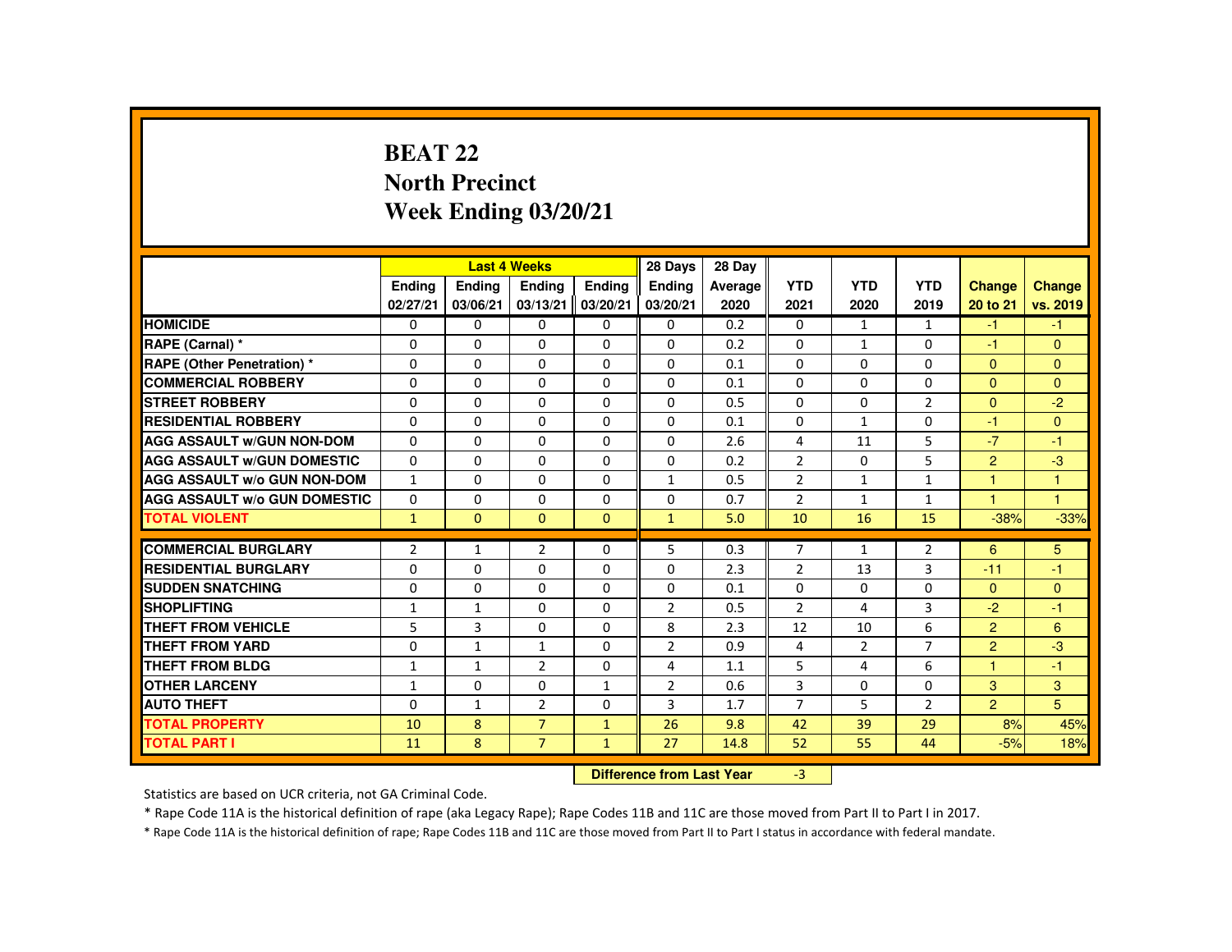# BEAT 22
## North Precinct
## Week Ending 03/20/21

| | Last 4 Weeks | | | | 28 Days | 28 Day | | | | | |
|---|---|---|---|---|---|---|---|---|---|---|---|
| | Ending 02/27/21 | Ending 03/06/21 | Ending 03/13/21 | Ending 03/20/21 | Ending 03/20/21 | Average 2020 | YTD 2021 | YTD 2020 | YTD 2019 | Change 20 to 21 | Change vs. 2019 |
| HOMICIDE | 0 | 0 | 0 | 0 | 0 | 0.2 | 0 | 1 | 1 | -1 | -1 |
| RAPE (Carnal) * | 0 | 0 | 0 | 0 | 0 | 0.2 | 0 | 1 | 0 | -1 | 0 |
| RAPE (Other Penetration) * | 0 | 0 | 0 | 0 | 0 | 0.1 | 0 | 0 | 0 | 0 | 0 |
| COMMERCIAL ROBBERY | 0 | 0 | 0 | 0 | 0 | 0.1 | 0 | 0 | 0 | 0 | 0 |
| STREET ROBBERY | 0 | 0 | 0 | 0 | 0 | 0.5 | 0 | 0 | 2 | 0 | -2 |
| RESIDENTIAL ROBBERY | 0 | 0 | 0 | 0 | 0 | 0.1 | 0 | 1 | 0 | -1 | 0 |
| AGG ASSAULT w/GUN NON-DOM | 0 | 0 | 0 | 0 | 0 | 2.6 | 4 | 11 | 5 | -7 | -1 |
| AGG ASSAULT w/GUN DOMESTIC | 0 | 0 | 0 | 0 | 0 | 0.2 | 2 | 0 | 5 | 2 | -3 |
| AGG ASSAULT w/o GUN NON-DOM | 1 | 0 | 0 | 0 | 1 | 0.5 | 2 | 1 | 1 | 1 | 1 |
| AGG ASSAULT w/o GUN DOMESTIC | 0 | 0 | 0 | 0 | 0 | 0.7 | 2 | 1 | 1 | 1 | 1 |
| TOTAL VIOLENT | 1 | 0 | 0 | 0 | 1 | 5.0 | 10 | 16 | 15 | -38% | -33% |
| COMMERCIAL BURGLARY | 2 | 1 | 2 | 0 | 5 | 0.3 | 7 | 1 | 2 | 6 | 5 |
| RESIDENTIAL BURGLARY | 0 | 0 | 0 | 0 | 0 | 2.3 | 2 | 13 | 3 | -11 | -1 |
| SUDDEN SNATCHING | 0 | 0 | 0 | 0 | 0 | 0.1 | 0 | 0 | 0 | 0 | 0 |
| SHOPLIFTING | 1 | 1 | 0 | 0 | 2 | 0.5 | 2 | 4 | 3 | -2 | -1 |
| THEFT FROM VEHICLE | 5 | 3 | 0 | 0 | 8 | 2.3 | 12 | 10 | 6 | 2 | 6 |
| THEFT FROM YARD | 0 | 1 | 1 | 0 | 2 | 0.9 | 4 | 2 | 7 | 2 | -3 |
| THEFT FROM BLDG | 1 | 1 | 2 | 0 | 4 | 1.1 | 5 | 4 | 6 | 1 | -1 |
| OTHER LARCENY | 1 | 0 | 0 | 1 | 2 | 0.6 | 3 | 0 | 0 | 3 | 3 |
| AUTO THEFT | 0 | 1 | 2 | 0 | 3 | 1.7 | 7 | 5 | 2 | 2 | 5 |
| TOTAL PROPERTY | 10 | 8 | 7 | 1 | 26 | 9.8 | 42 | 39 | 29 | 8% | 45% |
| TOTAL PART I | 11 | 8 | 7 | 1 | 27 | 14.8 | 52 | 55 | 44 | -5% | 18% |

**Difference from Last Year** -3

Statistics are based on UCR criteria, not GA Criminal Code.

* Rape Code 11A is the historical definition of rape (aka Legacy Rape); Rape Codes 11B and 11C are those moved from Part II to Part I in 2017.

* Rape Code 11A is the historical definition of rape; Rape Codes 11B and 11C are those moved from Part II to Part I status in accordance with federal mandate.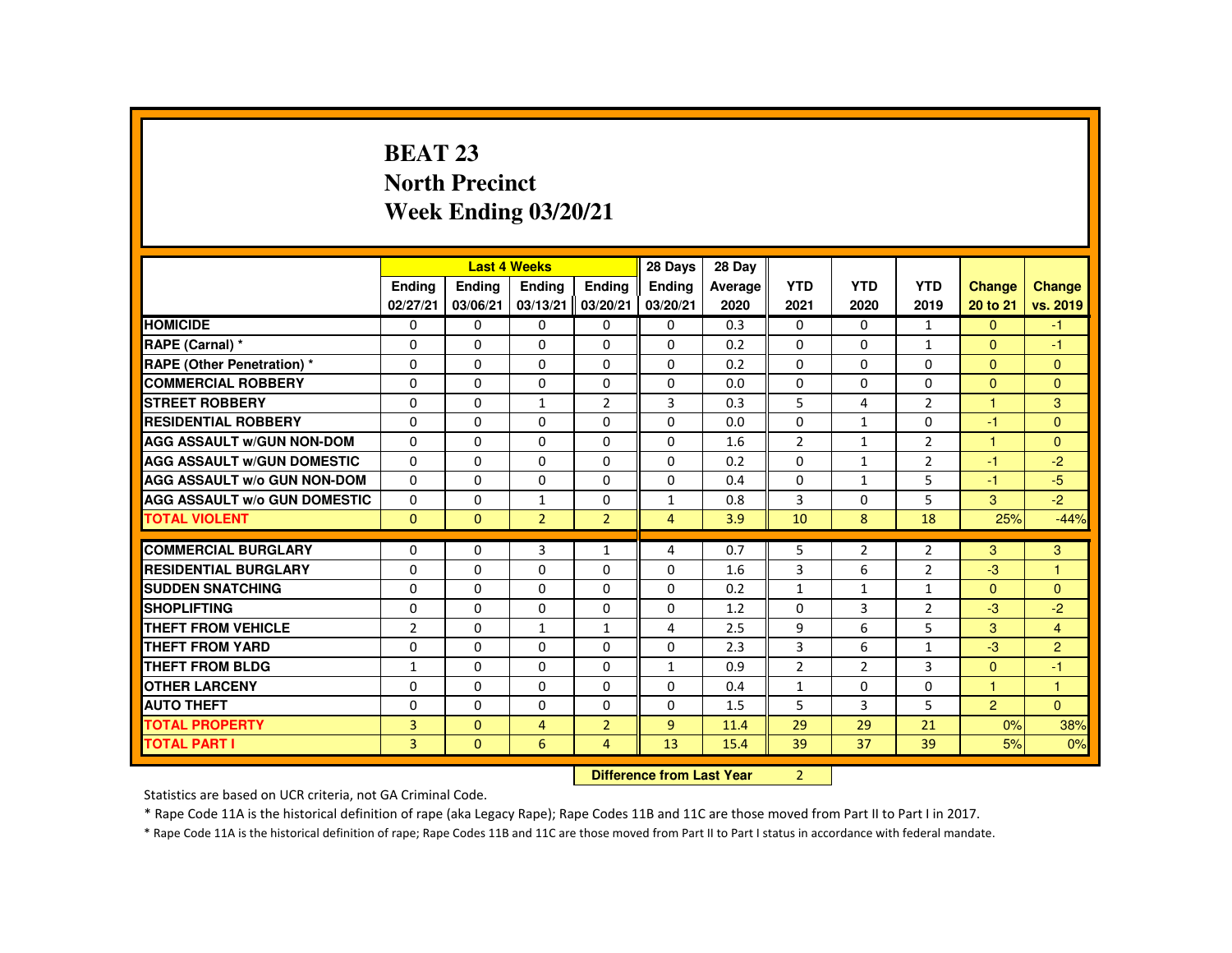# BEAT 23
# North Precinct
# Week Ending 03/20/21

| | Last 4 Weeks | | | | 28 Days | 28 Day | | | | | |
|---|---|---|---|---|---|---|---|---|---|---|---|
| | Ending 02/27/21 | Ending 03/06/21 | Ending 03/13/21 | Ending 03/20/21 | Ending 03/20/21 | Average 2020 | YTD 2021 | YTD 2020 | YTD 2019 | Change 20 to 21 | Change vs. 2019 |
| HOMICIDE | 0 | 0 | 0 | 0 | 0 | 0.3 | 0 | 0 | 1 | 0 | -1 |
| RAPE (Carnal) * | 0 | 0 | 0 | 0 | 0 | 0.2 | 0 | 0 | 1 | 0 | -1 |
| RAPE (Other Penetration) * | 0 | 0 | 0 | 0 | 0 | 0.2 | 0 | 0 | 0 | 0 | 0 |
| COMMERCIAL ROBBERY | 0 | 0 | 0 | 0 | 0 | 0.0 | 0 | 0 | 0 | 0 | 0 |
| STREET ROBBERY | 0 | 0 | 1 | 2 | 3 | 0.3 | 5 | 4 | 2 | 1 | 3 |
| RESIDENTIAL ROBBERY | 0 | 0 | 0 | 0 | 0 | 0.0 | 0 | 1 | 0 | -1 | 0 |
| AGG ASSAULT w/GUN NON-DOM | 0 | 0 | 0 | 0 | 0 | 1.6 | 2 | 1 | 2 | 1 | 0 |
| AGG ASSAULT w/GUN DOMESTIC | 0 | 0 | 0 | 0 | 0 | 0.2 | 0 | 1 | 2 | -1 | -2 |
| AGG ASSAULT w/o GUN NON-DOM | 0 | 0 | 0 | 0 | 0 | 0.4 | 0 | 1 | 5 | -1 | -5 |
| AGG ASSAULT w/o GUN DOMESTIC | 0 | 0 | 1 | 0 | 1 | 0.8 | 3 | 0 | 5 | 3 | -2 |
| TOTAL VIOLENT | 0 | 0 | 2 | 2 | 4 | 3.9 | 10 | 8 | 18 | 25% | -44% |
| COMMERCIAL BURGLARY | 0 | 0 | 3 | 1 | 4 | 0.7 | 5 | 2 | 2 | 3 | 3 |
| RESIDENTIAL BURGLARY | 0 | 0 | 0 | 0 | 0 | 1.6 | 3 | 6 | 2 | -3 | 1 |
| SUDDEN SNATCHING | 0 | 0 | 0 | 0 | 0 | 0.2 | 1 | 1 | 1 | 0 | 0 |
| SHOPLIFTING | 0 | 0 | 0 | 0 | 0 | 1.2 | 0 | 3 | 2 | -3 | -2 |
| THEFT FROM VEHICLE | 2 | 0 | 1 | 1 | 4 | 2.5 | 9 | 6 | 5 | 3 | 4 |
| THEFT FROM YARD | 0 | 0 | 0 | 0 | 0 | 2.3 | 3 | 6 | 1 | -3 | 2 |
| THEFT FROM BLDG | 1 | 0 | 0 | 0 | 1 | 0.9 | 2 | 2 | 3 | 0 | -1 |
| OTHER LARCENY | 0 | 0 | 0 | 0 | 0 | 0.4 | 1 | 0 | 0 | 1 | 1 |
| AUTO THEFT | 0 | 0 | 0 | 0 | 0 | 1.5 | 5 | 3 | 5 | 2 | 0 |
| TOTAL PROPERTY | 3 | 0 | 4 | 2 | 9 | 11.4 | 29 | 29 | 21 | 0% | 38% |
| TOTAL PART I | 3 | 0 | 6 | 4 | 13 | 15.4 | 39 | 37 | 39 | 5% | 0% |

**Difference from Last Year** 2

Statistics are based on UCR criteria, not GA Criminal Code.

* Rape Code 11A is the historical definition of rape (aka Legacy Rape); Rape Codes 11B and 11C are those moved from Part II to Part I in 2017.

* Rape Code 11A is the historical definition of rape; Rape Codes 11B and 11C are those moved from Part II to Part I status in accordance with federal mandate.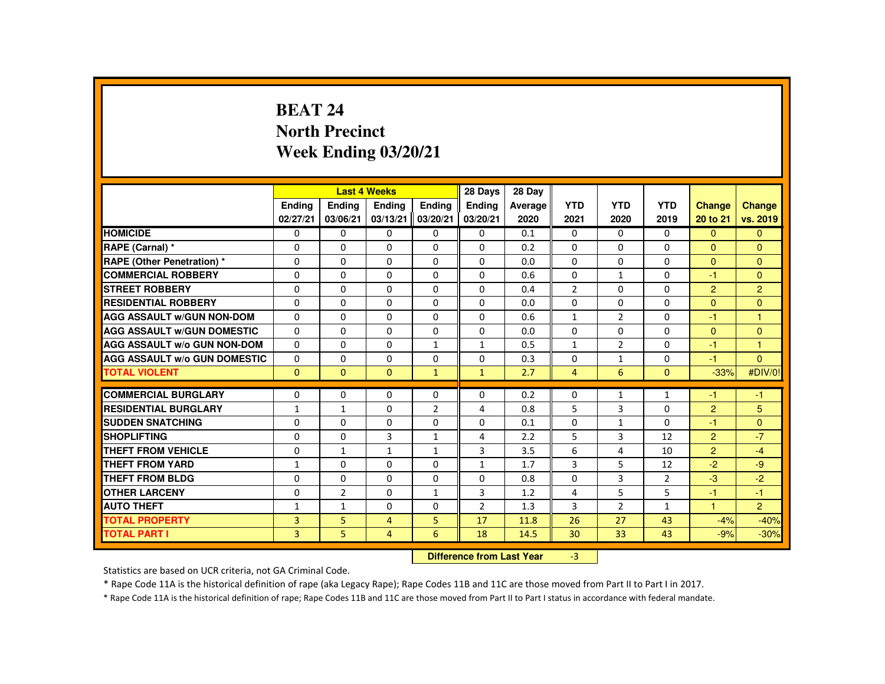# BEAT 24
## North Precinct
## Week Ending 03/20/21

| | Last 4 Weeks | | | | 28 Days | 28 Day | | | | | |
|---|---|---|---|---|---|---|---|---|---|---|---|
| | Ending 02/27/21 | Ending 03/06/21 | Ending 03/13/21 | Ending 03/20/21 | Ending 03/20/21 | Average 2020 | YTD 2021 | YTD 2020 | YTD 2019 | Change 20 to 21 | Change vs. 2019 |
| HOMICIDE | 0 | 0 | 0 | 0 | 0 | 0.1 | 0 | 0 | 0 | 0 | 0 |
| RAPE (Carnal) * | 0 | 0 | 0 | 0 | 0 | 0.2 | 0 | 0 | 0 | 0 | 0 |
| RAPE (Other Penetration) * | 0 | 0 | 0 | 0 | 0 | 0.0 | 0 | 0 | 0 | 0 | 0 |
| COMMERCIAL ROBBERY | 0 | 0 | 0 | 0 | 0 | 0.6 | 0 | 1 | 0 | -1 | 0 |
| STREET ROBBERY | 0 | 0 | 0 | 0 | 0 | 0.4 | 2 | 0 | 0 | 2 | 2 |
| RESIDENTIAL ROBBERY | 0 | 0 | 0 | 0 | 0 | 0.0 | 0 | 0 | 0 | 0 | 0 |
| AGG ASSAULT w/GUN NON-DOM | 0 | 0 | 0 | 0 | 0 | 0.6 | 1 | 2 | 0 | -1 | 1 |
| AGG ASSAULT w/GUN DOMESTIC | 0 | 0 | 0 | 0 | 0 | 0.0 | 0 | 0 | 0 | 0 | 0 |
| AGG ASSAULT w/o GUN NON-DOM | 0 | 0 | 0 | 1 | 1 | 0.5 | 1 | 2 | 0 | -1 | 1 |
| AGG ASSAULT w/o GUN DOMESTIC | 0 | 0 | 0 | 0 | 0 | 0.3 | 0 | 1 | 0 | -1 | 0 |
| TOTAL VIOLENT | 0 | 0 | 0 | 1 | 1 | 2.7 | 4 | 6 | 0 | -33% | #DIV/0! |
| COMMERCIAL BURGLARY | 0 | 0 | 0 | 0 | 0 | 0.2 | 0 | 1 | 1 | -1 | -1 |
| RESIDENTIAL BURGLARY | 1 | 1 | 0 | 2 | 4 | 0.8 | 5 | 3 | 0 | 2 | 5 |
| SUDDEN SNATCHING | 0 | 0 | 0 | 0 | 0 | 0.1 | 0 | 1 | 0 | -1 | 0 |
| SHOPLIFTING | 0 | 0 | 3 | 1 | 4 | 2.2 | 5 | 3 | 12 | 2 | -7 |
| THEFT FROM VEHICLE | 0 | 1 | 1 | 1 | 3 | 3.5 | 6 | 4 | 10 | 2 | -4 |
| THEFT FROM YARD | 1 | 0 | 0 | 0 | 1 | 1.7 | 3 | 5 | 12 | -2 | -9 |
| THEFT FROM BLDG | 0 | 0 | 0 | 0 | 0 | 0.8 | 0 | 3 | 2 | -3 | -2 |
| OTHER LARCENY | 0 | 2 | 0 | 1 | 3 | 1.2 | 4 | 5 | 5 | -1 | -1 |
| AUTO THEFT | 1 | 1 | 0 | 0 | 2 | 1.3 | 3 | 2 | 1 | 1 | 2 |
| TOTAL PROPERTY | 3 | 5 | 4 | 5 | 17 | 11.8 | 26 | 27 | 43 | -4% | -40% |
| TOTAL PART I | 3 | 5 | 4 | 6 | 18 | 14.5 | 30 | 33 | 43 | -9% | -30% |

**Difference from Last Year** -3

Statistics are based on UCR criteria, not GA Criminal Code.

* Rape Code 11A is the historical definition of rape (aka Legacy Rape); Rape Codes 11B and 11C are those moved from Part II to Part I in 2017.

* Rape Code 11A is the historical definition of rape; Rape Codes 11B and 11C are those moved from Part II to Part I status in accordance with federal mandate.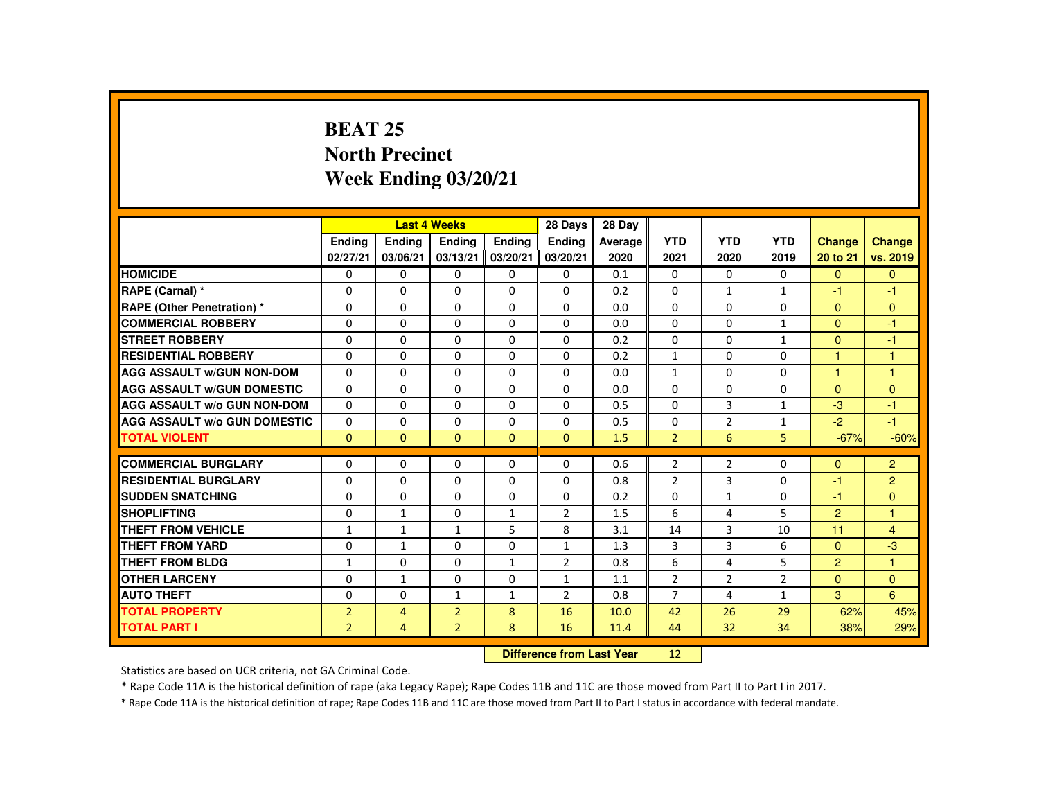# BEAT 25
## North Precinct
## Week Ending 03/20/21

| | Last 4 Weeks | | | | 28 Days | 28 Day | | | | | |
|---|---|---|---|---|---|---|---|---|---|---|---|
| | Ending 02/27/21 | Ending 03/06/21 | Ending 03/13/21 | Ending 03/20/21 | Ending 03/20/21 | Average 2020 | YTD 2021 | YTD 2020 | YTD 2019 | Change 20 to 21 | Change vs. 2019 |
| HOMICIDE | 0 | 0 | 0 | 0 | 0 | 0.1 | 0 | 0 | 0 | 0 | 0 |
| RAPE (Carnal) * | 0 | 0 | 0 | 0 | 0 | 0.2 | 0 | 1 | 1 | -1 | -1 |
| RAPE (Other Penetration) * | 0 | 0 | 0 | 0 | 0 | 0.0 | 0 | 0 | 0 | 0 | 0 |
| COMMERCIAL ROBBERY | 0 | 0 | 0 | 0 | 0 | 0.0 | 0 | 0 | 1 | 0 | -1 |
| STREET ROBBERY | 0 | 0 | 0 | 0 | 0 | 0.2 | 0 | 0 | 1 | 0 | -1 |
| RESIDENTIAL ROBBERY | 0 | 0 | 0 | 0 | 0 | 0.2 | 1 | 0 | 0 | 1 | 1 |
| AGG ASSAULT w/GUN NON-DOM | 0 | 0 | 0 | 0 | 0 | 0.0 | 1 | 0 | 0 | 1 | 1 |
| AGG ASSAULT w/GUN DOMESTIC | 0 | 0 | 0 | 0 | 0 | 0.0 | 0 | 0 | 0 | 0 | 0 |
| AGG ASSAULT w/o GUN NON-DOM | 0 | 0 | 0 | 0 | 0 | 0.5 | 0 | 3 | 1 | -3 | -1 |
| AGG ASSAULT w/o GUN DOMESTIC | 0 | 0 | 0 | 0 | 0 | 0.5 | 0 | 2 | 1 | -2 | -1 |
| TOTAL VIOLENT | 0 | 0 | 0 | 0 | 0 | 1.5 | 2 | 6 | 5 | -67% | -60% |
| COMMERCIAL BURGLARY | 0 | 0 | 0 | 0 | 0 | 0.6 | 2 | 2 | 0 | 0 | 2 |
| RESIDENTIAL BURGLARY | 0 | 0 | 0 | 0 | 0 | 0.8 | 2 | 3 | 0 | -1 | 2 |
| SUDDEN SNATCHING | 0 | 0 | 0 | 0 | 0 | 0.2 | 0 | 1 | 0 | -1 | 0 |
| SHOPLIFTING | 0 | 1 | 0 | 1 | 2 | 1.5 | 6 | 4 | 5 | 2 | 1 |
| THEFT FROM VEHICLE | 1 | 1 | 1 | 5 | 8 | 3.1 | 14 | 3 | 10 | 11 | 4 |
| THEFT FROM YARD | 0 | 1 | 0 | 0 | 1 | 1.3 | 3 | 3 | 6 | 0 | -3 |
| THEFT FROM BLDG | 1 | 0 | 0 | 1 | 2 | 0.8 | 6 | 4 | 5 | 2 | 1 |
| OTHER LARCENY | 0 | 1 | 0 | 0 | 1 | 1.1 | 2 | 2 | 2 | 0 | 0 |
| AUTO THEFT | 0 | 0 | 1 | 1 | 2 | 0.8 | 7 | 4 | 1 | 3 | 6 |
| TOTAL PROPERTY | 2 | 4 | 2 | 8 | 16 | 10.0 | 42 | 26 | 29 | 62% | 45% |
| TOTAL PART I | 2 | 4 | 2 | 8 | 16 | 11.4 | 44 | 32 | 34 | 38% | 29% |

**Difference from Last Year** 12

Statistics are based on UCR criteria, not GA Criminal Code.

* Rape Code 11A is the historical definition of rape (aka Legacy Rape); Rape Codes 11B and 11C are those moved from Part II to Part I in 2017.

* Rape Code 11A is the historical definition of rape; Rape Codes 11B and 11C are those moved from Part II to Part I status in accordance with federal mandate.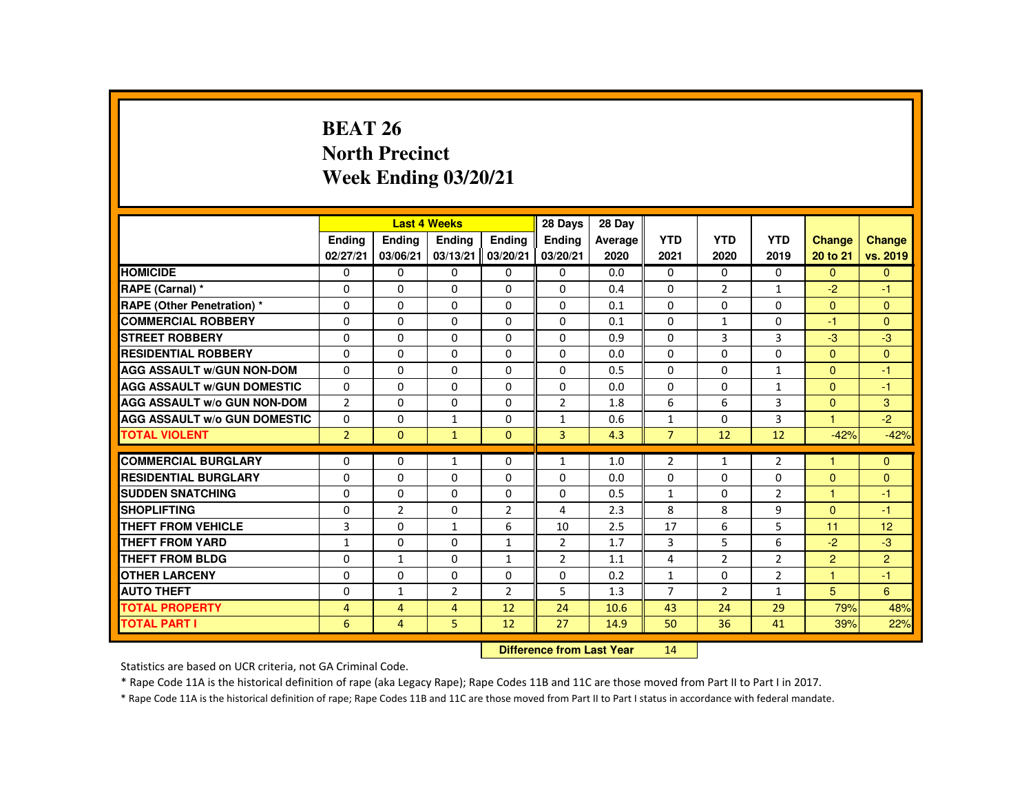# BEAT 26
## North Precinct
## Week Ending 03/20/21

| | Last 4 Weeks | | | | 28 Days | 28 Day | | | | | |
|---|---|---|---|---|---|---|---|---|---|---|---|
| | Ending 02/27/21 | Ending 03/06/21 | Ending 03/13/21 | Ending 03/20/21 | Ending 03/20/21 | Average 2020 | YTD 2021 | YTD 2020 | YTD 2019 | Change 20 to 21 | Change vs. 2019 |
| HOMICIDE | 0 | 0 | 0 | 0 | 0 | 0.0 | 0 | 0 | 0 | 0 | 0 |
| RAPE (Carnal) * | 0 | 0 | 0 | 0 | 0 | 0.4 | 0 | 2 | 1 | -2 | -1 |
| RAPE (Other Penetration) * | 0 | 0 | 0 | 0 | 0 | 0.1 | 0 | 0 | 0 | 0 | 0 |
| COMMERCIAL ROBBERY | 0 | 0 | 0 | 0 | 0 | 0.1 | 0 | 1 | 0 | -1 | 0 |
| STREET ROBBERY | 0 | 0 | 0 | 0 | 0 | 0.9 | 0 | 3 | 3 | -3 | -3 |
| RESIDENTIAL ROBBERY | 0 | 0 | 0 | 0 | 0 | 0.0 | 0 | 0 | 0 | 0 | 0 |
| AGG ASSAULT w/GUN NON-DOM | 0 | 0 | 0 | 0 | 0 | 0.5 | 0 | 0 | 1 | 0 | -1 |
| AGG ASSAULT w/GUN DOMESTIC | 0 | 0 | 0 | 0 | 0 | 0.0 | 0 | 0 | 1 | 0 | -1 |
| AGG ASSAULT w/o GUN NON-DOM | 2 | 0 | 0 | 0 | 2 | 1.8 | 6 | 6 | 3 | 0 | 3 |
| AGG ASSAULT w/o GUN DOMESTIC | 0 | 0 | 1 | 0 | 1 | 0.6 | 1 | 0 | 3 | 1 | -2 |
| TOTAL VIOLENT | 2 | 0 | 1 | 0 | 3 | 4.3 | 7 | 12 | 12 | -42% | -42% |
| COMMERCIAL BURGLARY | 0 | 0 | 1 | 0 | 1 | 1.0 | 2 | 1 | 2 | 1 | 0 |
| RESIDENTIAL BURGLARY | 0 | 0 | 0 | 0 | 0 | 0.0 | 0 | 0 | 0 | 0 | 0 |
| SUDDEN SNATCHING | 0 | 0 | 0 | 0 | 0 | 0.5 | 1 | 0 | 2 | 1 | -1 |
| SHOPLIFTING | 0 | 2 | 0 | 2 | 4 | 2.3 | 8 | 8 | 9 | 0 | -1 |
| THEFT FROM VEHICLE | 3 | 0 | 1 | 6 | 10 | 2.5 | 17 | 6 | 5 | 11 | 12 |
| THEFT FROM YARD | 1 | 0 | 0 | 1 | 2 | 1.7 | 3 | 5 | 6 | -2 | -3 |
| THEFT FROM BLDG | 0 | 1 | 0 | 1 | 2 | 1.1 | 4 | 2 | 2 | 2 | 2 |
| OTHER LARCENY | 0 | 0 | 0 | 0 | 0 | 0.2 | 1 | 0 | 2 | 1 | -1 |
| AUTO THEFT | 0 | 1 | 2 | 2 | 5 | 1.3 | 7 | 2 | 1 | 5 | 6 |
| TOTAL PROPERTY | 4 | 4 | 4 | 12 | 24 | 10.6 | 43 | 24 | 29 | 79% | 48% |
| TOTAL PART I | 6 | 4 | 5 | 12 | 27 | 14.9 | 50 | 36 | 41 | 39% | 22% |

**Difference from Last Year** 14

Statistics are based on UCR criteria, not GA Criminal Code.

* Rape Code 11A is the historical definition of rape (aka Legacy Rape); Rape Codes 11B and 11C are those moved from Part II to Part I in 2017.

* Rape Code 11A is the historical definition of rape; Rape Codes 11B and 11C are those moved from Part II to Part I status in accordance with federal mandate.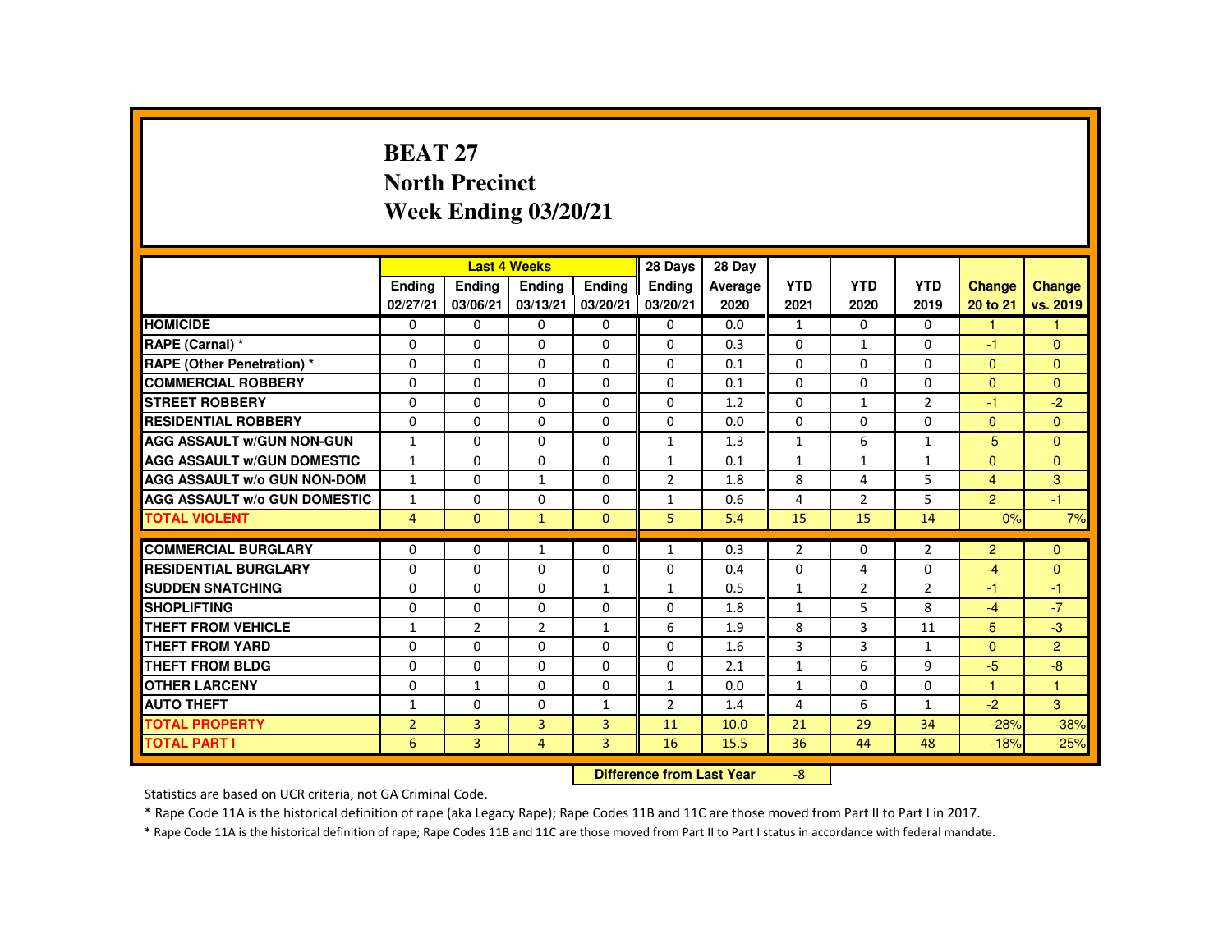# BEAT 27
## North Precinct
## Week Ending 03/20/21

| | Last 4 Weeks | | | | 28 Days | 28 Day | | | | | |
|---|---|---|---|---|---|---|---|---|---|---|---|
| | Ending 02/27/21 | Ending 03/06/21 | Ending 03/13/21 | Ending 03/20/21 | Ending 03/20/21 | Average 2020 | YTD 2021 | YTD 2020 | YTD 2019 | Change 20 to 21 | Change vs. 2019 |
| HOMICIDE | 0 | 0 | 0 | 0 | 0 | 0.0 | 1 | 0 | 0 | 1 | 1 |
| RAPE (Carnal) * | 0 | 0 | 0 | 0 | 0 | 0.3 | 0 | 1 | 0 | -1 | 0 |
| RAPE (Other Penetration) * | 0 | 0 | 0 | 0 | 0 | 0.1 | 0 | 0 | 0 | 0 | 0 |
| COMMERCIAL ROBBERY | 0 | 0 | 0 | 0 | 0 | 0.1 | 0 | 0 | 0 | 0 | 0 |
| STREET ROBBERY | 0 | 0 | 0 | 0 | 0 | 1.2 | 0 | 1 | 2 | -1 | -2 |
| RESIDENTIAL ROBBERY | 0 | 0 | 0 | 0 | 0 | 0.0 | 0 | 0 | 0 | 0 | 0 |
| AGG ASSAULT w/GUN NON-GUN | 1 | 0 | 0 | 0 | 1 | 1.3 | 1 | 6 | 1 | -5 | 0 |
| AGG ASSAULT w/GUN DOMESTIC | 1 | 0 | 0 | 0 | 1 | 0.1 | 1 | 1 | 1 | 0 | 0 |
| AGG ASSAULT w/o GUN NON-DOM | 1 | 0 | 1 | 0 | 2 | 1.8 | 8 | 4 | 5 | 4 | 3 |
| AGG ASSAULT w/o GUN DOMESTIC | 1 | 0 | 0 | 0 | 1 | 0.6 | 4 | 2 | 5 | 2 | -1 |
| TOTAL VIOLENT | 4 | 0 | 1 | 0 | 5 | 5.4 | 15 | 15 | 14 | 0% | 7% |
| COMMERCIAL BURGLARY | 0 | 0 | 1 | 0 | 1 | 0.3 | 2 | 0 | 2 | 2 | 0 |
| RESIDENTIAL BURGLARY | 0 | 0 | 0 | 0 | 0 | 0.4 | 0 | 4 | 0 | -4 | 0 |
| SUDDEN SNATCHING | 0 | 0 | 0 | 1 | 1 | 0.5 | 1 | 2 | 2 | -1 | -1 |
| SHOPLIFTING | 0 | 0 | 0 | 0 | 0 | 1.8 | 1 | 5 | 8 | -4 | -7 |
| THEFT FROM VEHICLE | 1 | 2 | 2 | 1 | 6 | 1.9 | 8 | 3 | 11 | 5 | -3 |
| THEFT FROM YARD | 0 | 0 | 0 | 0 | 0 | 1.6 | 3 | 3 | 1 | 0 | 2 |
| THEFT FROM BLDG | 0 | 0 | 0 | 0 | 0 | 2.1 | 1 | 6 | 9 | -5 | -8 |
| OTHER LARCENY | 0 | 1 | 0 | 0 | 1 | 0.0 | 1 | 0 | 0 | 1 | 1 |
| AUTO THEFT | 1 | 0 | 0 | 1 | 2 | 1.4 | 4 | 6 | 1 | -2 | 3 |
| TOTAL PROPERTY | 2 | 3 | 3 | 3 | 11 | 10.0 | 21 | 29 | 34 | -28% | -38% |
| TOTAL PART I | 6 | 3 | 4 | 3 | 16 | 15.5 | 36 | 44 | 48 | -18% | -25% |

**Difference from Last Year** -8

Statistics are based on UCR criteria, not GA Criminal Code.

* Rape Code 11A is the historical definition of rape (aka Legacy Rape); Rape Codes 11B and 11C are those moved from Part II to Part I in 2017.

* Rape Code 11A is the historical definition of rape; Rape Codes 11B and 11C are those moved from Part II to Part I status in accordance with federal mandate.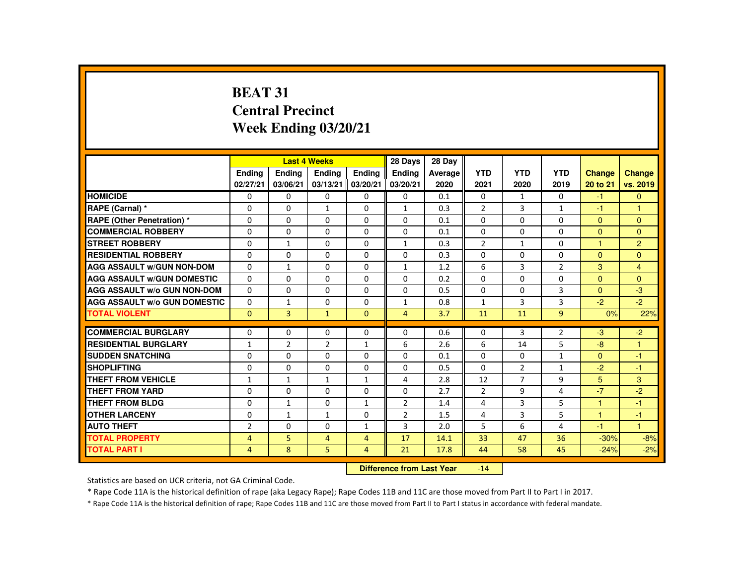# BEAT 31
## Central Precinct
## Week Ending 03/20/21

| | Last 4 Weeks | | | | 28 Days | 28 Day | | | | | |
|---|---|---|---|---|---|---|---|---|---|---|---|
| | Ending 02/27/21 | Ending 03/06/21 | Ending 03/13/21 | Ending 03/20/21 | Ending 03/20/21 | Average 2020 | YTD 2021 | YTD 2020 | YTD 2019 | Change 20 to 21 | Change vs. 2019 |
| HOMICIDE | 0 | 0 | 0 | 0 | 0 | 0.1 | 0 | 1 | 0 | -1 | 0 |
| RAPE (Carnal) * | 0 | 0 | 1 | 0 | 1 | 0.3 | 2 | 3 | 1 | -1 | 1 |
| RAPE (Other Penetration) * | 0 | 0 | 0 | 0 | 0 | 0.1 | 0 | 0 | 0 | 0 | 0 |
| COMMERCIAL ROBBERY | 0 | 0 | 0 | 0 | 0 | 0.1 | 0 | 0 | 0 | 0 | 0 |
| STREET ROBBERY | 0 | 1 | 0 | 0 | 1 | 0.3 | 2 | 1 | 0 | 1 | 2 |
| RESIDENTIAL ROBBERY | 0 | 0 | 0 | 0 | 0 | 0.3 | 0 | 0 | 0 | 0 | 0 |
| AGG ASSAULT w/GUN NON-DOM | 0 | 1 | 0 | 0 | 1 | 1.2 | 6 | 3 | 2 | 3 | 4 |
| AGG ASSAULT w/GUN DOMESTIC | 0 | 0 | 0 | 0 | 0 | 0.2 | 0 | 0 | 0 | 0 | 0 |
| AGG ASSAULT w/o GUN NON-DOM | 0 | 0 | 0 | 0 | 0 | 0.5 | 0 | 0 | 3 | 0 | -3 |
| AGG ASSAULT w/o GUN DOMESTIC | 0 | 1 | 0 | 0 | 1 | 0.8 | 1 | 3 | 3 | -2 | -2 |
| TOTAL VIOLENT | 0 | 3 | 1 | 0 | 4 | 3.7 | 11 | 11 | 9 | 0% | 22% |
| COMMERCIAL BURGLARY | 0 | 0 | 0 | 0 | 0 | 0.6 | 0 | 3 | 2 | -3 | -2 |
| RESIDENTIAL BURGLARY | 1 | 2 | 2 | 1 | 6 | 2.6 | 6 | 14 | 5 | -8 | 1 |
| SUDDEN SNATCHING | 0 | 0 | 0 | 0 | 0 | 0.1 | 0 | 0 | 1 | 0 | -1 |
| SHOPLIFTING | 0 | 0 | 0 | 0 | 0 | 0.5 | 0 | 2 | 1 | -2 | -1 |
| THEFT FROM VEHICLE | 1 | 1 | 1 | 1 | 4 | 2.8 | 12 | 7 | 9 | 5 | 3 |
| THEFT FROM YARD | 0 | 0 | 0 | 0 | 0 | 2.7 | 2 | 9 | 4 | -7 | -2 |
| THEFT FROM BLDG | 0 | 1 | 0 | 1 | 2 | 1.4 | 4 | 3 | 5 | 1 | -1 |
| OTHER LARCENY | 0 | 1 | 1 | 0 | 2 | 1.5 | 4 | 3 | 5 | 1 | -1 |
| AUTO THEFT | 2 | 0 | 0 | 1 | 3 | 2.0 | 5 | 6 | 4 | -1 | 1 |
| TOTAL PROPERTY | 4 | 5 | 4 | 4 | 17 | 14.1 | 33 | 47 | 36 | -30% | -8% |
| TOTAL PART I | 4 | 8 | 5 | 4 | 21 | 17.8 | 44 | 58 | 45 | -24% | -2% |

**Difference from Last Year** -14

Statistics are based on UCR criteria, not GA Criminal Code.

* Rape Code 11A is the historical definition of rape (aka Legacy Rape); Rape Codes 11B and 11C are those moved from Part II to Part I in 2017.

* Rape Code 11A is the historical definition of rape; Rape Codes 11B and 11C are those moved from Part II to Part I status in accordance with federal mandate.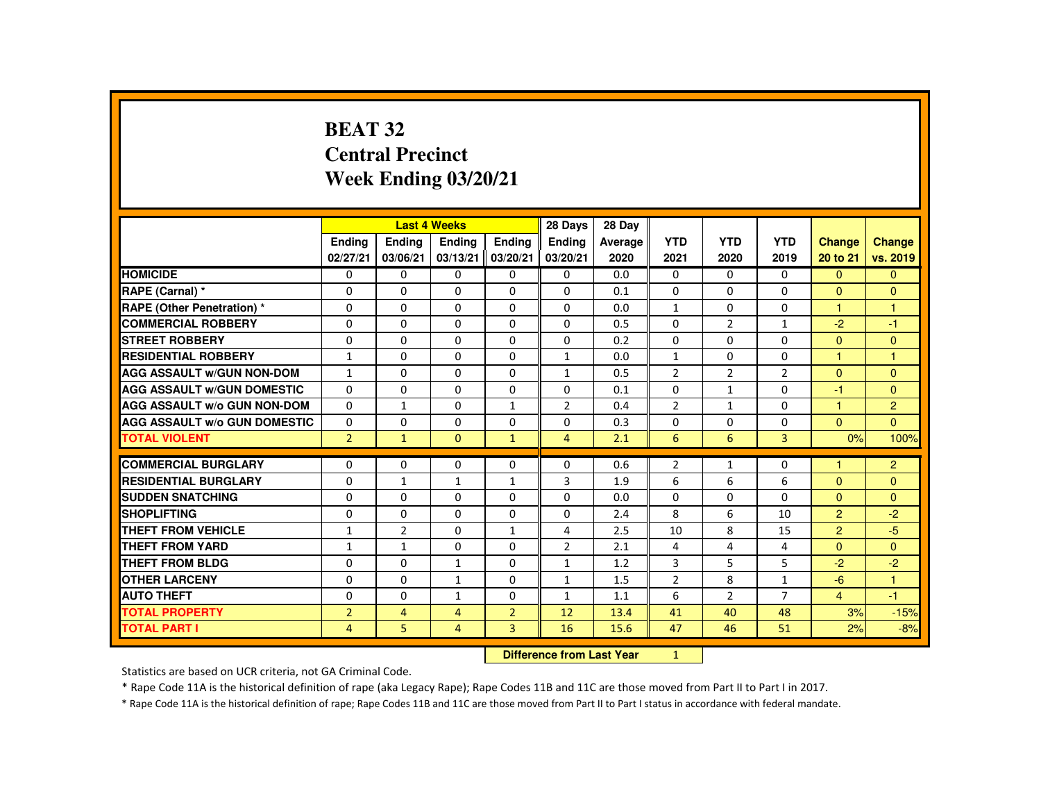# BEAT 32
## Central Precinct
## Week Ending 03/20/21

| | Last 4 Weeks | | | | 28 Days | 28 Day | | | | | |
|---|---|---|---|---|---|---|---|---|---|---|---|
| | Ending 02/27/21 | Ending 03/06/21 | Ending 03/13/21 | Ending 03/20/21 | Ending 03/20/21 | Average 2020 | YTD 2021 | YTD 2020 | YTD 2019 | Change 20 to 21 | Change vs. 2019 |
| HOMICIDE | 0 | 0 | 0 | 0 | 0 | 0.0 | 0 | 0 | 0 | 0 | 0 |
| RAPE (Carnal) * | 0 | 0 | 0 | 0 | 0 | 0.1 | 0 | 0 | 0 | 0 | 0 |
| RAPE (Other Penetration) * | 0 | 0 | 0 | 0 | 0 | 0.0 | 1 | 0 | 0 | 1 | 1 |
| COMMERCIAL ROBBERY | 0 | 0 | 0 | 0 | 0 | 0.5 | 0 | 2 | 1 | -2 | -1 |
| STREET ROBBERY | 0 | 0 | 0 | 0 | 0 | 0.2 | 0 | 0 | 0 | 0 | 0 |
| RESIDENTIAL ROBBERY | 1 | 0 | 0 | 0 | 1 | 0.0 | 1 | 0 | 0 | 1 | 1 |
| AGG ASSAULT w/GUN NON-DOM | 1 | 0 | 0 | 0 | 1 | 0.5 | 2 | 2 | 2 | 0 | 0 |
| AGG ASSAULT w/GUN DOMESTIC | 0 | 0 | 0 | 0 | 0 | 0.1 | 0 | 1 | 0 | -1 | 0 |
| AGG ASSAULT w/o GUN NON-DOM | 0 | 1 | 0 | 1 | 2 | 0.4 | 2 | 1 | 0 | 1 | 2 |
| AGG ASSAULT w/o GUN DOMESTIC | 0 | 0 | 0 | 0 | 0 | 0.3 | 0 | 0 | 0 | 0 | 0 |
| TOTAL VIOLENT | 2 | 1 | 0 | 1 | 4 | 2.1 | 6 | 6 | 3 | 0% | 100% |
| COMMERCIAL BURGLARY | 0 | 0 | 0 | 0 | 0 | 0.6 | 2 | 1 | 0 | 1 | 2 |
| RESIDENTIAL BURGLARY | 0 | 1 | 1 | 1 | 3 | 1.9 | 6 | 6 | 6 | 0 | 0 |
| SUDDEN SNATCHING | 0 | 0 | 0 | 0 | 0 | 0.0 | 0 | 0 | 0 | 0 | 0 |
| SHOPLIFTING | 0 | 0 | 0 | 0 | 0 | 2.4 | 8 | 6 | 10 | 2 | -2 |
| THEFT FROM VEHICLE | 1 | 2 | 0 | 1 | 4 | 2.5 | 10 | 8 | 15 | 2 | -5 |
| THEFT FROM YARD | 1 | 1 | 0 | 0 | 2 | 2.1 | 4 | 4 | 4 | 0 | 0 |
| THEFT FROM BLDG | 0 | 0 | 1 | 0 | 1 | 1.2 | 3 | 5 | 5 | -2 | -2 |
| OTHER LARCENY | 0 | 0 | 1 | 0 | 1 | 1.5 | 2 | 8 | 1 | -6 | 1 |
| AUTO THEFT | 0 | 0 | 1 | 0 | 1 | 1.1 | 6 | 2 | 7 | 4 | -1 |
| TOTAL PROPERTY | 2 | 4 | 4 | 2 | 12 | 13.4 | 41 | 40 | 48 | 3% | -15% |
| TOTAL PART I | 4 | 5 | 4 | 3 | 16 | 15.6 | 47 | 46 | 51 | 2% | -8% |

**Difference from Last Year** 1

Statistics are based on UCR criteria, not GA Criminal Code.

* Rape Code 11A is the historical definition of rape (aka Legacy Rape); Rape Codes 11B and 11C are those moved from Part II to Part I in 2017.

* Rape Code 11A is the historical definition of rape; Rape Codes 11B and 11C are those moved from Part II to Part I status in accordance with federal mandate.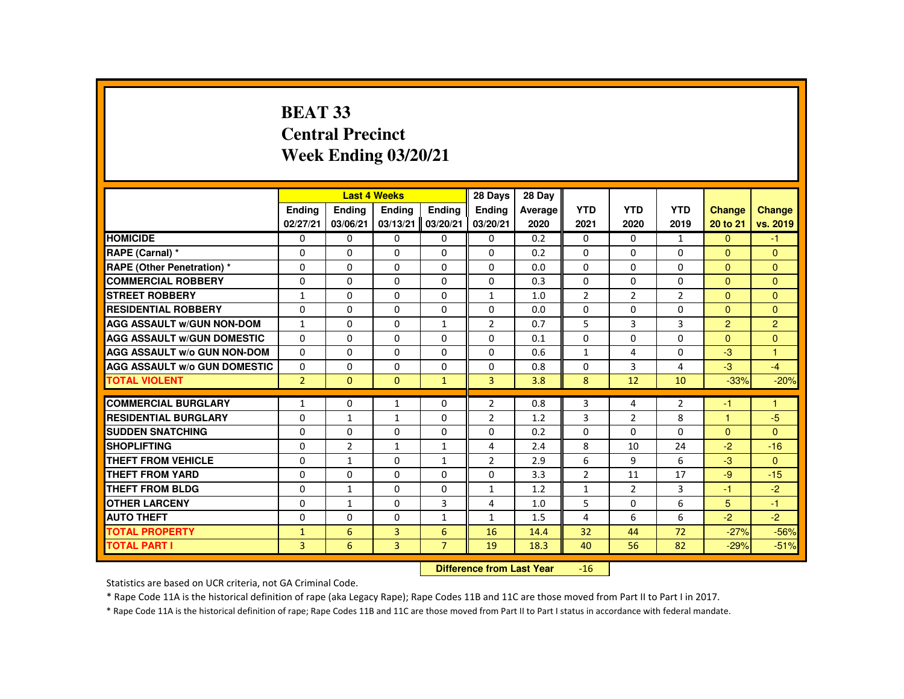# BEAT 33
# Central Precinct
# Week Ending 03/20/21

| | Last 4 Weeks | | | | 28 Days | 28 Day | | | | | |
|---|---|---|---|---|---|---|---|---|---|---|---|
| | Ending 02/27/21 | Ending 03/06/21 | Ending 03/13/21 | Ending 03/20/21 | Ending 03/20/21 | Average 2020 | YTD 2021 | YTD 2020 | YTD 2019 | Change 20 to 21 | Change vs. 2019 |
| HOMICIDE | 0 | 0 | 0 | 0 | 0 | 0.2 | 0 | 0 | 1 | 0 | -1 |
| RAPE (Carnal) * | 0 | 0 | 0 | 0 | 0 | 0.2 | 0 | 0 | 0 | 0 | 0 |
| RAPE (Other Penetration) * | 0 | 0 | 0 | 0 | 0 | 0.0 | 0 | 0 | 0 | 0 | 0 |
| COMMERCIAL ROBBERY | 0 | 0 | 0 | 0 | 0 | 0.3 | 0 | 0 | 0 | 0 | 0 |
| STREET ROBBERY | 1 | 0 | 0 | 0 | 1 | 1.0 | 2 | 2 | 2 | 0 | 0 |
| RESIDENTIAL ROBBERY | 0 | 0 | 0 | 0 | 0 | 0.0 | 0 | 0 | 0 | 0 | 0 |
| AGG ASSAULT w/GUN NON-DOM | 1 | 0 | 0 | 1 | 2 | 0.7 | 5 | 3 | 3 | 2 | 2 |
| AGG ASSAULT w/GUN DOMESTIC | 0 | 0 | 0 | 0 | 0 | 0.1 | 0 | 0 | 0 | 0 | 0 |
| AGG ASSAULT w/o GUN NON-DOM | 0 | 0 | 0 | 0 | 0 | 0.6 | 1 | 4 | 0 | -3 | 1 |
| AGG ASSAULT w/o GUN DOMESTIC | 0 | 0 | 0 | 0 | 0 | 0.8 | 0 | 3 | 4 | -3 | -4 |
| TOTAL VIOLENT | 2 | 0 | 0 | 1 | 3 | 3.8 | 8 | 12 | 10 | -33% | -20% |
| COMMERCIAL BURGLARY | 1 | 0 | 1 | 0 | 2 | 0.8 | 3 | 4 | 2 | -1 | 1 |
| RESIDENTIAL BURGLARY | 0 | 1 | 1 | 0 | 2 | 1.2 | 3 | 2 | 8 | 1 | -5 |
| SUDDEN SNATCHING | 0 | 0 | 0 | 0 | 0 | 0.2 | 0 | 0 | 0 | 0 | 0 |
| SHOPLIFTING | 0 | 2 | 1 | 1 | 4 | 2.4 | 8 | 10 | 24 | -2 | -16 |
| THEFT FROM VEHICLE | 0 | 1 | 0 | 1 | 2 | 2.9 | 6 | 9 | 6 | -3 | 0 |
| THEFT FROM YARD | 0 | 0 | 0 | 0 | 0 | 3.3 | 2 | 11 | 17 | -9 | -15 |
| THEFT FROM BLDG | 0 | 1 | 0 | 0 | 1 | 1.2 | 1 | 2 | 3 | -1 | -2 |
| OTHER LARCENY | 0 | 1 | 0 | 3 | 4 | 1.0 | 5 | 0 | 6 | 5 | -1 |
| AUTO THEFT | 0 | 0 | 0 | 1 | 1 | 1.5 | 4 | 6 | 6 | -2 | -2 |
| TOTAL PROPERTY | 1 | 6 | 3 | 6 | 16 | 14.4 | 32 | 44 | 72 | -27% | -56% |
| TOTAL PART I | 3 | 6 | 3 | 7 | 19 | 18.3 | 40 | 56 | 82 | -29% | -51% |

**Difference from Last Year** -16

Statistics are based on UCR criteria, not GA Criminal Code.

* Rape Code 11A is the historical definition of rape (aka Legacy Rape); Rape Codes 11B and 11C are those moved from Part II to Part I in 2017.

* Rape Code 11A is the historical definition of rape; Rape Codes 11B and 11C are those moved from Part II to Part I status in accordance with federal mandate.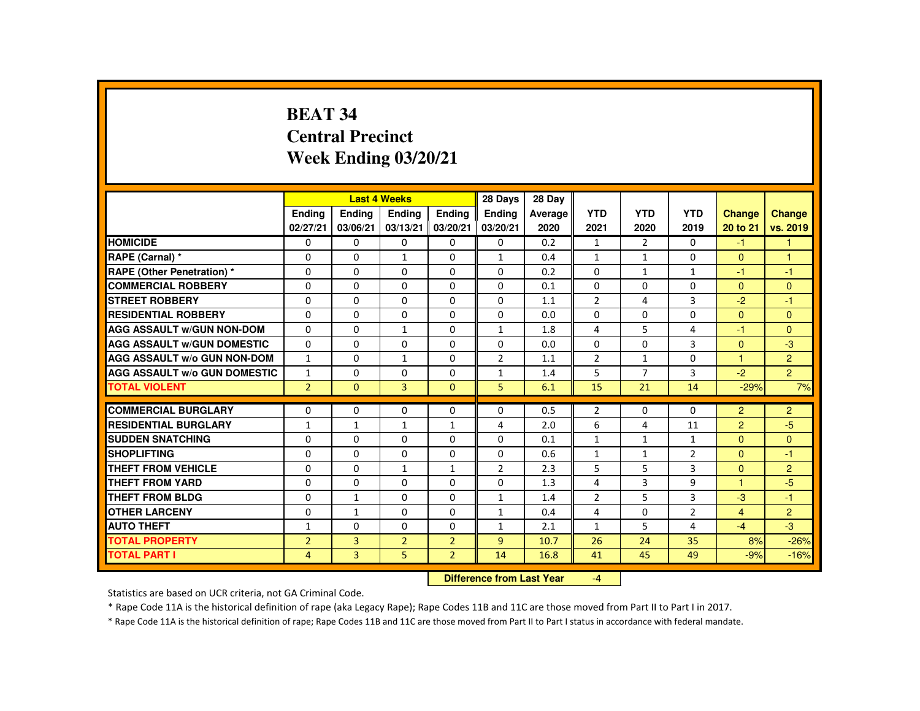# BEAT 34
# Central Precinct
# Week Ending 03/20/21

| | Last 4 Weeks | | | | 28 Days | 28 Day | | | | | |
|---|---|---|---|---|---|---|---|---|---|---|---|
| | Ending 02/27/21 | Ending 03/06/21 | Ending 03/13/21 | Ending 03/20/21 | Ending 03/20/21 | Average 2020 | YTD 2021 | YTD 2020 | YTD 2019 | Change 20 to 21 | Change vs. 2019 |
| HOMICIDE | 0 | 0 | 0 | 0 | 0 | 0.2 | 1 | 2 | 0 | -1 | 1 |
| RAPE (Carnal) * | 0 | 0 | 1 | 0 | 1 | 0.4 | 1 | 1 | 0 | 0 | 1 |
| RAPE (Other Penetration) * | 0 | 0 | 0 | 0 | 0 | 0.2 | 0 | 1 | 1 | -1 | -1 |
| COMMERCIAL ROBBERY | 0 | 0 | 0 | 0 | 0 | 0.1 | 0 | 0 | 0 | 0 | 0 |
| STREET ROBBERY | 0 | 0 | 0 | 0 | 0 | 1.1 | 2 | 4 | 3 | -2 | -1 |
| RESIDENTIAL ROBBERY | 0 | 0 | 0 | 0 | 0 | 0.0 | 0 | 0 | 0 | 0 | 0 |
| AGG ASSAULT w/GUN NON-DOM | 0 | 0 | 1 | 0 | 1 | 1.8 | 4 | 5 | 4 | -1 | 0 |
| AGG ASSAULT w/GUN DOMESTIC | 0 | 0 | 0 | 0 | 0 | 0.0 | 0 | 0 | 3 | 0 | -3 |
| AGG ASSAULT w/o GUN NON-DOM | 1 | 0 | 1 | 0 | 2 | 1.1 | 2 | 1 | 0 | 1 | 2 |
| AGG ASSAULT w/o GUN DOMESTIC | 1 | 0 | 0 | 0 | 1 | 1.4 | 5 | 7 | 3 | -2 | 2 |
| TOTAL VIOLENT | 2 | 0 | 3 | 0 | 5 | 6.1 | 15 | 21 | 14 | -29% | 7% |
| COMMERCIAL BURGLARY | 0 | 0 | 0 | 0 | 0 | 0.5 | 2 | 0 | 0 | 2 | 2 |
| RESIDENTIAL BURGLARY | 1 | 1 | 1 | 1 | 4 | 2.0 | 6 | 4 | 11 | 2 | -5 |
| SUDDEN SNATCHING | 0 | 0 | 0 | 0 | 0 | 0.1 | 1 | 1 | 1 | 0 | 0 |
| SHOPLIFTING | 0 | 0 | 0 | 0 | 0 | 0.6 | 1 | 1 | 2 | 0 | -1 |
| THEFT FROM VEHICLE | 0 | 0 | 1 | 1 | 2 | 2.3 | 5 | 5 | 3 | 0 | 2 |
| THEFT FROM YARD | 0 | 0 | 0 | 0 | 0 | 1.3 | 4 | 3 | 9 | 1 | -5 |
| THEFT FROM BLDG | 0 | 1 | 0 | 0 | 1 | 1.4 | 2 | 5 | 3 | -3 | -1 |
| OTHER LARCENY | 0 | 1 | 0 | 0 | 1 | 0.4 | 4 | 0 | 2 | 4 | 2 |
| AUTO THEFT | 1 | 0 | 0 | 0 | 1 | 2.1 | 1 | 5 | 4 | -4 | -3 |
| TOTAL PROPERTY | 2 | 3 | 2 | 2 | 9 | 10.7 | 26 | 24 | 35 | 8% | -26% |
| TOTAL PART I | 4 | 3 | 5 | 2 | 14 | 16.8 | 41 | 45 | 49 | -9% | -16% |

**Difference from Last Year** -4

Statistics are based on UCR criteria, not GA Criminal Code.

* Rape Code 11A is the historical definition of rape (aka Legacy Rape); Rape Codes 11B and 11C are those moved from Part II to Part I in 2017.

* Rape Code 11A is the historical definition of rape; Rape Codes 11B and 11C are those moved from Part II to Part I status in accordance with federal mandate.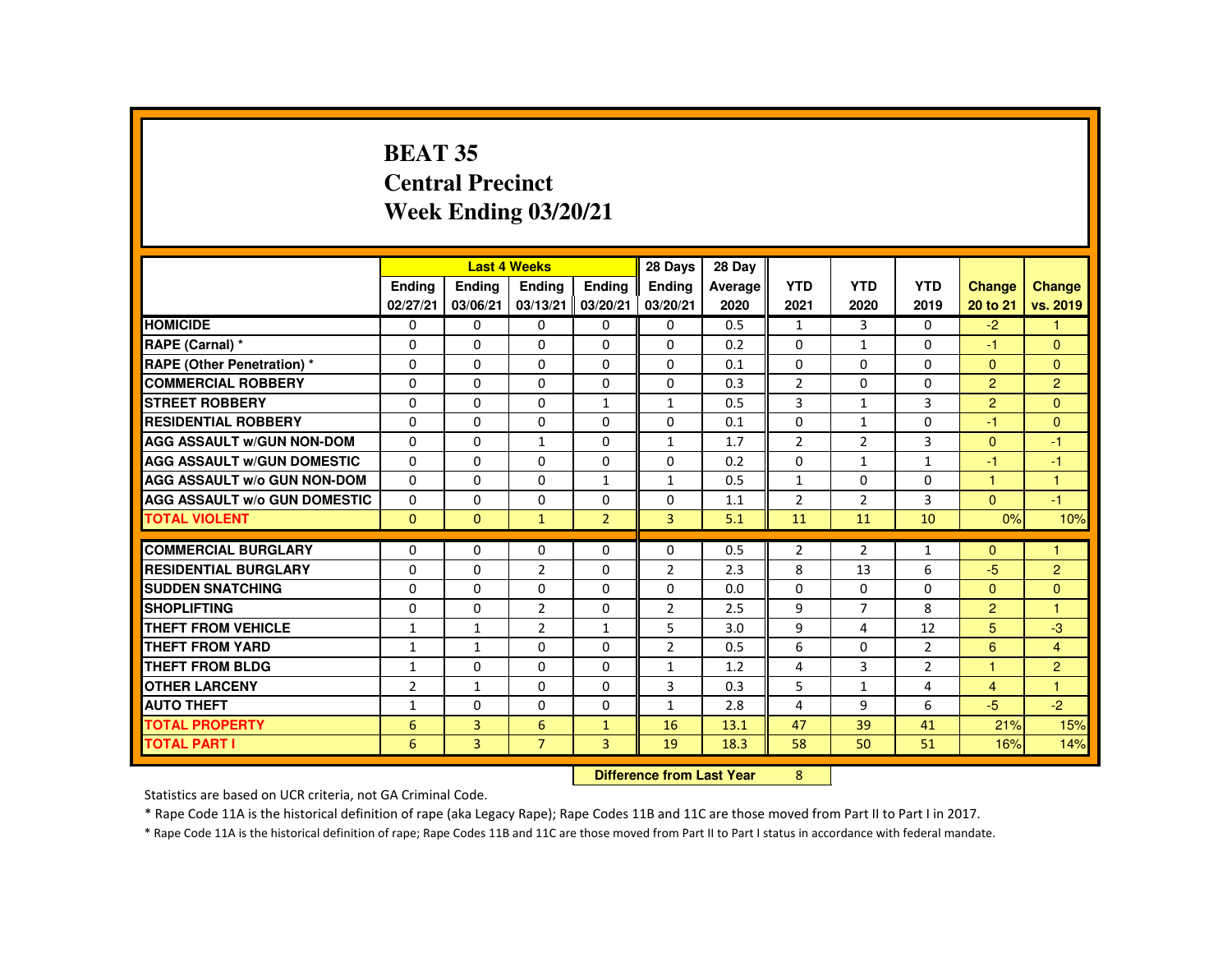# BEAT 35
## Central Precinct
## Week Ending 03/20/21

| | Last 4 Weeks | | | | 28 Days | 28 Day | | | | | |
|---|---|---|---|---|---|---|---|---|---|---|---|
| | Ending 02/27/21 | Ending 03/06/21 | Ending 03/13/21 | Ending 03/20/21 | Ending 03/20/21 | Average 2020 | YTD 2021 | YTD 2020 | YTD 2019 | Change 20 to 21 | Change vs. 2019 |
| HOMICIDE | 0 | 0 | 0 | 0 | 0 | 0.5 | 1 | 3 | 0 | -2 | 1 |
| RAPE (Carnal) * | 0 | 0 | 0 | 0 | 0 | 0.2 | 0 | 1 | 0 | -1 | 0 |
| RAPE (Other Penetration) * | 0 | 0 | 0 | 0 | 0 | 0.1 | 0 | 0 | 0 | 0 | 0 |
| COMMERCIAL ROBBERY | 0 | 0 | 0 | 0 | 0 | 0.3 | 2 | 0 | 0 | 2 | 2 |
| STREET ROBBERY | 0 | 0 | 0 | 1 | 1 | 0.5 | 3 | 1 | 3 | 2 | 0 |
| RESIDENTIAL ROBBERY | 0 | 0 | 0 | 0 | 0 | 0.1 | 0 | 1 | 0 | -1 | 0 |
| AGG ASSAULT w/GUN NON-DOM | 0 | 0 | 1 | 0 | 1 | 1.7 | 2 | 2 | 3 | 0 | -1 |
| AGG ASSAULT w/GUN DOMESTIC | 0 | 0 | 0 | 0 | 0 | 0.2 | 0 | 1 | 1 | -1 | -1 |
| AGG ASSAULT w/o GUN NON-DOM | 0 | 0 | 0 | 1 | 1 | 0.5 | 1 | 0 | 0 | 1 | 1 |
| AGG ASSAULT w/o GUN DOMESTIC | 0 | 0 | 0 | 0 | 0 | 1.1 | 2 | 2 | 3 | 0 | -1 |
| TOTAL VIOLENT | 0 | 0 | 1 | 2 | 3 | 5.1 | 11 | 11 | 10 | 0% | 10% |
| COMMERCIAL BURGLARY | 0 | 0 | 0 | 0 | 0 | 0.5 | 2 | 2 | 1 | 0 | 1 |
| RESIDENTIAL BURGLARY | 0 | 0 | 2 | 0 | 2 | 2.3 | 8 | 13 | 6 | -5 | 2 |
| SUDDEN SNATCHING | 0 | 0 | 0 | 0 | 0 | 0.0 | 0 | 0 | 0 | 0 | 0 |
| SHOPLIFTING | 0 | 0 | 2 | 0 | 2 | 2.5 | 9 | 7 | 8 | 2 | 1 |
| THEFT FROM VEHICLE | 1 | 1 | 2 | 1 | 5 | 3.0 | 9 | 4 | 12 | 5 | -3 |
| THEFT FROM YARD | 1 | 1 | 0 | 0 | 2 | 0.5 | 6 | 0 | 2 | 6 | 4 |
| THEFT FROM BLDG | 1 | 0 | 0 | 0 | 1 | 1.2 | 4 | 3 | 2 | 1 | 2 |
| OTHER LARCENY | 2 | 1 | 0 | 0 | 3 | 0.3 | 5 | 1 | 4 | 4 | 1 |
| AUTO THEFT | 1 | 0 | 0 | 0 | 1 | 2.8 | 4 | 9 | 6 | -5 | -2 |
| TOTAL PROPERTY | 6 | 3 | 6 | 1 | 16 | 13.1 | 47 | 39 | 41 | 21% | 15% |
| TOTAL PART I | 6 | 3 | 7 | 3 | 19 | 18.3 | 58 | 50 | 51 | 16% | 14% |

**Difference from Last Year** 8

Statistics are based on UCR criteria, not GA Criminal Code.

* Rape Code 11A is the historical definition of rape (aka Legacy Rape); Rape Codes 11B and 11C are those moved from Part II to Part I in 2017.

* Rape Code 11A is the historical definition of rape; Rape Codes 11B and 11C are those moved from Part II to Part I status in accordance with federal mandate.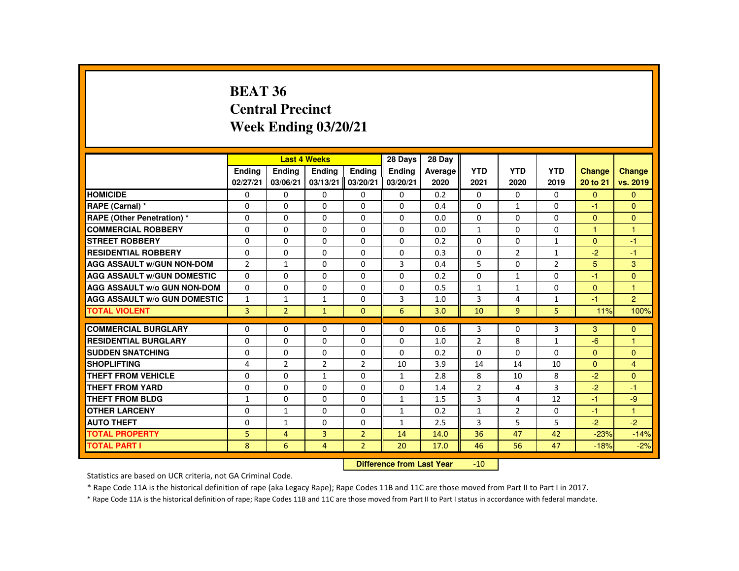# BEAT 36
## Central Precinct
## Week Ending 03/20/21

| | Last 4 Weeks | | | | 28 Days | 28 Day | | | | | |
|---|---|---|---|---|---|---|---|---|---|---|---|
| | Ending 02/27/21 | Ending 03/06/21 | Ending 03/13/21 | Ending 03/20/21 | Ending 03/20/21 | Average 2020 | YTD 2021 | YTD 2020 | YTD 2019 | Change 20 to 21 | Change vs. 2019 |
| **HOMICIDE** | 0 | 0 | 0 | 0 | 0 | 0.2 | 0 | 0 | 0 | 0 | 0 |
| **RAPE (Carnal) *** | 0 | 0 | 0 | 0 | 0 | 0.4 | 0 | 1 | 0 | -1 | 0 |
| **RAPE (Other Penetration) *** | 0 | 0 | 0 | 0 | 0 | 0.0 | 0 | 0 | 0 | 0 | 0 |
| **COMMERCIAL ROBBERY** | 0 | 0 | 0 | 0 | 0 | 0.0 | 1 | 0 | 0 | 1 | 1 |
| **STREET ROBBERY** | 0 | 0 | 0 | 0 | 0 | 0.2 | 0 | 0 | 1 | 0 | -1 |
| **RESIDENTIAL ROBBERY** | 0 | 0 | 0 | 0 | 0 | 0.3 | 0 | 2 | 1 | -2 | -1 |
| **AGG ASSAULT w/GUN NON-DOM** | 2 | 1 | 0 | 0 | 3 | 0.4 | 5 | 0 | 2 | 5 | 3 |
| **AGG ASSAULT w/GUN DOMESTIC** | 0 | 0 | 0 | 0 | 0 | 0.2 | 0 | 1 | 0 | -1 | 0 |
| **AGG ASSAULT w/o GUN NON-DOM** | 0 | 0 | 0 | 0 | 0 | 0.5 | 1 | 1 | 0 | 0 | 1 |
| **AGG ASSAULT w/o GUN DOMESTIC** | 1 | 1 | 1 | 0 | 3 | 1.0 | 3 | 4 | 1 | -1 | 2 |
| **TOTAL VIOLENT** | 3 | 2 | 1 | 0 | 6 | 3.0 | 10 | 9 | 5 | 11% | 100% |
| **COMMERCIAL BURGLARY** | 0 | 0 | 0 | 0 | 0 | 0.6 | 3 | 0 | 3 | 3 | 0 |
| **RESIDENTIAL BURGLARY** | 0 | 0 | 0 | 0 | 0 | 1.0 | 2 | 8 | 1 | -6 | 1 |
| **SUDDEN SNATCHING** | 0 | 0 | 0 | 0 | 0 | 0.2 | 0 | 0 | 0 | 0 | 0 |
| **SHOPLIFTING** | 4 | 2 | 2 | 2 | 10 | 3.9 | 14 | 14 | 10 | 0 | 4 |
| **THEFT FROM VEHICLE** | 0 | 0 | 1 | 0 | 1 | 2.8 | 8 | 10 | 8 | -2 | 0 |
| **THEFT FROM YARD** | 0 | 0 | 0 | 0 | 0 | 1.4 | 2 | 4 | 3 | -2 | -1 |
| **THEFT FROM BLDG** | 1 | 0 | 0 | 0 | 1 | 1.5 | 3 | 4 | 12 | -1 | -9 |
| **OTHER LARCENY** | 0 | 1 | 0 | 0 | 1 | 0.2 | 1 | 2 | 0 | -1 | 1 |
| **AUTO THEFT** | 0 | 1 | 0 | 0 | 1 | 2.5 | 3 | 5 | 5 | -2 | -2 |
| **TOTAL PROPERTY** | 5 | 4 | 3 | 2 | 14 | 14.0 | 36 | 47 | 42 | -23% | -14% |
| **TOTAL PART I** | 8 | 6 | 4 | 2 | 20 | 17.0 | 46 | 56 | 47 | -18% | -2% |

**Difference from Last Year** -10

Statistics are based on UCR criteria, not GA Criminal Code.

* Rape Code 11A is the historical definition of rape (aka Legacy Rape); Rape Codes 11B and 11C are those moved from Part II to Part I in 2017.

* Rape Code 11A is the historical definition of rape; Rape Codes 11B and 11C are those moved from Part II to Part I status in accordance with federal mandate.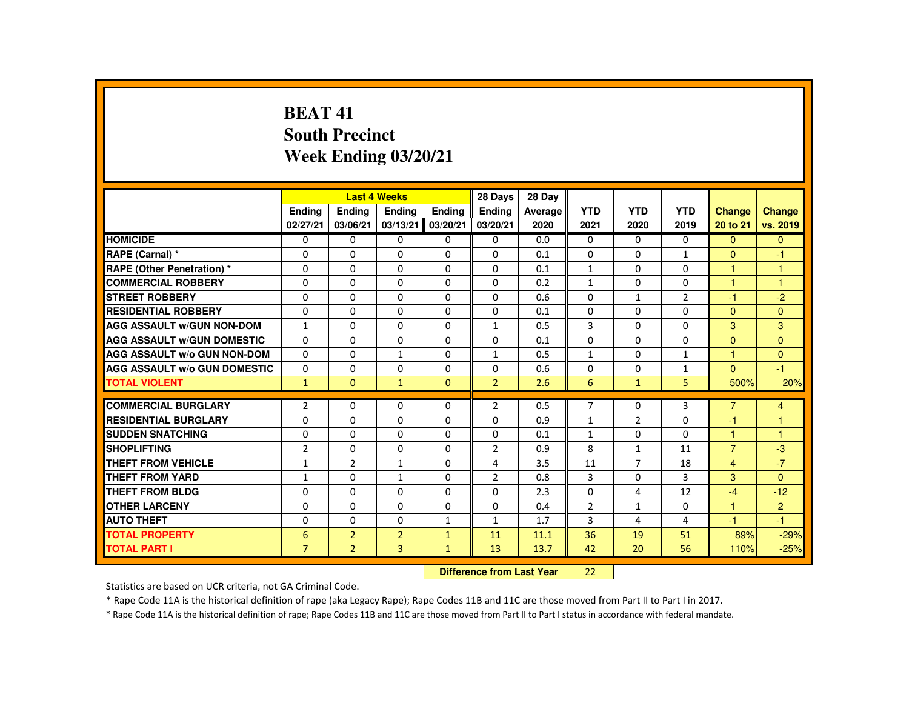# BEAT 41
## South Precinct
## Week Ending 03/20/21

| | Last 4 Weeks | | | | 28 Days | 28 Day | YTD | YTD | YTD | Change | Change |
|---|---|---|---|---|---|---|---|---|---|---|---|
| | Ending 02/27/21 | Ending 03/06/21 | Ending 03/13/21 | Ending 03/20/21 | Ending 03/20/21 | Average 2020 | 2021 | 2020 | 2019 | 20 to 21 | vs. 2019 |
| HOMICIDE | 0 | 0 | 0 | 0 | 0 | 0.0 | 0 | 0 | 0 | 0 | 0 |
| RAPE (Carnal) * | 0 | 0 | 0 | 0 | 0 | 0.1 | 0 | 0 | 1 | 0 | -1 |
| RAPE (Other Penetration) * | 0 | 0 | 0 | 0 | 0 | 0.1 | 1 | 0 | 0 | 1 | 1 |
| COMMERCIAL ROBBERY | 0 | 0 | 0 | 0 | 0 | 0.2 | 1 | 0 | 0 | 1 | 1 |
| STREET ROBBERY | 0 | 0 | 0 | 0 | 0 | 0.6 | 0 | 1 | 2 | -1 | -2 |
| RESIDENTIAL ROBBERY | 0 | 0 | 0 | 0 | 0 | 0.1 | 0 | 0 | 0 | 0 | 0 |
| AGG ASSAULT w/GUN NON-DOM | 1 | 0 | 0 | 0 | 1 | 0.5 | 3 | 0 | 0 | 3 | 3 |
| AGG ASSAULT w/GUN DOMESTIC | 0 | 0 | 0 | 0 | 0 | 0.1 | 0 | 0 | 0 | 0 | 0 |
| AGG ASSAULT w/o GUN NON-DOM | 0 | 0 | 1 | 0 | 1 | 0.5 | 1 | 0 | 1 | 1 | 0 |
| AGG ASSAULT w/o GUN DOMESTIC | 0 | 0 | 0 | 0 | 0 | 0.6 | 0 | 0 | 1 | 0 | -1 |
| TOTAL VIOLENT | 1 | 0 | 1 | 0 | 2 | 2.6 | 6 | 1 | 5 | 500% | 20% |
| COMMERCIAL BURGLARY | 2 | 0 | 0 | 0 | 2 | 0.5 | 7 | 0 | 3 | 7 | 4 |
| RESIDENTIAL BURGLARY | 0 | 0 | 0 | 0 | 0 | 0.9 | 1 | 2 | 0 | -1 | 1 |
| SUDDEN SNATCHING | 0 | 0 | 0 | 0 | 0 | 0.1 | 1 | 0 | 0 | 1 | 1 |
| SHOPLIFTING | 2 | 0 | 0 | 0 | 2 | 0.9 | 8 | 1 | 11 | 7 | -3 |
| THEFT FROM VEHICLE | 1 | 2 | 1 | 0 | 4 | 3.5 | 11 | 7 | 18 | 4 | -7 |
| THEFT FROM YARD | 1 | 0 | 1 | 0 | 2 | 0.8 | 3 | 0 | 3 | 3 | 0 |
| THEFT FROM BLDG | 0 | 0 | 0 | 0 | 0 | 2.3 | 0 | 4 | 12 | -4 | -12 |
| OTHER LARCENY | 0 | 0 | 0 | 0 | 0 | 0.4 | 2 | 1 | 0 | 1 | 2 |
| AUTO THEFT | 0 | 0 | 0 | 1 | 1 | 1.7 | 3 | 4 | 4 | -1 | -1 |
| TOTAL PROPERTY | 6 | 2 | 2 | 1 | 11 | 11.1 | 36 | 19 | 51 | 89% | -29% |
| TOTAL PART I | 7 | 2 | 3 | 1 | 13 | 13.7 | 42 | 20 | 56 | 110% | -25% |

**Difference from Last Year** 22

Statistics are based on UCR criteria, not GA Criminal Code.

* Rape Code 11A is the historical definition of rape (aka Legacy Rape); Rape Codes 11B and 11C are those moved from Part II to Part I in 2017.

* Rape Code 11A is the historical definition of rape; Rape Codes 11B and 11C are those moved from Part II to Part I status in accordance with federal mandate.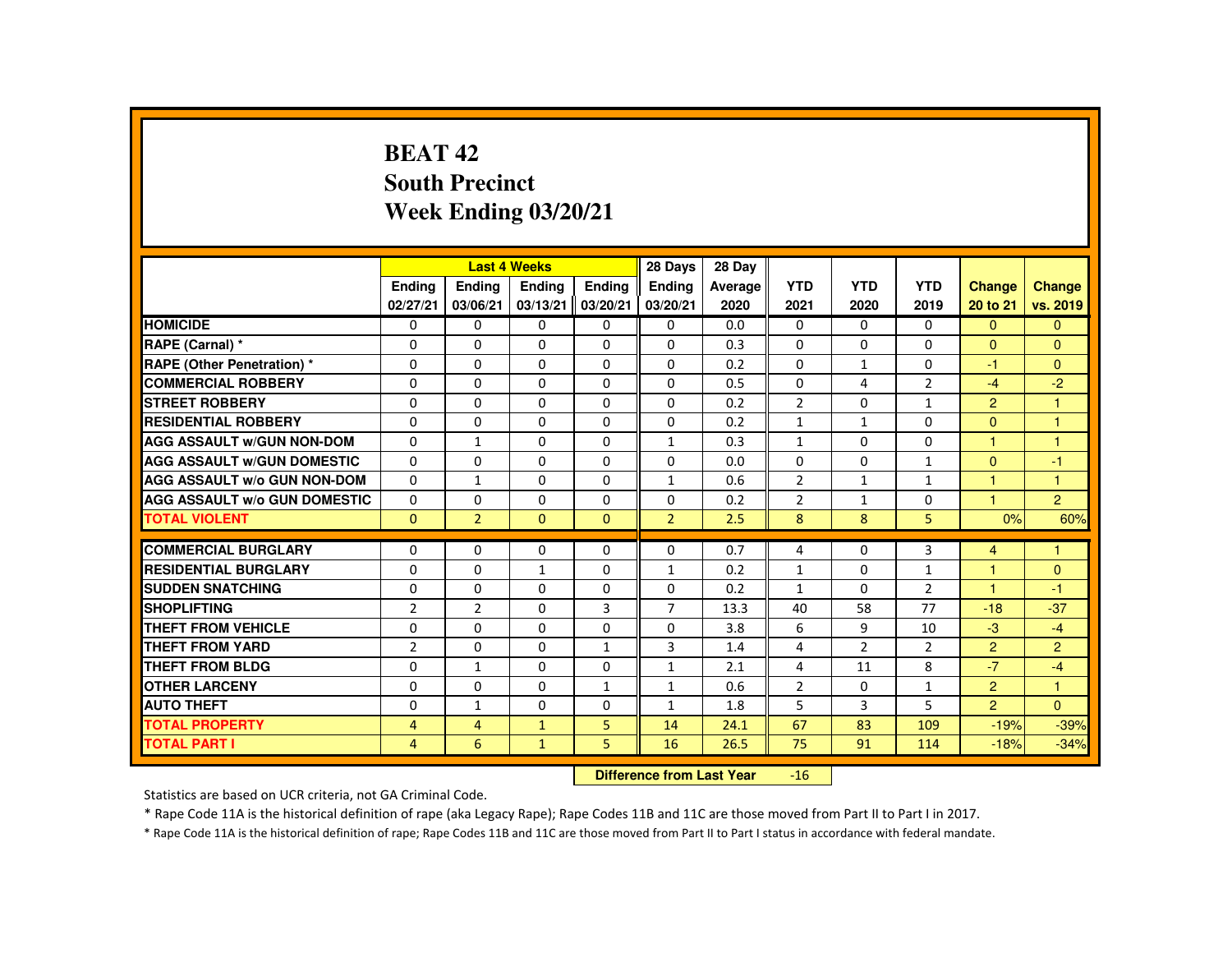# BEAT 42
## South Precinct
## Week Ending 03/20/21

| | Last 4 Weeks | | | | 28 Days | 28 Day | | | | | |
|---|---|---|---|---|---|---|---|---|---|---|---|
| | Ending 02/27/21 | Ending 03/06/21 | Ending 03/13/21 | Ending 03/20/21 | Ending 03/20/21 | Average 2020 | YTD 2021 | YTD 2020 | YTD 2019 | Change 20 to 21 | Change vs. 2019 |
| HOMICIDE | 0 | 0 | 0 | 0 | 0 | 0.0 | 0 | 0 | 0 | 0 | 0 |
| RAPE (Carnal) * | 0 | 0 | 0 | 0 | 0 | 0.3 | 0 | 0 | 0 | 0 | 0 |
| RAPE (Other Penetration) * | 0 | 0 | 0 | 0 | 0 | 0.2 | 0 | 1 | 0 | -1 | 0 |
| COMMERCIAL ROBBERY | 0 | 0 | 0 | 0 | 0 | 0.5 | 0 | 4 | 2 | -4 | -2 |
| STREET ROBBERY | 0 | 0 | 0 | 0 | 0 | 0.2 | 2 | 0 | 1 | 2 | 1 |
| RESIDENTIAL ROBBERY | 0 | 0 | 0 | 0 | 0 | 0.2 | 1 | 1 | 0 | 0 | 1 |
| AGG ASSAULT w/GUN NON-DOM | 0 | 1 | 0 | 0 | 1 | 0.3 | 1 | 0 | 0 | 1 | 1 |
| AGG ASSAULT w/GUN DOMESTIC | 0 | 0 | 0 | 0 | 0 | 0.0 | 0 | 0 | 1 | 0 | -1 |
| AGG ASSAULT w/o GUN NON-DOM | 0 | 1 | 0 | 0 | 1 | 0.6 | 2 | 1 | 1 | 1 | 1 |
| AGG ASSAULT w/o GUN DOMESTIC | 0 | 0 | 0 | 0 | 0 | 0.2 | 2 | 1 | 0 | 1 | 2 |
| TOTAL VIOLENT | 0 | 2 | 0 | 0 | 2 | 2.5 | 8 | 8 | 5 | 0% | 60% |
| COMMERCIAL BURGLARY | 0 | 0 | 0 | 0 | 0 | 0.7 | 4 | 0 | 3 | 4 | 1 |
| RESIDENTIAL BURGLARY | 0 | 0 | 1 | 0 | 1 | 0.2 | 1 | 0 | 1 | 1 | 0 |
| SUDDEN SNATCHING | 0 | 0 | 0 | 0 | 0 | 0.2 | 1 | 0 | 2 | 1 | -1 |
| SHOPLIFTING | 2 | 2 | 0 | 3 | 7 | 13.3 | 40 | 58 | 77 | -18 | -37 |
| THEFT FROM VEHICLE | 0 | 0 | 0 | 0 | 0 | 3.8 | 6 | 9 | 10 | -3 | -4 |
| THEFT FROM YARD | 2 | 0 | 0 | 1 | 3 | 1.4 | 4 | 2 | 2 | 2 | 2 |
| THEFT FROM BLDG | 0 | 1 | 0 | 0 | 1 | 2.1 | 4 | 11 | 8 | -7 | -4 |
| OTHER LARCENY | 0 | 0 | 0 | 1 | 1 | 0.6 | 2 | 0 | 1 | 2 | 1 |
| AUTO THEFT | 0 | 1 | 0 | 0 | 1 | 1.8 | 5 | 3 | 5 | 2 | 0 |
| TOTAL PROPERTY | 4 | 4 | 1 | 5 | 14 | 24.1 | 67 | 83 | 109 | -19% | -39% |
| TOTAL PART I | 4 | 6 | 1 | 5 | 16 | 26.5 | 75 | 91 | 114 | -18% | -34% |

**Difference from Last Year** -16

Statistics are based on UCR criteria, not GA Criminal Code.

* Rape Code 11A is the historical definition of rape (aka Legacy Rape); Rape Codes 11B and 11C are those moved from Part II to Part I in 2017.

* Rape Code 11A is the historical definition of rape; Rape Codes 11B and 11C are those moved from Part II to Part I status in accordance with federal mandate.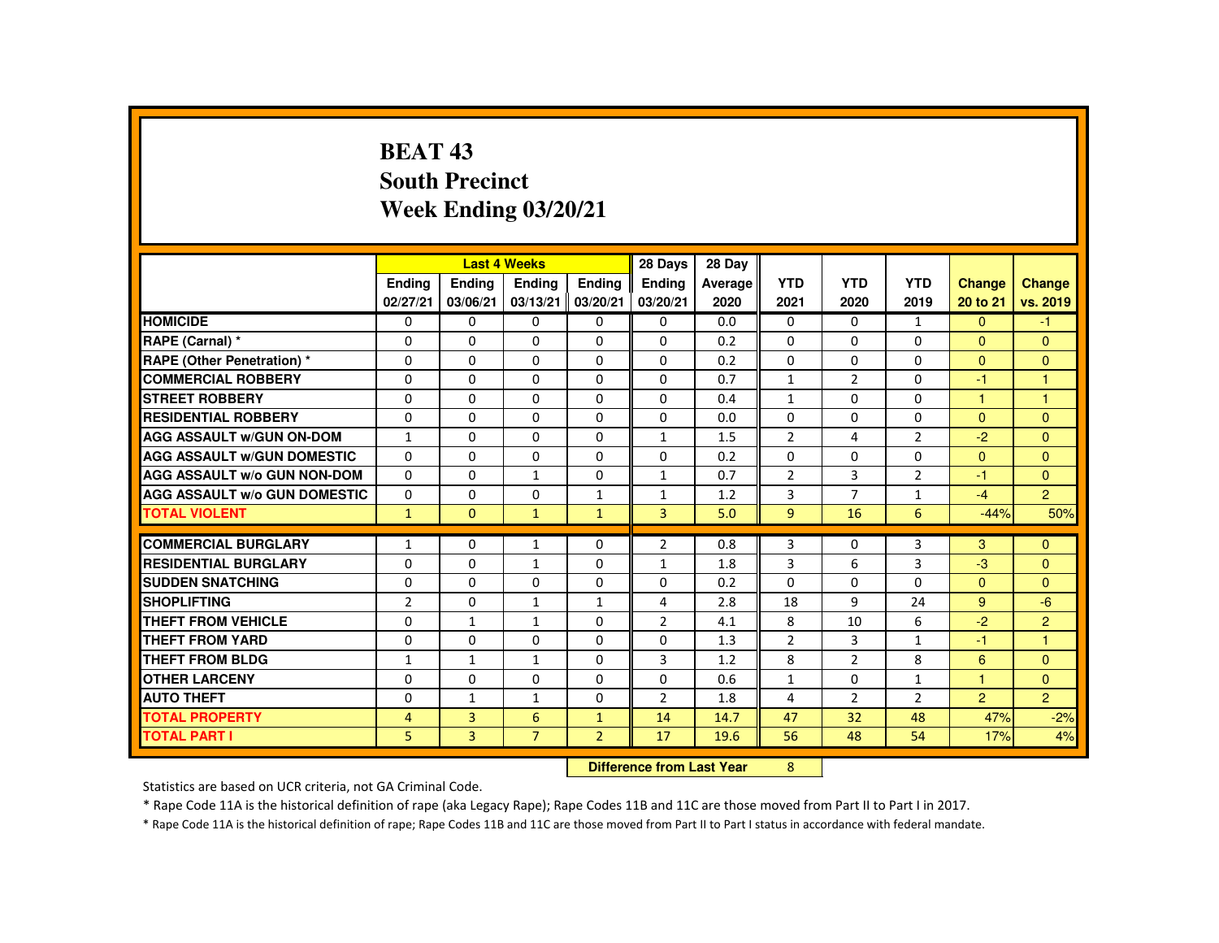# BEAT 43
# South Precinct
# Week Ending 03/20/21

| | Last 4 Weeks | | | | 28 Days | 28 Day | | | | | |
|---|---|---|---|---|---|---|---|---|---|---|---|
| | Ending 02/27/21 | Ending 03/06/21 | Ending 03/13/21 | Ending 03/20/21 | Ending 03/20/21 | Average 2020 | YTD 2021 | YTD 2020 | YTD 2019 | Change 20 to 21 | Change vs. 2019 |
| HOMICIDE | 0 | 0 | 0 | 0 | 0 | 0.0 | 0 | 0 | 1 | 0 | -1 |
| RAPE (Carnal) * | 0 | 0 | 0 | 0 | 0 | 0.2 | 0 | 0 | 0 | 0 | 0 |
| RAPE (Other Penetration) * | 0 | 0 | 0 | 0 | 0 | 0.2 | 0 | 0 | 0 | 0 | 0 |
| COMMERCIAL ROBBERY | 0 | 0 | 0 | 0 | 0 | 0.7 | 1 | 2 | 0 | -1 | 1 |
| STREET ROBBERY | 0 | 0 | 0 | 0 | 0 | 0.4 | 1 | 0 | 0 | 1 | 1 |
| RESIDENTIAL ROBBERY | 0 | 0 | 0 | 0 | 0 | 0.0 | 0 | 0 | 0 | 0 | 0 |
| AGG ASSAULT w/GUN ON-DOM | 1 | 0 | 0 | 0 | 1 | 1.5 | 2 | 4 | 2 | -2 | 0 |
| AGG ASSAULT w/GUN DOMESTIC | 0 | 0 | 0 | 0 | 0 | 0.2 | 0 | 0 | 0 | 0 | 0 |
| AGG ASSAULT w/o GUN NON-DOM | 0 | 0 | 1 | 0 | 1 | 0.7 | 2 | 3 | 2 | -1 | 0 |
| AGG ASSAULT w/o GUN DOMESTIC | 0 | 0 | 0 | 1 | 1 | 1.2 | 3 | 7 | 1 | -4 | 2 |
| TOTAL VIOLENT | 1 | 0 | 1 | 1 | 3 | 5.0 | 9 | 16 | 6 | -44% | 50% |
| COMMERCIAL BURGLARY | 1 | 0 | 1 | 0 | 2 | 0.8 | 3 | 0 | 3 | 3 | 0 |
| RESIDENTIAL BURGLARY | 0 | 0 | 1 | 0 | 1 | 1.8 | 3 | 6 | 3 | -3 | 0 |
| SUDDEN SNATCHING | 0 | 0 | 0 | 0 | 0 | 0.2 | 0 | 0 | 0 | 0 | 0 |
| SHOPLIFTING | 2 | 0 | 1 | 1 | 4 | 2.8 | 18 | 9 | 24 | 9 | -6 |
| THEFT FROM VEHICLE | 0 | 1 | 1 | 0 | 2 | 4.1 | 8 | 10 | 6 | -2 | 2 |
| THEFT FROM YARD | 0 | 0 | 0 | 0 | 0 | 1.3 | 2 | 3 | 1 | -1 | 1 |
| THEFT FROM BLDG | 1 | 1 | 1 | 0 | 3 | 1.2 | 8 | 2 | 8 | 6 | 0 |
| OTHER LARCENY | 0 | 0 | 0 | 0 | 0 | 0.6 | 1 | 0 | 1 | 1 | 0 |
| AUTO THEFT | 0 | 1 | 1 | 0 | 2 | 1.8 | 4 | 2 | 2 | 2 | 2 |
| TOTAL PROPERTY | 4 | 3 | 6 | 1 | 14 | 14.7 | 47 | 32 | 48 | 47% | -2% |
| TOTAL PART I | 5 | 3 | 7 | 2 | 17 | 19.6 | 56 | 48 | 54 | 17% | 4% |

**Difference from Last Year** 8

Statistics are based on UCR criteria, not GA Criminal Code.

* Rape Code 11A is the historical definition of rape (aka Legacy Rape); Rape Codes 11B and 11C are those moved from Part II to Part I in 2017.

* Rape Code 11A is the historical definition of rape; Rape Codes 11B and 11C are those moved from Part II to Part I status in accordance with federal mandate.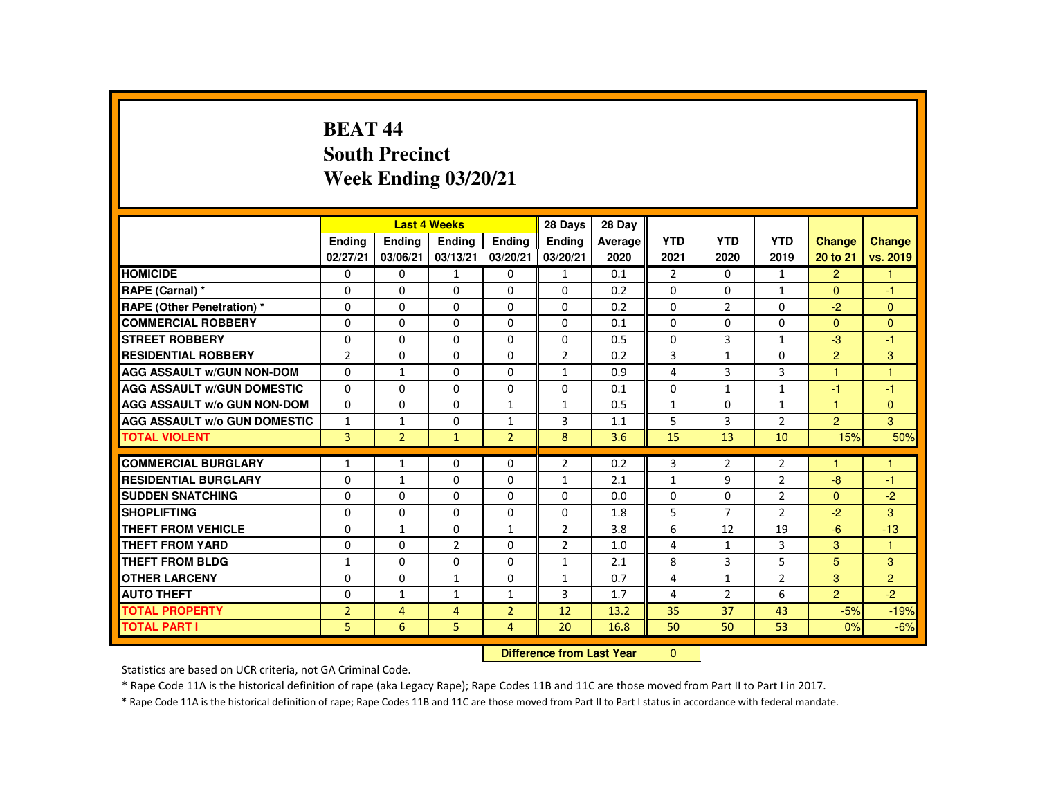# BEAT 44
## South Precinct
## Week Ending 03/20/21

| | Last 4 Weeks | | | | 28 Days | 28 Day | | | | | |
|---|---|---|---|---|---|---|---|---|---|---|---|
| | Ending 02/27/21 | Ending 03/06/21 | Ending 03/13/21 | Ending 03/20/21 | Ending 03/20/21 | Average 2020 | YTD 2021 | YTD 2020 | YTD 2019 | Change 20 to 21 | Change vs. 2019 |
| **HOMICIDE** | 0 | 0 | 1 | 0 | 1 | 0.1 | 2 | 0 | 1 | 2 | 1 |
| **RAPE (Carnal) *** | 0 | 0 | 0 | 0 | 0 | 0.2 | 0 | 0 | 1 | 0 | -1 |
| **RAPE (Other Penetration) *** | 0 | 0 | 0 | 0 | 0 | 0.2 | 0 | 2 | 0 | -2 | 0 |
| **COMMERCIAL ROBBERY** | 0 | 0 | 0 | 0 | 0 | 0.1 | 0 | 0 | 0 | 0 | 0 |
| **STREET ROBBERY** | 0 | 0 | 0 | 0 | 0 | 0.5 | 0 | 3 | 1 | -3 | -1 |
| **RESIDENTIAL ROBBERY** | 2 | 0 | 0 | 0 | 2 | 0.2 | 3 | 1 | 0 | 2 | 3 |
| **AGG ASSAULT w/GUN NON-DOM** | 0 | 1 | 0 | 0 | 1 | 0.9 | 4 | 3 | 3 | 1 | 1 |
| **AGG ASSAULT w/GUN DOMESTIC** | 0 | 0 | 0 | 0 | 0 | 0.1 | 0 | 1 | 1 | -1 | -1 |
| **AGG ASSAULT w/o GUN NON-DOM** | 0 | 0 | 0 | 1 | 1 | 0.5 | 1 | 0 | 1 | 1 | 0 |
| **AGG ASSAULT w/o GUN DOMESTIC** | 1 | 1 | 0 | 1 | 3 | 1.1 | 5 | 3 | 2 | 2 | 3 |
| **TOTAL VIOLENT** | 3 | 2 | 1 | 2 | 8 | 3.6 | 15 | 13 | 10 | 15% | 50% |
| **COMMERCIAL BURGLARY** | 1 | 1 | 0 | 0 | 2 | 0.2 | 3 | 2 | 2 | 1 | 1 |
| **RESIDENTIAL BURGLARY** | 0 | 1 | 0 | 0 | 1 | 2.1 | 1 | 9 | 2 | -8 | -1 |
| **SUDDEN SNATCHING** | 0 | 0 | 0 | 0 | 0 | 0.0 | 0 | 0 | 2 | 0 | -2 |
| **SHOPLIFTING** | 0 | 0 | 0 | 0 | 0 | 1.8 | 5 | 7 | 2 | -2 | 3 |
| **THEFT FROM VEHICLE** | 0 | 1 | 0 | 1 | 2 | 3.8 | 6 | 12 | 19 | -6 | -13 |
| **THEFT FROM YARD** | 0 | 0 | 2 | 0 | 2 | 1.0 | 4 | 1 | 3 | 3 | 1 |
| **THEFT FROM BLDG** | 1 | 0 | 0 | 0 | 1 | 2.1 | 8 | 3 | 5 | 5 | 3 |
| **OTHER LARCENY** | 0 | 0 | 1 | 0 | 1 | 0.7 | 4 | 1 | 2 | 3 | 2 |
| **AUTO THEFT** | 0 | 1 | 1 | 1 | 3 | 1.7 | 4 | 2 | 6 | 2 | -2 |
| **TOTAL PROPERTY** | 2 | 4 | 4 | 2 | 12 | 13.2 | 35 | 37 | 43 | -5% | -19% |
| **TOTAL PART I** | 5 | 6 | 5 | 4 | 20 | 16.8 | 50 | 50 | 53 | 0% | -6% |

**Difference from Last Year** 0

Statistics are based on UCR criteria, not GA Criminal Code.

* Rape Code 11A is the historical definition of rape (aka Legacy Rape); Rape Codes 11B and 11C are those moved from Part II to Part I in 2017.

* Rape Code 11A is the historical definition of rape; Rape Codes 11B and 11C are those moved from Part II to Part I status in accordance with federal mandate.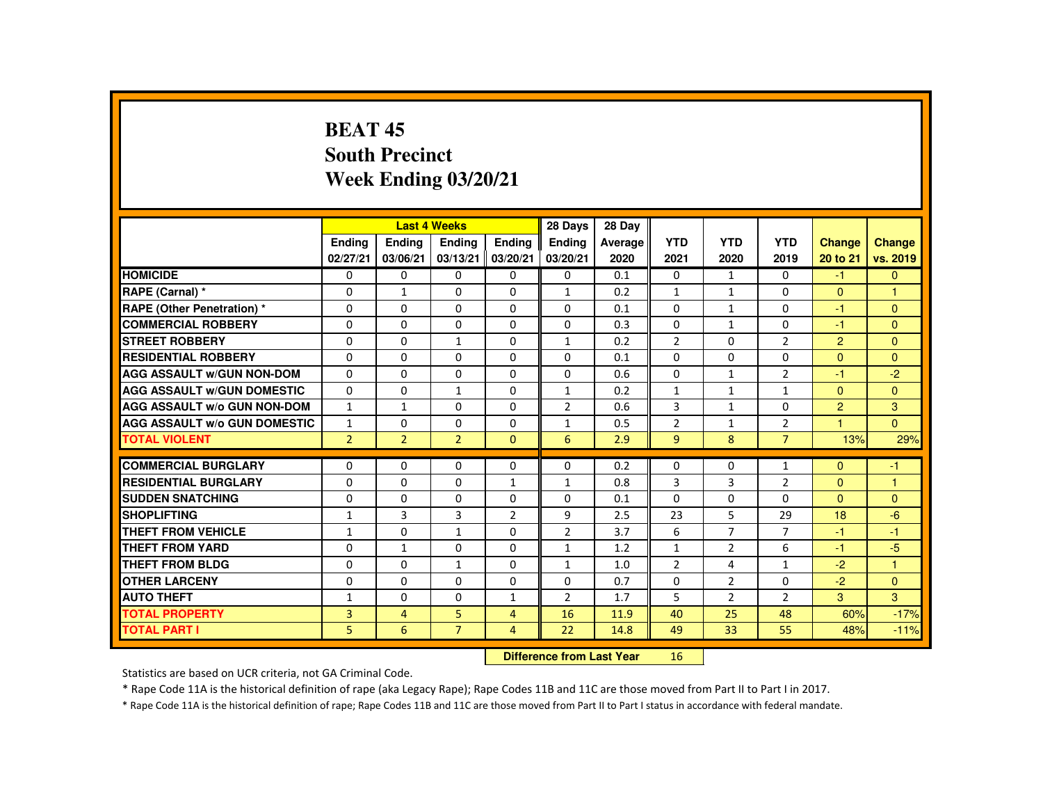# BEAT 45
# South Precinct
# Week Ending 03/20/21

| | Last 4 Weeks | | | | 28 Days | 28 Day | | | | | |
|---|---|---|---|---|---|---|---|---|---|---|---|
| | Ending 02/27/21 | Ending 03/06/21 | Ending 03/13/21 | Ending 03/20/21 | Ending 03/20/21 | Average 2020 | YTD 2021 | YTD 2020 | YTD 2019 | Change 20 to 21 | Change vs. 2019 |
| **HOMICIDE** | 0 | 0 | 0 | 0 | 0 | 0.1 | 0 | 1 | 0 | -1 | 0 |
| **RAPE (Carnal) *** | 0 | 1 | 0 | 0 | 1 | 0.2 | 1 | 1 | 0 | 0 | 1 |
| **RAPE (Other Penetration) *** | 0 | 0 | 0 | 0 | 0 | 0.1 | 0 | 1 | 0 | -1 | 0 |
| **COMMERCIAL ROBBERY** | 0 | 0 | 0 | 0 | 0 | 0.3 | 0 | 1 | 0 | -1 | 0 |
| **STREET ROBBERY** | 0 | 0 | 1 | 0 | 1 | 0.2 | 2 | 0 | 2 | 2 | 0 |
| **RESIDENTIAL ROBBERY** | 0 | 0 | 0 | 0 | 0 | 0.1 | 0 | 0 | 0 | 0 | 0 |
| **AGG ASSAULT w/GUN NON-DOM** | 0 | 0 | 0 | 0 | 0 | 0.6 | 0 | 1 | 2 | -1 | -2 |
| **AGG ASSAULT w/GUN DOMESTIC** | 0 | 0 | 1 | 0 | 1 | 0.2 | 1 | 1 | 1 | 0 | 0 |
| **AGG ASSAULT w/o GUN NON-DOM** | 1 | 1 | 0 | 0 | 2 | 0.6 | 3 | 1 | 0 | 2 | 3 |
| **AGG ASSAULT w/o GUN DOMESTIC** | 1 | 0 | 0 | 0 | 1 | 0.5 | 2 | 1 | 2 | 1 | 0 |
| **TOTAL VIOLENT** | 2 | 2 | 2 | 0 | 6 | 2.9 | 9 | 8 | 7 | 13% | 29% |
| **COMMERCIAL BURGLARY** | 0 | 0 | 0 | 0 | 0 | 0.2 | 0 | 0 | 1 | 0 | -1 |
| **RESIDENTIAL BURGLARY** | 0 | 0 | 0 | 1 | 1 | 0.8 | 3 | 3 | 2 | 0 | 1 |
| **SUDDEN SNATCHING** | 0 | 0 | 0 | 0 | 0 | 0.1 | 0 | 0 | 0 | 0 | 0 |
| **SHOPLIFTING** | 1 | 3 | 3 | 2 | 9 | 2.5 | 23 | 5 | 29 | 18 | -6 |
| **THEFT FROM VEHICLE** | 1 | 0 | 1 | 0 | 2 | 3.7 | 6 | 7 | 7 | -1 | -1 |
| **THEFT FROM YARD** | 0 | 1 | 0 | 0 | 1 | 1.2 | 1 | 2 | 6 | -1 | -5 |
| **THEFT FROM BLDG** | 0 | 0 | 1 | 0 | 1 | 1.0 | 2 | 4 | 1 | -2 | 1 |
| **OTHER LARCENY** | 0 | 0 | 0 | 0 | 0 | 0.7 | 0 | 2 | 0 | -2 | 0 |
| **AUTO THEFT** | 1 | 0 | 0 | 1 | 2 | 1.7 | 5 | 2 | 2 | 3 | 3 |
| **TOTAL PROPERTY** | 3 | 4 | 5 | 4 | 16 | 11.9 | 40 | 25 | 48 | 60% | -17% |
| **TOTAL PART I** | 5 | 6 | 7 | 4 | 22 | 14.8 | 49 | 33 | 55 | 48% | -11% |

**Difference from Last Year** 16

Statistics are based on UCR criteria, not GA Criminal Code.

* Rape Code 11A is the historical definition of rape (aka Legacy Rape); Rape Codes 11B and 11C are those moved from Part II to Part I in 2017.

* Rape Code 11A is the historical definition of rape; Rape Codes 11B and 11C are those moved from Part II to Part I status in accordance with federal mandate.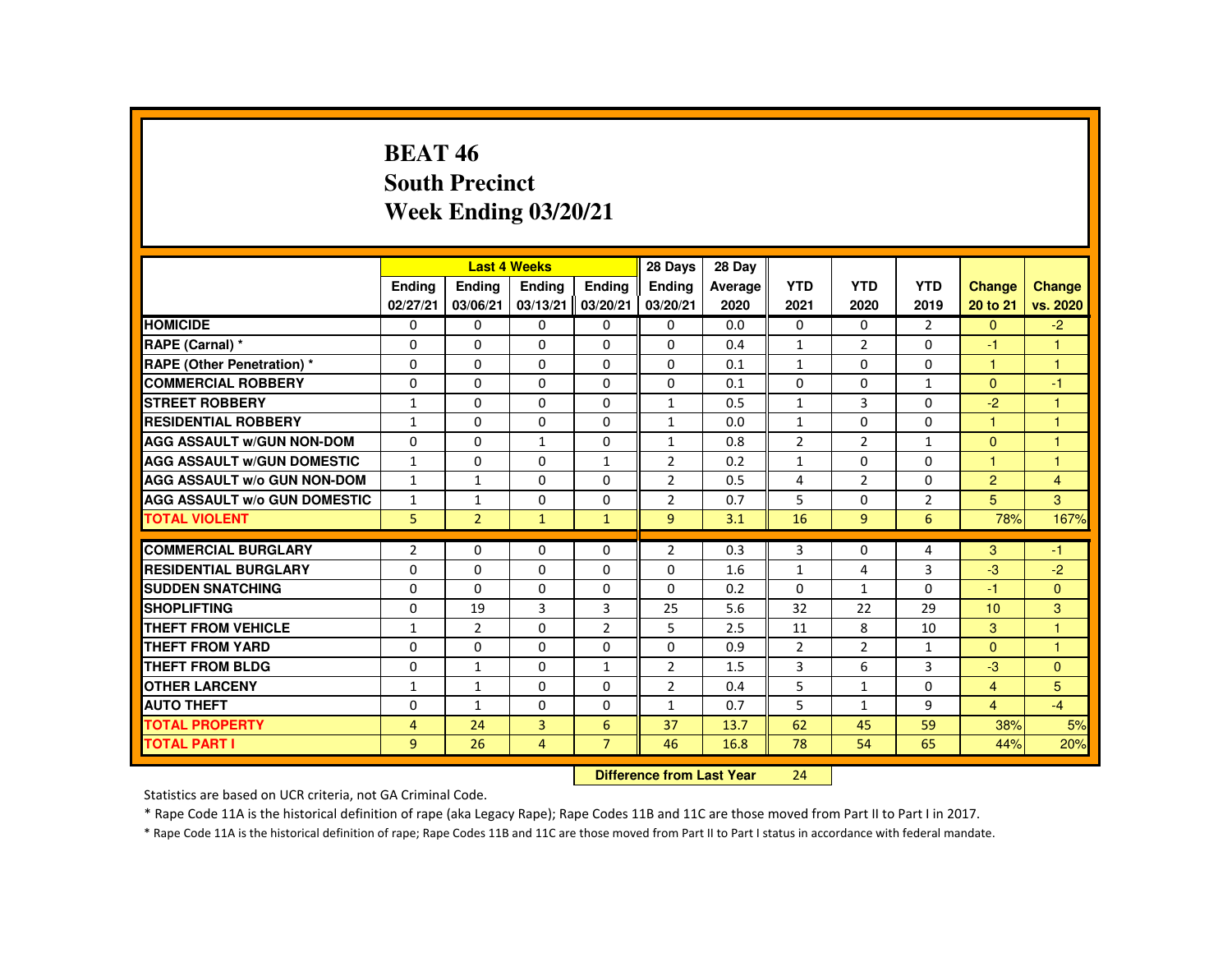# BEAT 46
## South Precinct
## Week Ending 03/20/21

| | Last 4 Weeks | | | | 28 Days | 28 Day | | | | | |
|---|---|---|---|---|---|---|---|---|---|---|---|
| | Ending 02/27/21 | Ending 03/06/21 | Ending 03/13/21 | Ending 03/20/21 | Ending 03/20/21 | Average 2020 | YTD 2021 | YTD 2020 | YTD 2019 | Change 20 to 21 | Change vs. 2020 |
| HOMICIDE | 0 | 0 | 0 | 0 | 0 | 0.0 | 0 | 0 | 2 | 0 | -2 |
| RAPE (Carnal) * | 0 | 0 | 0 | 0 | 0 | 0.4 | 1 | 2 | 0 | -1 | 1 |
| RAPE (Other Penetration) * | 0 | 0 | 0 | 0 | 0 | 0.1 | 1 | 0 | 0 | 1 | 1 |
| COMMERCIAL ROBBERY | 0 | 0 | 0 | 0 | 0 | 0.1 | 0 | 0 | 1 | 0 | -1 |
| STREET ROBBERY | 1 | 0 | 0 | 0 | 1 | 0.5 | 1 | 3 | 0 | -2 | 1 |
| RESIDENTIAL ROBBERY | 1 | 0 | 0 | 0 | 1 | 0.0 | 1 | 0 | 0 | 1 | 1 |
| AGG ASSAULT w/GUN NON-DOM | 0 | 0 | 1 | 0 | 1 | 0.8 | 2 | 2 | 1 | 0 | 1 |
| AGG ASSAULT w/GUN DOMESTIC | 1 | 0 | 0 | 1 | 2 | 0.2 | 1 | 0 | 0 | 1 | 1 |
| AGG ASSAULT w/o GUN NON-DOM | 1 | 1 | 0 | 0 | 2 | 0.5 | 4 | 2 | 0 | 2 | 4 |
| AGG ASSAULT w/o GUN DOMESTIC | 1 | 1 | 0 | 0 | 2 | 0.7 | 5 | 0 | 2 | 5 | 3 |
| TOTAL VIOLENT | 5 | 2 | 1 | 1 | 9 | 3.1 | 16 | 9 | 6 | 78% | 167% |
| COMMERCIAL BURGLARY | 2 | 0 | 0 | 0 | 2 | 0.3 | 3 | 0 | 4 | 3 | -1 |
| RESIDENTIAL BURGLARY | 0 | 0 | 0 | 0 | 0 | 1.6 | 1 | 4 | 3 | -3 | -2 |
| SUDDEN SNATCHING | 0 | 0 | 0 | 0 | 0 | 0.2 | 0 | 1 | 0 | -1 | 0 |
| SHOPLIFTING | 0 | 19 | 3 | 3 | 25 | 5.6 | 32 | 22 | 29 | 10 | 3 |
| THEFT FROM VEHICLE | 1 | 2 | 0 | 2 | 5 | 2.5 | 11 | 8 | 10 | 3 | 1 |
| THEFT FROM YARD | 0 | 0 | 0 | 0 | 0 | 0.9 | 2 | 2 | 1 | 0 | 1 |
| THEFT FROM BLDG | 0 | 1 | 0 | 1 | 2 | 1.5 | 3 | 6 | 3 | -3 | 0 |
| OTHER LARCENY | 1 | 1 | 0 | 0 | 2 | 0.4 | 5 | 1 | 0 | 4 | 5 |
| AUTO THEFT | 0 | 1 | 0 | 0 | 1 | 0.7 | 5 | 1 | 9 | 4 | -4 |
| TOTAL PROPERTY | 4 | 24 | 3 | 6 | 37 | 13.7 | 62 | 45 | 59 | 38% | 5% |
| TOTAL PART I | 9 | 26 | 4 | 7 | 46 | 16.8 | 78 | 54 | 65 | 44% | 20% |

**Difference from Last Year** 24

Statistics are based on UCR criteria, not GA Criminal Code.

* Rape Code 11A is the historical definition of rape (aka Legacy Rape); Rape Codes 11B and 11C are those moved from Part II to Part I in 2017.

* Rape Code 11A is the historical definition of rape; Rape Codes 11B and 11C are those moved from Part II to Part I status in accordance with federal mandate.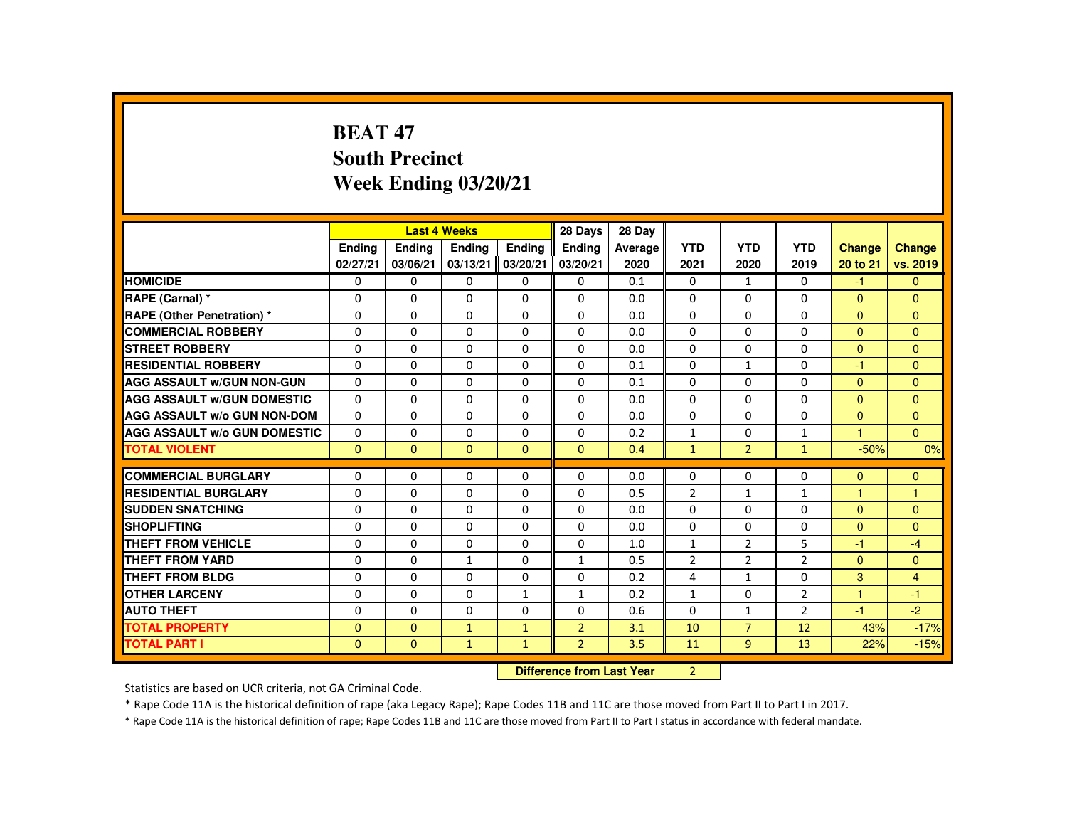# BEAT 47
# South Precinct
# Week Ending 03/20/21

| | Last 4 Weeks | | | | 28 Days | 28 Day | YTD | YTD | YTD | Change | Change |
|---|---|---|---|---|---|---|---|---|---|---|---|
| | Ending 02/27/21 | Ending 03/06/21 | Ending 03/13/21 | Ending 03/20/21 | Ending 03/20/21 | Average 2020 | YTD 2021 | YTD 2020 | YTD 2019 | Change 20 to 21 | Change vs. 2019 |
| **HOMICIDE** | 0 | 0 | 0 | 0 | 0 | 0.1 | 0 | 1 | 0 | -1 | 0 |
| **RAPE (Carnal) *** | 0 | 0 | 0 | 0 | 0 | 0.0 | 0 | 0 | 0 | 0 | 0 |
| **RAPE (Other Penetration) *** | 0 | 0 | 0 | 0 | 0 | 0.0 | 0 | 0 | 0 | 0 | 0 |
| **COMMERCIAL ROBBERY** | 0 | 0 | 0 | 0 | 0 | 0.0 | 0 | 0 | 0 | 0 | 0 |
| **STREET ROBBERY** | 0 | 0 | 0 | 0 | 0 | 0.0 | 0 | 0 | 0 | 0 | 0 |
| **RESIDENTIAL ROBBERY** | 0 | 0 | 0 | 0 | 0 | 0.1 | 0 | 1 | 0 | -1 | 0 |
| **AGG ASSAULT w/GUN NON-GUN** | 0 | 0 | 0 | 0 | 0 | 0.1 | 0 | 0 | 0 | 0 | 0 |
| **AGG ASSAULT w/GUN DOMESTIC** | 0 | 0 | 0 | 0 | 0 | 0.0 | 0 | 0 | 0 | 0 | 0 |
| **AGG ASSAULT w/o GUN NON-DOM** | 0 | 0 | 0 | 0 | 0 | 0.0 | 0 | 0 | 0 | 0 | 0 |
| **AGG ASSAULT w/o GUN DOMESTIC** | 0 | 0 | 0 | 0 | 0 | 0.2 | 1 | 0 | 1 | 1 | 0 |
| **TOTAL VIOLENT** | 0 | 0 | 0 | 0 | 0 | 0.4 | 1 | 2 | 1 | -50% | 0% |
| **COMMERCIAL BURGLARY** | 0 | 0 | 0 | 0 | 0 | 0.0 | 0 | 0 | 0 | 0 | 0 |
| **RESIDENTIAL BURGLARY** | 0 | 0 | 0 | 0 | 0 | 0.5 | 2 | 1 | 1 | 1 | 1 |
| **SUDDEN SNATCHING** | 0 | 0 | 0 | 0 | 0 | 0.0 | 0 | 0 | 0 | 0 | 0 |
| **SHOPLIFTING** | 0 | 0 | 0 | 0 | 0 | 0.0 | 0 | 0 | 0 | 0 | 0 |
| **THEFT FROM VEHICLE** | 0 | 0 | 0 | 0 | 0 | 1.0 | 1 | 2 | 5 | -1 | -4 |
| **THEFT FROM YARD** | 0 | 0 | 1 | 0 | 1 | 0.5 | 2 | 2 | 2 | 0 | 0 |
| **THEFT FROM BLDG** | 0 | 0 | 0 | 0 | 0 | 0.2 | 4 | 1 | 0 | 3 | 4 |
| **OTHER LARCENY** | 0 | 0 | 0 | 1 | 1 | 0.2 | 1 | 0 | 2 | 1 | -1 |
| **AUTO THEFT** | 0 | 0 | 0 | 0 | 0 | 0.6 | 0 | 1 | 2 | -1 | -2 |
| **TOTAL PROPERTY** | 0 | 0 | 1 | 1 | 2 | 3.1 | 10 | 7 | 12 | 43% | -17% |
| **TOTAL PART I** | 0 | 0 | 1 | 1 | 2 | 3.5 | 11 | 9 | 13 | 22% | -15% |

**Difference from Last Year** 2

Statistics are based on UCR criteria, not GA Criminal Code.

* Rape Code 11A is the historical definition of rape (aka Legacy Rape); Rape Codes 11B and 11C are those moved from Part II to Part I in 2017.

* Rape Code 11A is the historical definition of rape; Rape Codes 11B and 11C are those moved from Part II to Part I status in accordance with federal mandate.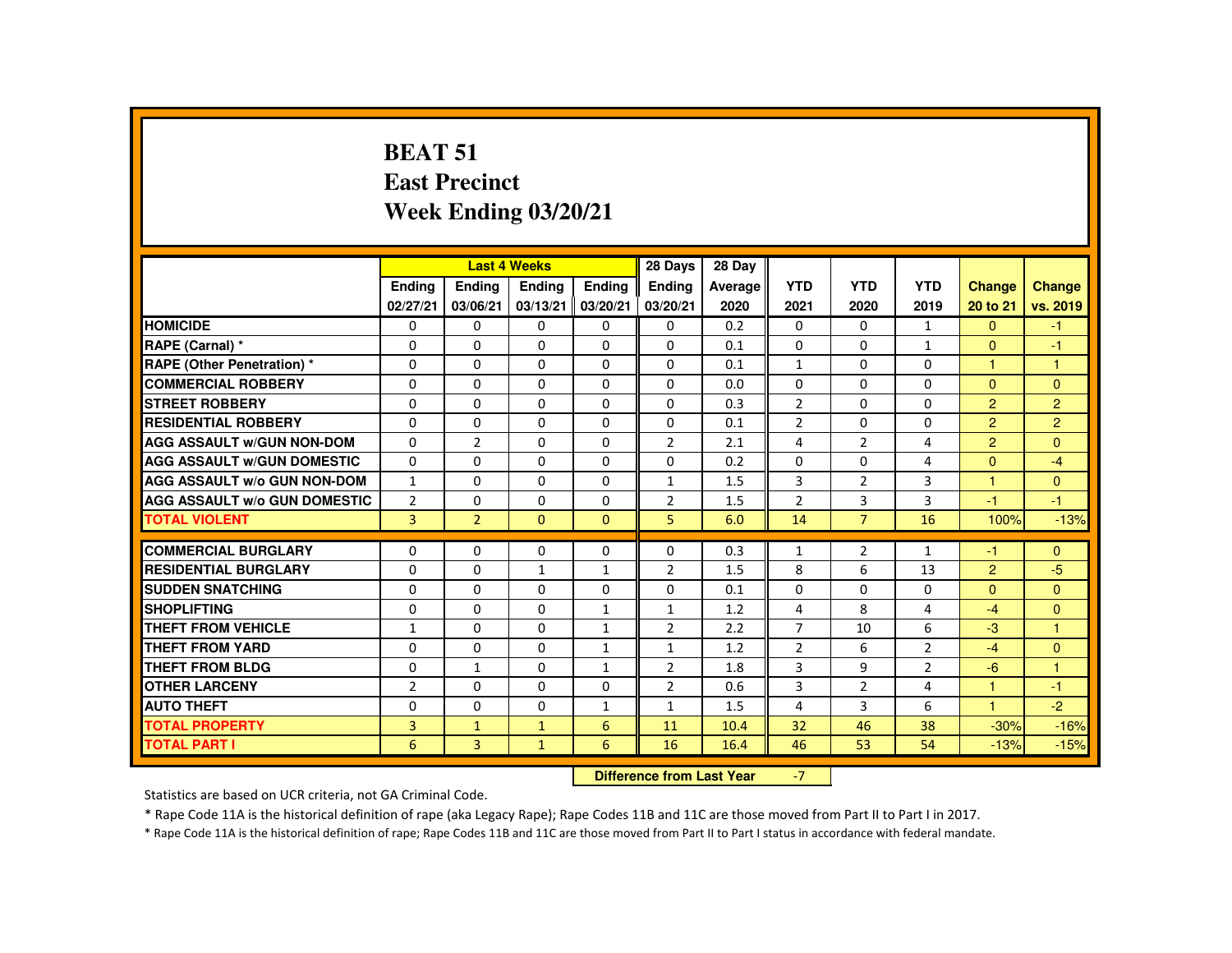# BEAT 51
## East Precinct
## Week Ending 03/20/21

| | Last 4 Weeks | | | | 28 Days | 28 Day | | | | | |
|---|---|---|---|---|---|---|---|---|---|---|---|
| | Ending 02/27/21 | Ending 03/06/21 | Ending 03/13/21 | Ending 03/20/21 | Ending 03/20/21 | Average 2020 | YTD 2021 | YTD 2020 | YTD 2019 | Change 20 to 21 | Change vs. 2019 |
| HOMICIDE | 0 | 0 | 0 | 0 | 0 | 0.2 | 0 | 0 | 1 | 0 | -1 |
| RAPE (Carnal) * | 0 | 0 | 0 | 0 | 0 | 0.1 | 0 | 0 | 1 | 0 | -1 |
| RAPE (Other Penetration) * | 0 | 0 | 0 | 0 | 0 | 0.1 | 1 | 0 | 0 | 1 | 1 |
| COMMERCIAL ROBBERY | 0 | 0 | 0 | 0 | 0 | 0.0 | 0 | 0 | 0 | 0 | 0 |
| STREET ROBBERY | 0 | 0 | 0 | 0 | 0 | 0.3 | 2 | 0 | 0 | 2 | 2 |
| RESIDENTIAL ROBBERY | 0 | 0 | 0 | 0 | 0 | 0.1 | 2 | 0 | 0 | 2 | 2 |
| AGG ASSAULT w/GUN NON-DOM | 0 | 2 | 0 | 0 | 2 | 2.1 | 4 | 2 | 4 | 2 | 0 |
| AGG ASSAULT w/GUN DOMESTIC | 0 | 0 | 0 | 0 | 0 | 0.2 | 0 | 0 | 4 | 0 | -4 |
| AGG ASSAULT w/o GUN NON-DOM | 1 | 0 | 0 | 0 | 1 | 1.5 | 3 | 2 | 3 | 1 | 0 |
| AGG ASSAULT w/o GUN DOMESTIC | 2 | 0 | 0 | 0 | 2 | 1.5 | 2 | 3 | 3 | -1 | -1 |
| TOTAL VIOLENT | 3 | 2 | 0 | 0 | 5 | 6.0 | 14 | 7 | 16 | 100% | -13% |
| COMMERCIAL BURGLARY | 0 | 0 | 0 | 0 | 0 | 0.3 | 1 | 2 | 1 | -1 | 0 |
| RESIDENTIAL BURGLARY | 0 | 0 | 1 | 1 | 2 | 1.5 | 8 | 6 | 13 | 2 | -5 |
| SUDDEN SNATCHING | 0 | 0 | 0 | 0 | 0 | 0.1 | 0 | 0 | 0 | 0 | 0 |
| SHOPLIFTING | 0 | 0 | 0 | 1 | 1 | 1.2 | 4 | 8 | 4 | -4 | 0 |
| THEFT FROM VEHICLE | 1 | 0 | 0 | 1 | 2 | 2.2 | 7 | 10 | 6 | -3 | 1 |
| THEFT FROM YARD | 0 | 0 | 0 | 1 | 1 | 1.2 | 2 | 6 | 2 | -4 | 0 |
| THEFT FROM BLDG | 0 | 1 | 0 | 1 | 2 | 1.8 | 3 | 9 | 2 | -6 | 1 |
| OTHER LARCENY | 2 | 0 | 0 | 0 | 2 | 0.6 | 3 | 2 | 4 | 1 | -1 |
| AUTO THEFT | 0 | 0 | 0 | 1 | 1 | 1.5 | 4 | 3 | 6 | 1 | -2 |
| TOTAL PROPERTY | 3 | 1 | 1 | 6 | 11 | 10.4 | 32 | 46 | 38 | -30% | -16% |
| TOTAL PART I | 6 | 3 | 1 | 6 | 16 | 16.4 | 46 | 53 | 54 | -13% | -15% |

**Difference from Last Year** -7

Statistics are based on UCR criteria, not GA Criminal Code.

* Rape Code 11A is the historical definition of rape (aka Legacy Rape); Rape Codes 11B and 11C are those moved from Part II to Part I in 2017.

* Rape Code 11A is the historical definition of rape; Rape Codes 11B and 11C are those moved from Part II to Part I status in accordance with federal mandate.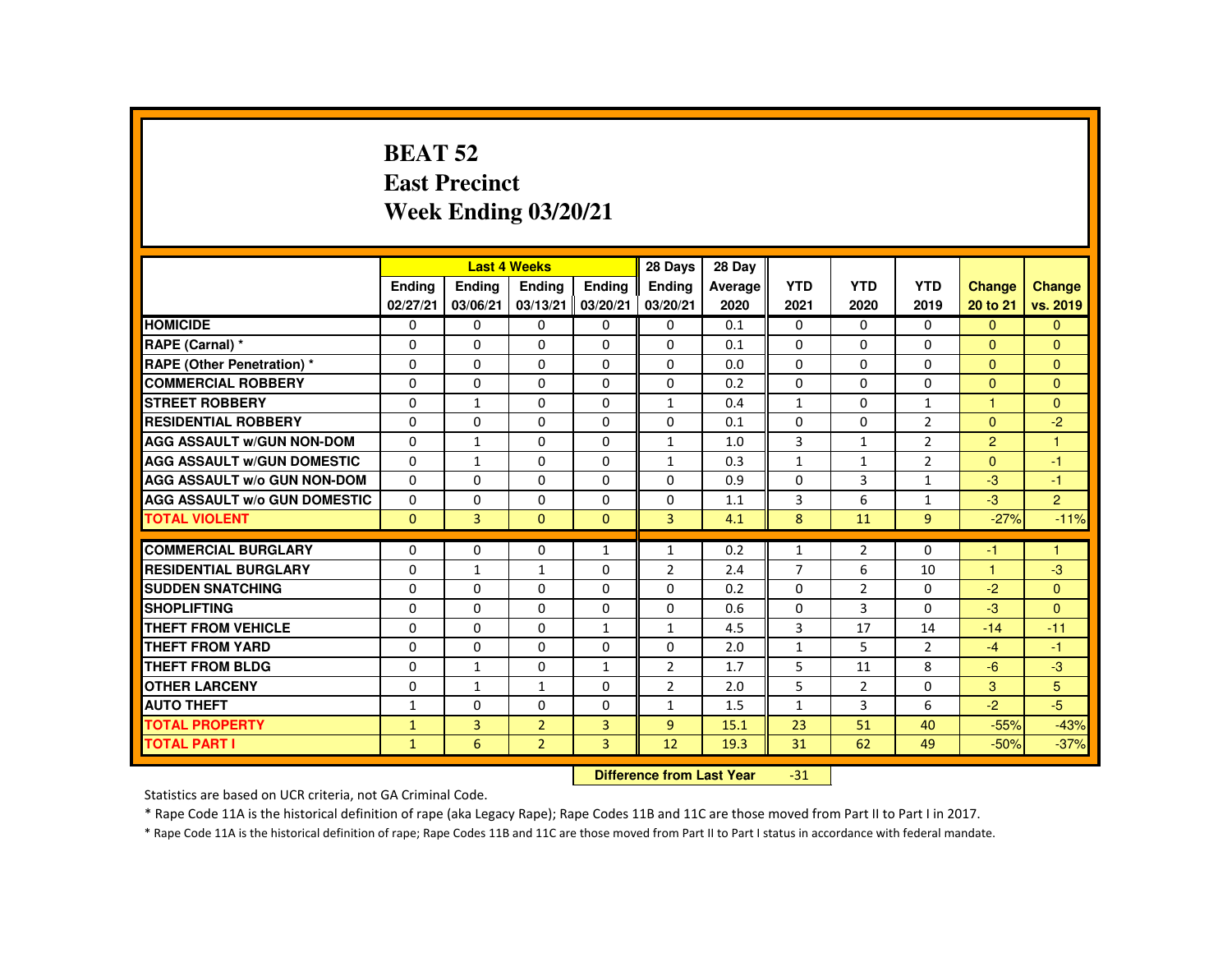# BEAT 52
# East Precinct
# Week Ending 03/20/21

| | Last 4 Weeks | | | | 28 Days | 28 Day | | | | | |
|---|---|---|---|---|---|---|---|---|---|---|---|
| | Ending 02/27/21 | Ending 03/06/21 | Ending 03/13/21 | Ending 03/20/21 | Ending 03/20/21 | Average 2020 | YTD 2021 | YTD 2020 | YTD 2019 | Change 20 to 21 | Change vs. 2019 |
| HOMICIDE | 0 | 0 | 0 | 0 | 0 | 0.1 | 0 | 0 | 0 | 0 | 0 |
| RAPE (Carnal) * | 0 | 0 | 0 | 0 | 0 | 0.1 | 0 | 0 | 0 | 0 | 0 |
| RAPE (Other Penetration) * | 0 | 0 | 0 | 0 | 0 | 0.0 | 0 | 0 | 0 | 0 | 0 |
| COMMERCIAL ROBBERY | 0 | 0 | 0 | 0 | 0 | 0.2 | 0 | 0 | 0 | 0 | 0 |
| STREET ROBBERY | 0 | 1 | 0 | 0 | 1 | 0.4 | 1 | 0 | 1 | 1 | 0 |
| RESIDENTIAL ROBBERY | 0 | 0 | 0 | 0 | 0 | 0.1 | 0 | 0 | 2 | 0 | -2 |
| AGG ASSAULT w/GUN NON-DOM | 0 | 1 | 0 | 0 | 1 | 1.0 | 3 | 1 | 2 | 2 | 1 |
| AGG ASSAULT w/GUN DOMESTIC | 0 | 1 | 0 | 0 | 1 | 0.3 | 1 | 1 | 2 | 0 | -1 |
| AGG ASSAULT w/o GUN NON-DOM | 0 | 0 | 0 | 0 | 0 | 0.9 | 0 | 3 | 1 | -3 | -1 |
| AGG ASSAULT w/o GUN DOMESTIC | 0 | 0 | 0 | 0 | 0 | 1.1 | 3 | 6 | 1 | -3 | 2 |
| TOTAL VIOLENT | 0 | 3 | 0 | 0 | 3 | 4.1 | 8 | 11 | 9 | -27% | -11% |
| COMMERCIAL BURGLARY | 0 | 0 | 0 | 1 | 1 | 0.2 | 1 | 2 | 0 | -1 | 1 |
| RESIDENTIAL BURGLARY | 0 | 1 | 1 | 0 | 2 | 2.4 | 7 | 6 | 10 | 1 | -3 |
| SUDDEN SNATCHING | 0 | 0 | 0 | 0 | 0 | 0.2 | 0 | 2 | 0 | -2 | 0 |
| SHOPLIFTING | 0 | 0 | 0 | 0 | 0 | 0.6 | 0 | 3 | 0 | -3 | 0 |
| THEFT FROM VEHICLE | 0 | 0 | 0 | 1 | 1 | 4.5 | 3 | 17 | 14 | -14 | -11 |
| THEFT FROM YARD | 0 | 0 | 0 | 0 | 0 | 2.0 | 1 | 5 | 2 | -4 | -1 |
| THEFT FROM BLDG | 0 | 1 | 0 | 1 | 2 | 1.7 | 5 | 11 | 8 | -6 | -3 |
| OTHER LARCENY | 0 | 1 | 1 | 0 | 2 | 2.0 | 5 | 2 | 0 | 3 | 5 |
| AUTO THEFT | 1 | 0 | 0 | 0 | 1 | 1.5 | 1 | 3 | 6 | -2 | -5 |
| TOTAL PROPERTY | 1 | 3 | 2 | 3 | 9 | 15.1 | 23 | 51 | 40 | -55% | -43% |
| TOTAL PART I | 1 | 6 | 2 | 3 | 12 | 19.3 | 31 | 62 | 49 | -50% | -37% |

**Difference from Last Year** -31

Statistics are based on UCR criteria, not GA Criminal Code.

* Rape Code 11A is the historical definition of rape (aka Legacy Rape); Rape Codes 11B and 11C are those moved from Part II to Part I in 2017.

* Rape Code 11A is the historical definition of rape; Rape Codes 11B and 11C are those moved from Part II to Part I status in accordance with federal mandate.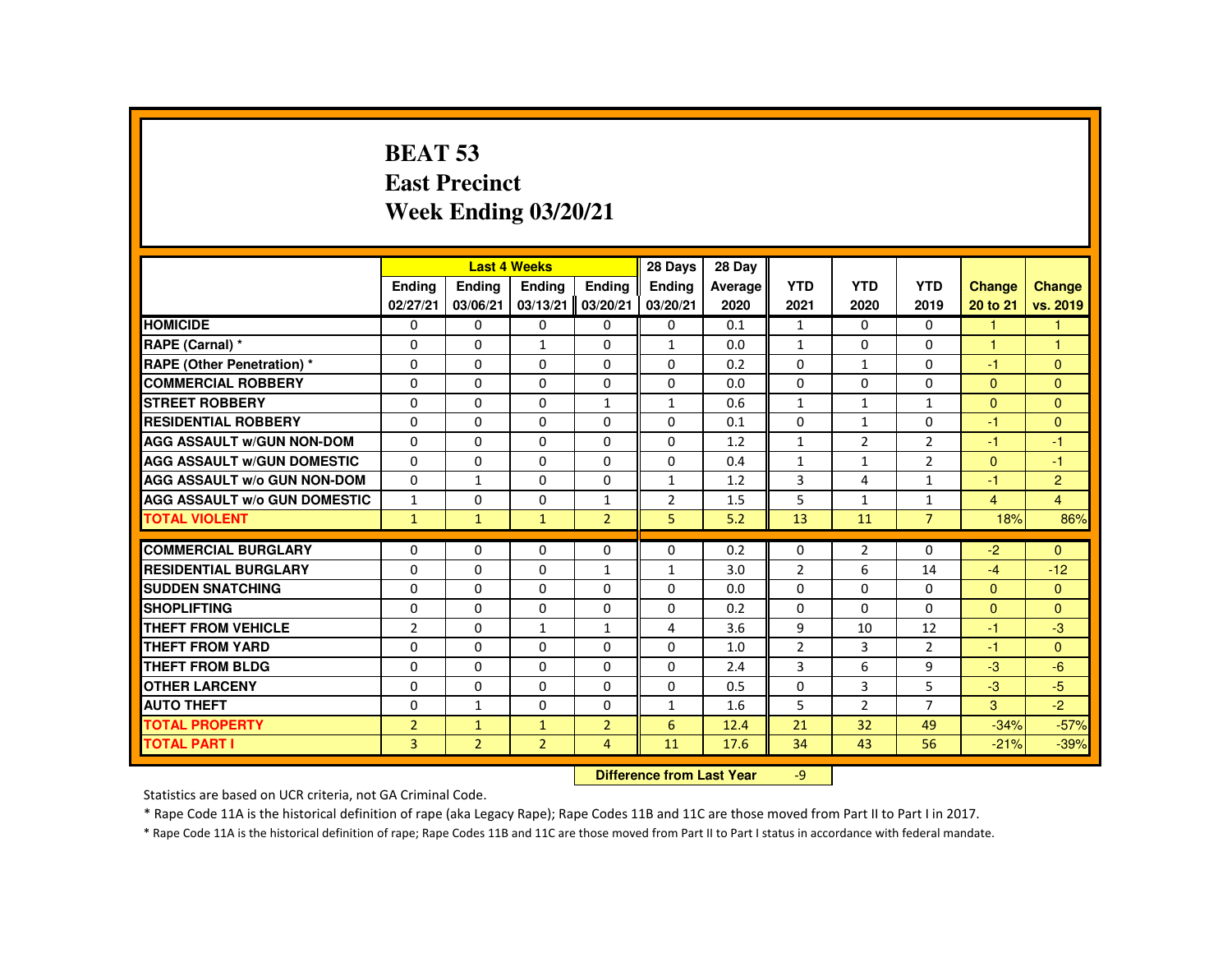# BEAT 53
## East Precinct
## Week Ending 03/20/21

| | Last 4 Weeks | | | | 28 Days | 28 Day | | | | | |
|---|---|---|---|---|---|---|---|---|---|---|---|
| | Ending 02/27/21 | Ending 03/06/21 | Ending 03/13/21 | Ending 03/20/21 | Ending 03/20/21 | Average 2020 | YTD 2021 | YTD 2020 | YTD 2019 | Change 20 to 21 | Change vs. 2019 |
| HOMICIDE | 0 | 0 | 0 | 0 | 0 | 0.1 | 1 | 0 | 0 | 1 | 1 |
| RAPE (Carnal) * | 0 | 0 | 1 | 0 | 1 | 0.0 | 1 | 0 | 0 | 1 | 1 |
| RAPE (Other Penetration) * | 0 | 0 | 0 | 0 | 0 | 0.2 | 0 | 1 | 0 | -1 | 0 |
| COMMERCIAL ROBBERY | 0 | 0 | 0 | 0 | 0 | 0.0 | 0 | 0 | 0 | 0 | 0 |
| STREET ROBBERY | 0 | 0 | 0 | 1 | 1 | 0.6 | 1 | 1 | 1 | 0 | 0 |
| RESIDENTIAL ROBBERY | 0 | 0 | 0 | 0 | 0 | 0.1 | 0 | 1 | 0 | -1 | 0 |
| AGG ASSAULT w/GUN NON-DOM | 0 | 0 | 0 | 0 | 0 | 1.2 | 1 | 2 | 2 | -1 | -1 |
| AGG ASSAULT w/GUN DOMESTIC | 0 | 0 | 0 | 0 | 0 | 0.4 | 1 | 1 | 2 | 0 | -1 |
| AGG ASSAULT w/o GUN NON-DOM | 0 | 1 | 0 | 0 | 1 | 1.2 | 3 | 4 | 1 | -1 | 2 |
| AGG ASSAULT w/o GUN DOMESTIC | 1 | 0 | 0 | 1 | 2 | 1.5 | 5 | 1 | 1 | 4 | 4 |
| TOTAL VIOLENT | 1 | 1 | 1 | 2 | 5 | 5.2 | 13 | 11 | 7 | 18% | 86% |
| COMMERCIAL BURGLARY | 0 | 0 | 0 | 0 | 0 | 0.2 | 0 | 2 | 0 | -2 | 0 |
| RESIDENTIAL BURGLARY | 0 | 0 | 0 | 1 | 1 | 3.0 | 2 | 6 | 14 | -4 | -12 |
| SUDDEN SNATCHING | 0 | 0 | 0 | 0 | 0 | 0.0 | 0 | 0 | 0 | 0 | 0 |
| SHOPLIFTING | 0 | 0 | 0 | 0 | 0 | 0.2 | 0 | 0 | 0 | 0 | 0 |
| THEFT FROM VEHICLE | 2 | 0 | 1 | 1 | 4 | 3.6 | 9 | 10 | 12 | -1 | -3 |
| THEFT FROM YARD | 0 | 0 | 0 | 0 | 0 | 1.0 | 2 | 3 | 2 | -1 | 0 |
| THEFT FROM BLDG | 0 | 0 | 0 | 0 | 0 | 2.4 | 3 | 6 | 9 | -3 | -6 |
| OTHER LARCENY | 0 | 0 | 0 | 0 | 0 | 0.5 | 0 | 3 | 5 | -3 | -5 |
| AUTO THEFT | 0 | 1 | 0 | 0 | 1 | 1.6 | 5 | 2 | 7 | 3 | -2 |
| TOTAL PROPERTY | 2 | 1 | 1 | 2 | 6 | 12.4 | 21 | 32 | 49 | -34% | -57% |
| TOTAL PART I | 3 | 2 | 2 | 4 | 11 | 17.6 | 34 | 43 | 56 | -21% | -39% |

**Difference from Last Year** -9

Statistics are based on UCR criteria, not GA Criminal Code.

* Rape Code 11A is the historical definition of rape (aka Legacy Rape); Rape Codes 11B and 11C are those moved from Part II to Part I in 2017.

* Rape Code 11A is the historical definition of rape; Rape Codes 11B and 11C are those moved from Part II to Part I status in accordance with federal mandate.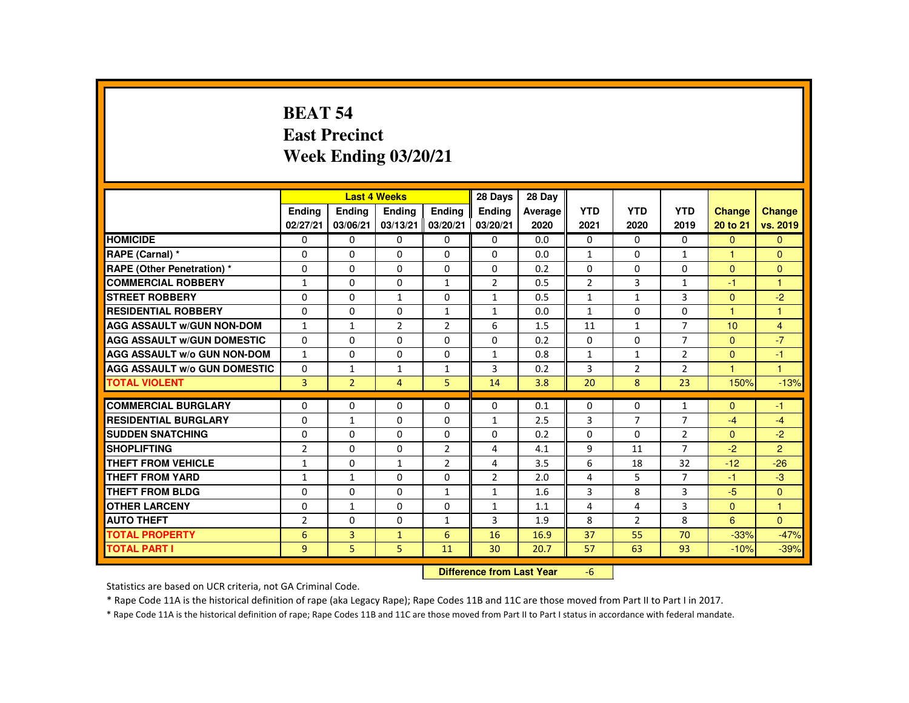# BEAT 54
## East Precinct
## Week Ending 03/20/21

| | Last 4 Weeks | | | | 28 Days | 28 Day | | | | | |
|---|---|---|---|---|---|---|---|---|---|---|---|
| | Ending 02/27/21 | Ending 03/06/21 | Ending 03/13/21 | Ending 03/20/21 | Ending 03/20/21 | Average 2020 | YTD 2021 | YTD 2020 | YTD 2019 | Change 20 to 21 | Change vs. 2019 |
| **HOMICIDE** | 0 | 0 | 0 | 0 | 0 | 0.0 | 0 | 0 | 0 | 0 | 0 |
| **RAPE (Carnal) *** | 0 | 0 | 0 | 0 | 0 | 0.0 | 1 | 0 | 1 | 1 | 0 |
| **RAPE (Other Penetration) *** | 0 | 0 | 0 | 0 | 0 | 0.2 | 0 | 0 | 0 | 0 | 0 |
| **COMMERCIAL ROBBERY** | 1 | 0 | 0 | 1 | 2 | 0.5 | 2 | 3 | 1 | -1 | 1 |
| **STREET ROBBERY** | 0 | 0 | 1 | 0 | 1 | 0.5 | 1 | 1 | 3 | 0 | -2 |
| **RESIDENTIAL ROBBERY** | 0 | 0 | 0 | 1 | 1 | 0.0 | 1 | 0 | 0 | 1 | 1 |
| **AGG ASSAULT w/GUN NON-DOM** | 1 | 1 | 2 | 2 | 6 | 1.5 | 11 | 1 | 7 | 10 | 4 |
| **AGG ASSAULT w/GUN DOMESTIC** | 0 | 0 | 0 | 0 | 0 | 0.2 | 0 | 0 | 7 | 0 | -7 |
| **AGG ASSAULT w/o GUN NON-DOM** | 1 | 0 | 0 | 0 | 1 | 0.8 | 1 | 1 | 2 | 0 | -1 |
| **AGG ASSAULT w/o GUN DOMESTIC** | 0 | 1 | 1 | 1 | 3 | 0.2 | 3 | 2 | 2 | 1 | 1 |
| **TOTAL VIOLENT** | 3 | 2 | 4 | 5 | 14 | 3.8 | 20 | 8 | 23 | 150% | -13% |
| **COMMERCIAL BURGLARY** | 0 | 0 | 0 | 0 | 0 | 0.1 | 0 | 0 | 1 | 0 | -1 |
| **RESIDENTIAL BURGLARY** | 0 | 1 | 0 | 0 | 1 | 2.5 | 3 | 7 | 7 | -4 | -4 |
| **SUDDEN SNATCHING** | 0 | 0 | 0 | 0 | 0 | 0.2 | 0 | 0 | 2 | 0 | -2 |
| **SHOPLIFTING** | 2 | 0 | 0 | 2 | 4 | 4.1 | 9 | 11 | 7 | -2 | 2 |
| **THEFT FROM VEHICLE** | 1 | 0 | 1 | 2 | 4 | 3.5 | 6 | 18 | 32 | -12 | -26 |
| **THEFT FROM YARD** | 1 | 1 | 0 | 0 | 2 | 2.0 | 4 | 5 | 7 | -1 | -3 |
| **THEFT FROM BLDG** | 0 | 0 | 0 | 1 | 1 | 1.6 | 3 | 8 | 3 | -5 | 0 |
| **OTHER LARCENY** | 0 | 1 | 0 | 0 | 1 | 1.1 | 4 | 4 | 3 | 0 | 1 |
| **AUTO THEFT** | 2 | 0 | 0 | 1 | 3 | 1.9 | 8 | 2 | 8 | 6 | 0 |
| **TOTAL PROPERTY** | 6 | 3 | 1 | 6 | 16 | 16.9 | 37 | 55 | 70 | -33% | -47% |
| **TOTAL PART I** | 9 | 5 | 5 | 11 | 30 | 20.7 | 57 | 63 | 93 | -10% | -39% |

**Difference from Last Year** -6

Statistics are based on UCR criteria, not GA Criminal Code.

* Rape Code 11A is the historical definition of rape (aka Legacy Rape); Rape Codes 11B and 11C are those moved from Part II to Part I in 2017.

* Rape Code 11A is the historical definition of rape; Rape Codes 11B and 11C are those moved from Part II to Part I status in accordance with federal mandate.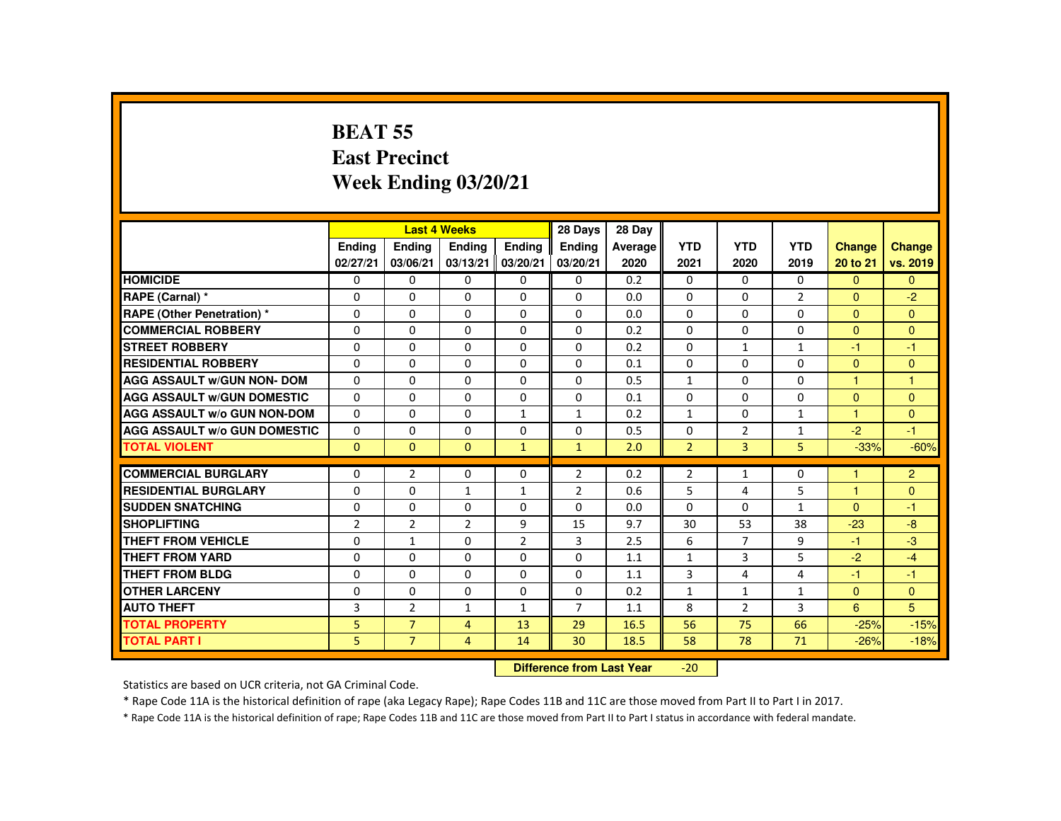# BEAT 55
## East Precinct
## Week Ending 03/20/21

| | Last 4 Weeks | | | | 28 Days | 28 Day | | | | | |
|---|---|---|---|---|---|---|---|---|---|---|---|
| | Ending 02/27/21 | Ending 03/06/21 | Ending 03/13/21 | Ending 03/20/21 | Ending 03/20/21 | Average 2020 | YTD 2021 | YTD 2020 | YTD 2019 | Change 20 to 21 | Change vs. 2019 |
| **HOMICIDE** | 0 | 0 | 0 | 0 | 0 | 0.2 | 0 | 0 | 0 | 0 | 0 |
| **RAPE (Carnal) *** | 0 | 0 | 0 | 0 | 0 | 0.0 | 0 | 0 | 2 | 0 | -2 |
| **RAPE (Other Penetration) *** | 0 | 0 | 0 | 0 | 0 | 0.0 | 0 | 0 | 0 | 0 | 0 |
| **COMMERCIAL ROBBERY** | 0 | 0 | 0 | 0 | 0 | 0.2 | 0 | 0 | 0 | 0 | 0 |
| **STREET ROBBERY** | 0 | 0 | 0 | 0 | 0 | 0.2 | 0 | 1 | 1 | -1 | -1 |
| **RESIDENTIAL ROBBERY** | 0 | 0 | 0 | 0 | 0 | 0.1 | 0 | 0 | 0 | 0 | 0 |
| **AGG ASSAULT w/GUN NON- DOM** | 0 | 0 | 0 | 0 | 0 | 0.5 | 1 | 0 | 0 | 1 | 1 |
| **AGG ASSAULT w/GUN DOMESTIC** | 0 | 0 | 0 | 0 | 0 | 0.1 | 0 | 0 | 0 | 0 | 0 |
| **AGG ASSAULT w/o GUN NON-DOM** | 0 | 0 | 0 | 1 | 1 | 0.2 | 1 | 0 | 1 | 1 | 0 |
| **AGG ASSAULT w/o GUN DOMESTIC** | 0 | 0 | 0 | 0 | 0 | 0.5 | 0 | 2 | 1 | -2 | -1 |
| **TOTAL VIOLENT** | 0 | 0 | 0 | 1 | 1 | 2.0 | 2 | 3 | 5 | -33% | -60% |
| **COMMERCIAL BURGLARY** | 0 | 2 | 0 | 0 | 2 | 0.2 | 2 | 1 | 0 | 1 | 2 |
| **RESIDENTIAL BURGLARY** | 0 | 0 | 1 | 1 | 2 | 0.6 | 5 | 4 | 5 | 1 | 0 |
| **SUDDEN SNATCHING** | 0 | 0 | 0 | 0 | 0 | 0.0 | 0 | 0 | 1 | 0 | -1 |
| **SHOPLIFTING** | 2 | 2 | 2 | 9 | 15 | 9.7 | 30 | 53 | 38 | -23 | -8 |
| **THEFT FROM VEHICLE** | 0 | 1 | 0 | 2 | 3 | 2.5 | 6 | 7 | 9 | -1 | -3 |
| **THEFT FROM YARD** | 0 | 0 | 0 | 0 | 0 | 1.1 | 1 | 3 | 5 | -2 | -4 |
| **THEFT FROM BLDG** | 0 | 0 | 0 | 0 | 0 | 1.1 | 3 | 4 | 4 | -1 | -1 |
| **OTHER LARCENY** | 0 | 0 | 0 | 0 | 0 | 0.2 | 1 | 1 | 1 | 0 | 0 |
| **AUTO THEFT** | 3 | 2 | 1 | 1 | 7 | 1.1 | 8 | 2 | 3 | 6 | 5 |
| **TOTAL PROPERTY** | 5 | 7 | 4 | 13 | 29 | 16.5 | 56 | 75 | 66 | -25% | -15% |
| **TOTAL PART I** | 5 | 7 | 4 | 14 | 30 | 18.5 | 58 | 78 | 71 | -26% | -18% |

**Difference from Last Year** -20

Statistics are based on UCR criteria, not GA Criminal Code.

* Rape Code 11A is the historical definition of rape (aka Legacy Rape); Rape Codes 11B and 11C are those moved from Part II to Part I in 2017.

* Rape Code 11A is the historical definition of rape; Rape Codes 11B and 11C are those moved from Part II to Part I status in accordance with federal mandate.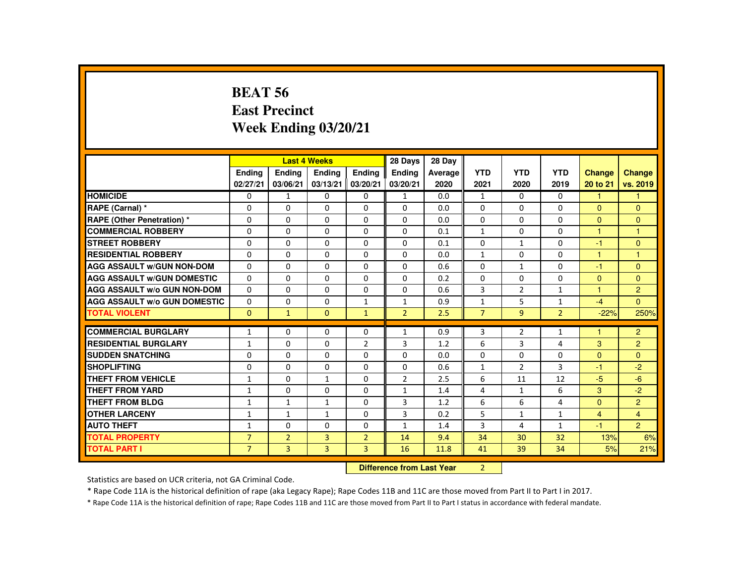# BEAT 56
## East Precinct
## Week Ending 03/20/21

| | Last 4 Weeks | | | | 28 Days | 28 Day | | | | | |
|---|---|---|---|---|---|---|---|---|---|---|---|
| | Ending 02/27/21 | Ending 03/06/21 | Ending 03/13/21 | Ending 03/20/21 | Ending 03/20/21 | Average 2020 | YTD 2021 | YTD 2020 | YTD 2019 | Change 20 to 21 | Change vs. 2019 |
| **HOMICIDE** | 0 | 1 | 0 | 0 | 1 | 0.0 | 1 | 0 | 0 | 1 | 1 |
| **RAPE (Carnal) *** | 0 | 0 | 0 | 0 | 0 | 0.0 | 0 | 0 | 0 | 0 | 0 |
| **RAPE (Other Penetration) *** | 0 | 0 | 0 | 0 | 0 | 0.0 | 0 | 0 | 0 | 0 | 0 |
| **COMMERCIAL ROBBERY** | 0 | 0 | 0 | 0 | 0 | 0.1 | 1 | 0 | 0 | 1 | 1 |
| **STREET ROBBERY** | 0 | 0 | 0 | 0 | 0 | 0.1 | 0 | 1 | 0 | -1 | 0 |
| **RESIDENTIAL ROBBERY** | 0 | 0 | 0 | 0 | 0 | 0.0 | 1 | 0 | 0 | 1 | 1 |
| **AGG ASSAULT w/GUN NON-DOM** | 0 | 0 | 0 | 0 | 0 | 0.6 | 0 | 1 | 0 | -1 | 0 |
| **AGG ASSAULT w/GUN DOMESTIC** | 0 | 0 | 0 | 0 | 0 | 0.2 | 0 | 0 | 0 | 0 | 0 |
| **AGG ASSAULT w/o GUN NON-DOM** | 0 | 0 | 0 | 0 | 0 | 0.6 | 3 | 2 | 1 | 1 | 2 |
| **AGG ASSAULT w/o GUN DOMESTIC** | 0 | 0 | 0 | 1 | 1 | 0.9 | 1 | 5 | 1 | -4 | 0 |
| **TOTAL VIOLENT** | 0 | 1 | 0 | 1 | 2 | 2.5 | 7 | 9 | 2 | -22% | 250% |
| **COMMERCIAL BURGLARY** | 1 | 0 | 0 | 0 | 1 | 0.9 | 3 | 2 | 1 | 1 | 2 |
| **RESIDENTIAL BURGLARY** | 1 | 0 | 0 | 2 | 3 | 1.2 | 6 | 3 | 4 | 3 | 2 |
| **SUDDEN SNATCHING** | 0 | 0 | 0 | 0 | 0 | 0.0 | 0 | 0 | 0 | 0 | 0 |
| **SHOPLIFTING** | 0 | 0 | 0 | 0 | 0 | 0.6 | 1 | 2 | 3 | -1 | -2 |
| **THEFT FROM VEHICLE** | 1 | 0 | 1 | 0 | 2 | 2.5 | 6 | 11 | 12 | -5 | -6 |
| **THEFT FROM YARD** | 1 | 0 | 0 | 0 | 1 | 1.4 | 4 | 1 | 6 | 3 | -2 |
| **THEFT FROM BLDG** | 1 | 1 | 1 | 0 | 3 | 1.2 | 6 | 6 | 4 | 0 | 2 |
| **OTHER LARCENY** | 1 | 1 | 1 | 0 | 3 | 0.2 | 5 | 1 | 1 | 4 | 4 |
| **AUTO THEFT** | 1 | 0 | 0 | 0 | 1 | 1.4 | 3 | 4 | 1 | -1 | 2 |
| **TOTAL PROPERTY** | 7 | 2 | 3 | 2 | 14 | 9.4 | 34 | 30 | 32 | 13% | 6% |
| **TOTAL PART I** | 7 | 3 | 3 | 3 | 16 | 11.8 | 41 | 39 | 34 | 5% | 21% |

**Difference from Last Year** 2

Statistics are based on UCR criteria, not GA Criminal Code.

* Rape Code 11A is the historical definition of rape (aka Legacy Rape); Rape Codes 11B and 11C are those moved from Part II to Part I in 2017.

* Rape Code 11A is the historical definition of rape; Rape Codes 11B and 11C are those moved from Part II to Part I status in accordance with federal mandate.